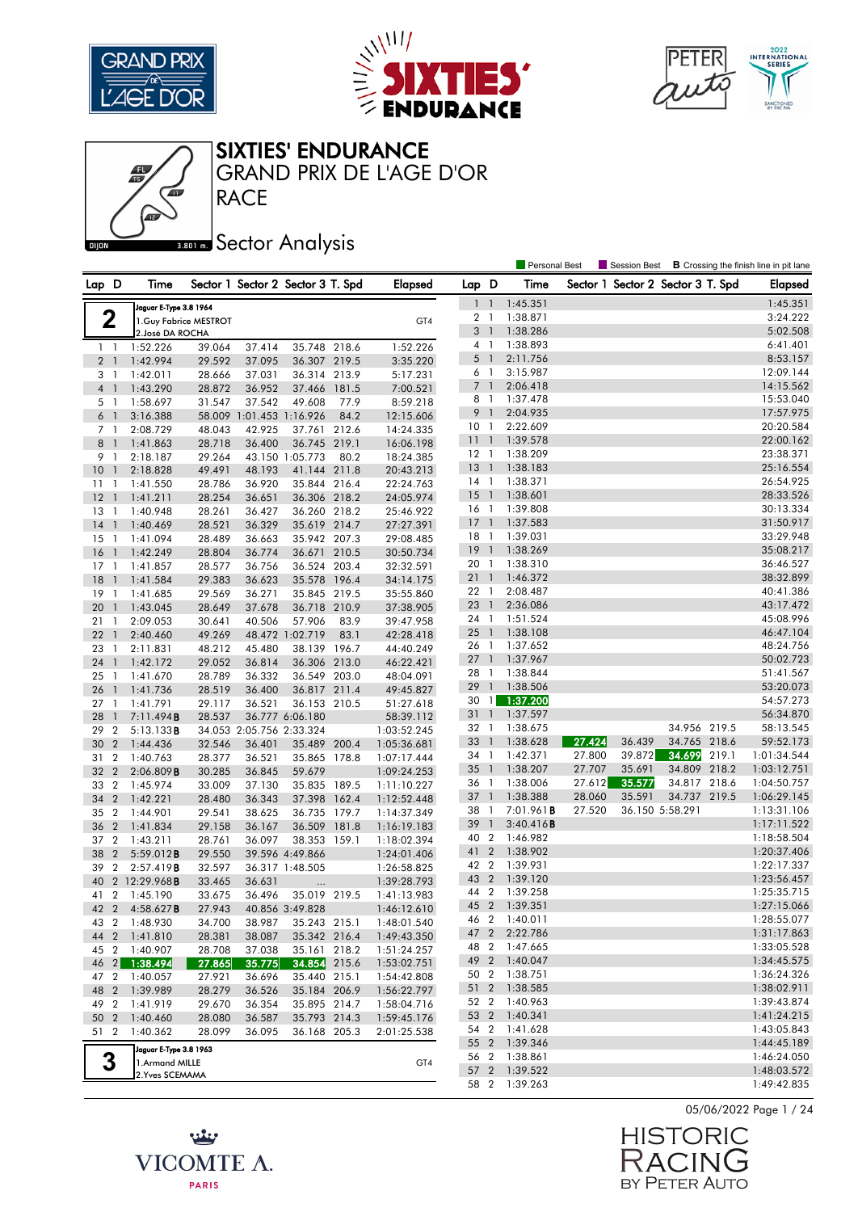# SIXTIES' ENDURANCE

## GRAND PRIX DE L'AGE D'OR

## RACE

## Sector Analysis

DIJON 3.801 m.

Personal Best | Session Best | **B** Crossing the finish line in pit lane

**2** — Jaguar E-Type 3.8 1964 — GT4
1.Guy Fabrice MESTROT
2.José DA ROCHA

| Lap | D | Time | Sector 1 | Sector 2 | Sector 3 | T. Spd | Elapsed |
|---|---|---|---|---|---|---|---|
| 1 | 1 | 1:52.226 | 39.064 | 37.414 | 35.748 | 218.6 | 1:52.226 |
| 2 | 1 | 1:42.994 | 29.592 | 37.095 | 36.307 | 219.5 | 3:35.220 |
| 3 | 1 | 1:42.011 | 28.666 | 37.031 | 36.314 | 213.9 | 5:17.231 |
| 4 | 1 | 1:43.290 | 28.872 | 36.952 | 37.466 | 181.5 | 7:00.521 |
| 5 | 1 | 1:58.697 | 31.547 | 37.542 | 49.608 | 77.9 | 8:59.218 |
| 6 | 1 | 3:16.388 | 58.009 | 1:01.453 | 1:16.926 | 84.2 | 12:15.606 |
| 7 | 1 | 2:08.729 | 48.043 | 42.925 | 37.761 | 212.6 | 14:24.335 |
| 8 | 1 | 1:41.863 | 28.718 | 36.400 | 36.745 | 219.1 | 16:06.198 |
| 9 | 1 | 2:18.187 | 29.264 | 43.150 | 1:05.773 | 80.2 | 18:24.385 |
| 10 | 1 | 2:18.828 | 49.491 | 48.193 | 41.144 | 211.8 | 20:43.213 |
| 11 | 1 | 1:41.550 | 28.786 | 36.920 | 35.844 | 216.4 | 22:24.763 |
| 12 | 1 | 1:41.211 | 28.254 | 36.651 | 36.306 | 218.2 | 24:05.974 |
| 13 | 1 | 1:40.948 | 28.261 | 36.427 | 36.260 | 218.2 | 25:46.922 |
| 14 | 1 | 1:40.469 | 28.521 | 36.329 | 35.619 | 214.7 | 27:27.391 |
| 15 | 1 | 1:41.094 | 28.489 | 36.663 | 35.942 | 207.3 | 29:08.485 |
| 16 | 1 | 1:42.249 | 28.804 | 36.774 | 36.671 | 210.5 | 30:50.734 |
| 17 | 1 | 1:41.857 | 28.577 | 36.756 | 36.524 | 203.4 | 32:32.591 |
| 18 | 1 | 1:41.584 | 29.383 | 36.623 | 35.578 | 196.4 | 34:14.175 |
| 19 | 1 | 1:41.685 | 29.569 | 36.271 | 35.845 | 219.5 | 35:55.860 |
| 20 | 1 | 1:43.045 | 28.649 | 37.678 | 36.718 | 210.9 | 37:38.905 |
| 21 | 1 | 2:09.053 | 30.641 | 40.506 | 57.906 | 83.9 | 39:47.958 |
| 22 | 1 | 2:40.460 | 49.269 | 48.472 | 1:02.719 | 83.1 | 42:28.418 |
| 23 | 1 | 2:11.831 | 48.212 | 45.480 | 38.139 | 196.7 | 44:40.249 |
| 24 | 1 | 1:42.172 | 29.052 | 36.814 | 36.306 | 213.0 | 46:22.421 |
| 25 | 1 | 1:41.670 | 28.789 | 36.332 | 36.549 | 203.0 | 48:04.091 |
| 26 | 1 | 1:41.736 | 28.519 | 36.400 | 36.817 | 211.4 | 49:45.827 |
| 27 | 1 | 1:41.791 | 29.117 | 36.521 | 36.153 | 210.5 | 51:27.618 |
| 28 | 1 | 7:11.494**B** | 28.537 | 36.777 | 6:06.180 | | 58:39.112 |
| 29 | 2 | 5:13.133**B** | 34.053 | 2:05.756 | 2:33.324 | | 1:03:52.245 |
| 30 | 2 | 1:44.436 | 32.546 | 36.401 | 35.489 | 200.4 | 1:05:36.681 |
| 31 | 2 | 1:40.763 | 28.377 | 36.521 | 35.865 | 178.8 | 1:07:17.444 |
| 32 | 2 | 2:06.809**B** | 30.285 | 36.845 | 59.679 | | 1:09:24.253 |
| 33 | 2 | 1:45.974 | 33.009 | 37.130 | 35.835 | 189.5 | 1:11:10.227 |
| 34 | 2 | 1:42.221 | 28.480 | 36.343 | 37.398 | 162.4 | 1:12:52.448 |
| 35 | 2 | 1:44.901 | 29.541 | 38.625 | 36.735 | 179.7 | 1:14:37.349 |
| 36 | 2 | 1:41.834 | 29.158 | 36.167 | 36.509 | 181.8 | 1:16:19.183 |
| 37 | 2 | 1:43.211 | 28.761 | 36.097 | 38.353 | 159.1 | 1:18:02.394 |
| 38 | 2 | 5:59.012**B** | 29.550 | 39.596 | 4:49.866 | | 1:24:01.406 |
| 39 | 2 | 2:57.419**B** | 32.597 | 36.317 | 1:48.505 | | 1:26:58.825 |
| 40 | 2 | 12:29.968**B** | 33.465 | 36.631 | ... | | 1:39:28.793 |
| 41 | 2 | 1:45.190 | 33.675 | 36.496 | 35.019 | 219.5 | 1:41:13.983 |
| 42 | 2 | 4:58.627**B** | 27.943 | 40.856 | 3:49.828 | | 1:46:12.610 |
| 43 | 2 | 1:48.930 | 34.700 | 38.987 | 35.243 | 215.1 | 1:48:01.540 |
| 44 | 2 | 1:41.810 | 28.381 | 38.087 | 35.342 | 216.4 | 1:49:43.350 |
| 45 | 2 | 1:40.907 | 28.708 | 37.038 | 35.161 | 218.2 | 1:51:24.257 |
| 46 | 2 | 1:38.494 | 27.865 | 35.775 | 34.854 | 215.6 | 1:53:02.751 |
| 47 | 2 | 1:40.057 | 27.921 | 36.696 | 35.440 | 215.1 | 1:54:42.808 |
| 48 | 2 | 1:39.989 | 28.279 | 36.526 | 35.184 | 206.9 | 1:56:22.797 |
| 49 | 2 | 1:41.919 | 29.670 | 36.354 | 35.895 | 214.7 | 1:58:04.716 |
| 50 | 2 | 1:40.460 | 28.080 | 36.587 | 35.793 | 214.3 | 1:59:45.176 |
| 51 | 2 | 1:40.362 | 28.099 | 36.095 | 36.168 | 205.3 | 2:01:25.538 |

**3** — Jaguar E-Type 3.8 1963 — GT4
1.Armand MILLE
2.Yves SCEMAMA

| Lap | D | Time | Sector 1 | Sector 2 | Sector 3 | T. Spd | Elapsed |
|---|---|---|---|---|---|---|---|
| 1 | 1 | 1:45.351 | | | | | 1:45.351 |
| 2 | 1 | 1:38.871 | | | | | 3:24.222 |
| 3 | 1 | 1:38.286 | | | | | 5:02.508 |
| 4 | 1 | 1:38.893 | | | | | 6:41.401 |
| 5 | 1 | 2:11.756 | | | | | 8:53.157 |
| 6 | 1 | 3:15.987 | | | | | 12:09.144 |
| 7 | 1 | 2:06.418 | | | | | 14:15.562 |
| 8 | 1 | 1:37.478 | | | | | 15:53.040 |
| 9 | 1 | 2:04.935 | | | | | 17:57.975 |
| 10 | 1 | 2:22.609 | | | | | 20:20.584 |
| 11 | 1 | 1:39.578 | | | | | 22:00.162 |
| 12 | 1 | 1:38.209 | | | | | 23:38.371 |
| 13 | 1 | 1:38.183 | | | | | 25:16.554 |
| 14 | 1 | 1:38.371 | | | | | 26:54.925 |
| 15 | 1 | 1:38.601 | | | | | 28:33.526 |
| 16 | 1 | 1:39.808 | | | | | 30:13.334 |
| 17 | 1 | 1:37.583 | | | | | 31:50.917 |
| 18 | 1 | 1:39.031 | | | | | 33:29.948 |
| 19 | 1 | 1:38.269 | | | | | 35:08.217 |
| 20 | 1 | 1:38.310 | | | | | 36:46.527 |
| 21 | 1 | 1:46.372 | | | | | 38:32.899 |
| 22 | 1 | 2:08.487 | | | | | 40:41.386 |
| 23 | 1 | 2:36.086 | | | | | 43:17.472 |
| 24 | 1 | 1:51.524 | | | | | 45:08.996 |
| 25 | 1 | 1:38.108 | | | | | 46:47.104 |
| 26 | 1 | 1:37.652 | | | | | 48:24.756 |
| 27 | 1 | 1:37.967 | | | | | 50:02.723 |
| 28 | 1 | 1:38.844 | | | | | 51:41.567 |
| 29 | 1 | 1:38.506 | | | | | 53:20.073 |
| 30 | 1 | 1:37.200 | | | | | 54:57.273 |
| 31 | 1 | 1:37.597 | | | | | 56:34.870 |
| 32 | 1 | 1:38.675 | | | 34.956 | 219.5 | 58:13.545 |
| 33 | 1 | 1:38.628 | 27.424 | 36.439 | 34.765 | 218.6 | 59:52.173 |
| 34 | 1 | 1:42.371 | 27.800 | 39.872 | 34.699 | 219.1 | 1:01:34.544 |
| 35 | 1 | 1:38.207 | 27.707 | 35.691 | 34.809 | 218.2 | 1:03:12.751 |
| 36 | 1 | 1:38.006 | 27.612 | 35.577 | 34.817 | 218.6 | 1:04:50.757 |
| 37 | 1 | 1:38.388 | 28.060 | 35.591 | 34.737 | 219.5 | 1:06:29.145 |
| 38 | 1 | 7:01.961**B** | 27.520 | 36.150 | 5:58.291 | | 1:13:31.106 |
| 39 | 1 | 3:40.416**B** | | | | | 1:17:11.522 |
| 40 | 2 | 1:46.982 | | | | | 1:18:58.504 |
| 41 | 2 | 1:38.902 | | | | | 1:20:37.406 |
| 42 | 2 | 1:39.931 | | | | | 1:22:17.337 |
| 43 | 2 | 1:39.120 | | | | | 1:23:56.457 |
| 44 | 2 | 1:39.258 | | | | | 1:25:35.715 |
| 45 | 2 | 1:39.351 | | | | | 1:27:15.066 |
| 46 | 2 | 1:40.011 | | | | | 1:28:55.077 |
| 47 | 2 | 2:22.786 | | | | | 1:31:17.863 |
| 48 | 2 | 1:47.665 | | | | | 1:33:05.528 |
| 49 | 2 | 1:40.047 | | | | | 1:34:45.575 |
| 50 | 2 | 1:38.751 | | | | | 1:36:24.326 |
| 51 | 2 | 1:38.585 | | | | | 1:38:02.911 |
| 52 | 2 | 1:40.963 | | | | | 1:39:43.874 |
| 53 | 2 | 1:40.341 | | | | | 1:41:24.215 |
| 54 | 2 | 1:41.628 | | | | | 1:43:05.843 |
| 55 | 2 | 1:39.346 | | | | | 1:44:45.189 |
| 56 | 2 | 1:38.861 | | | | | 1:46:24.050 |
| 57 | 2 | 1:39.522 | | | | | 1:48:03.572 |
| 58 | 2 | 1:39.263 | | | | | 1:49:42.835 |

05/06/2022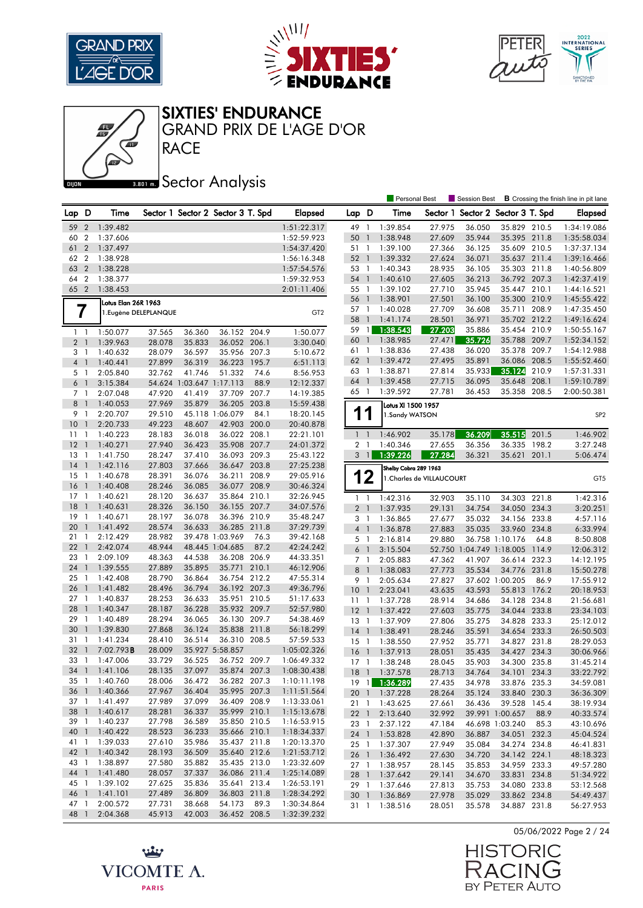# SIXTIES' ENDURANCE

## GRAND PRIX DE L'AGE D'OR

## RACE

## Sector Analysis

Personal Best | Session Best | B Crossing the finish line in pit lane

| Lap | D | Time | Sector 1 | Sector 2 | Sector 3 | T. Spd | Elapsed |
|---|---|---|---|---|---|---|---|
| 59 | 2 | 1:39.482 | | | | | 1:51:22.317 |
| 60 | 2 | 1:37.606 | | | | | 1:52:59.923 |
| 61 | 2 | 1:37.497 | | | | | 1:54:37.420 |
| 62 | 2 | 1:38.928 | | | | | 1:56:16.348 |
| 63 | 2 | 1:38.228 | | | | | 1:57:54.576 |
| 64 | 2 | 1:38.377 | | | | | 1:59:32.953 |
| 65 | 2 | 1:38.453 | | | | | 2:01:11.406 |

### 7 — Lotus Elan 26R 1963 — 1.Eugène DELEPLANQUE — GT2

| Lap | D | Time | Sector 1 | Sector 2 | Sector 3 | T. Spd | Elapsed |
|---|---|---|---|---|---|---|---|
| 1 | 1 | 1:50.077 | 37.565 | 36.360 | 36.152 | 204.9 | 1:50.077 |
| 2 | 1 | 1:39.963 | 28.078 | 35.833 | 36.052 | 206.1 | 3:30.040 |
| 3 | 1 | 1:40.632 | 28.079 | 36.597 | 35.956 | 207.3 | 5:10.672 |
| 4 | 1 | 1:40.441 | 27.899 | 36.319 | 36.223 | 195.7 | 6:51.113 |
| 5 | 1 | 2:05.840 | 32.762 | 41.746 | 51.332 | 74.6 | 8:56.953 |
| 6 | 1 | 3:15.384 | 54.624 | 1:03.647 | 1:17.113 | 88.9 | 12:12.337 |
| 7 | 1 | 2:07.048 | 47.920 | 41.419 | 37.709 | 207.7 | 14:19.385 |
| 8 | 1 | 1:40.053 | 27.969 | 35.879 | 36.205 | 203.8 | 15:59.438 |
| 9 | 1 | 2:20.707 | 29.510 | 45.118 | 1:06.079 | 84.1 | 18:20.145 |
| 10 | 1 | 2:20.733 | 49.223 | 48.607 | 42.903 | 200.0 | 20:40.878 |
| 11 | 1 | 1:40.223 | 28.183 | 36.018 | 36.022 | 208.1 | 22:21.101 |
| 12 | 1 | 1:40.271 | 27.940 | 36.423 | 35.908 | 207.7 | 24:01.372 |
| 13 | 1 | 1:41.750 | 28.247 | 37.410 | 36.093 | 209.3 | 25:43.122 |
| 14 | 1 | 1:42.116 | 27.803 | 37.666 | 36.647 | 203.8 | 27:25.238 |
| 15 | 1 | 1:40.678 | 28.391 | 36.076 | 36.211 | 208.9 | 29:05.916 |
| 16 | 1 | 1:40.408 | 28.246 | 36.085 | 36.077 | 208.9 | 30:46.324 |
| 17 | 1 | 1:40.621 | 28.120 | 36.637 | 35.864 | 210.1 | 32:26.945 |
| 18 | 1 | 1:40.631 | 28.326 | 36.150 | 36.155 | 207.7 | 34:07.576 |
| 19 | 1 | 1:40.671 | 28.197 | 36.078 | 36.396 | 210.9 | 35:48.247 |
| 20 | 1 | 1:41.492 | 28.574 | 36.633 | 36.285 | 211.8 | 37:29.739 |
| 21 | 1 | 2:12.429 | 28.982 | 39.478 | 1:03.969 | 76.3 | 39:42.168 |
| 22 | 1 | 2:42.074 | 48.944 | 48.445 | 1:04.685 | 87.2 | 42:24.242 |
| 23 | 1 | 2:09.109 | 48.363 | 44.538 | 36.208 | 206.9 | 44:33.351 |
| 24 | 1 | 1:39.555 | 27.889 | 35.895 | 35.771 | 210.1 | 46:12.906 |
| 25 | 1 | 1:42.408 | 28.790 | 36.864 | 36.754 | 212.2 | 47:55.314 |
| 26 | 1 | 1:41.482 | 28.496 | 36.794 | 36.192 | 207.3 | 49:36.796 |
| 27 | 1 | 1:40.837 | 28.253 | 36.633 | 35.951 | 210.5 | 51:17.633 |
| 28 | 1 | 1:40.347 | 28.187 | 36.228 | 35.932 | 209.7 | 52:57.980 |
| 29 | 1 | 1:40.489 | 28.294 | 36.065 | 36.130 | 209.7 | 54:38.469 |
| 30 | 1 | 1:39.830 | 27.868 | 36.124 | 35.838 | 211.8 | 56:18.299 |
| 31 | 1 | 1:41.234 | 28.410 | 36.514 | 36.310 | 208.5 | 57:59.533 |
| 32 | 1 | 7:02.793B | 28.009 | 35.927 | 5:58.857 | | 1:05:02.326 |
| 33 | 1 | 1:47.006 | 33.729 | 36.525 | 36.752 | 209.7 | 1:06:49.332 |
| 34 | 1 | 1:41.106 | 28.135 | 37.097 | 35.874 | 207.3 | 1:08:30.438 |
| 35 | 1 | 1:40.760 | 28.006 | 36.472 | 36.282 | 207.3 | 1:10:11.198 |
| 36 | 1 | 1:40.366 | 27.967 | 36.404 | 35.995 | 207.3 | 1:11:51.564 |
| 37 | 1 | 1:41.497 | 27.989 | 37.099 | 36.409 | 208.9 | 1:13:33.061 |
| 38 | 1 | 1:40.617 | 28.281 | 36.337 | 35.999 | 210.1 | 1:15:13.678 |
| 39 | 1 | 1:40.237 | 27.798 | 36.589 | 35.850 | 210.5 | 1:16:53.915 |
| 40 | 1 | 1:40.422 | 28.523 | 36.233 | 35.666 | 210.1 | 1:18:34.337 |
| 41 | 1 | 1:39.033 | 27.610 | 35.986 | 35.437 | 211.8 | 1:20:13.370 |
| 42 | 1 | 1:40.342 | 28.193 | 36.509 | 35.640 | 212.6 | 1:21:53.712 |
| 43 | 1 | 1:38.897 | 27.580 | 35.882 | 35.435 | 213.0 | 1:23:32.609 |
| 44 | 1 | 1:41.480 | 28.057 | 37.337 | 36.086 | 211.4 | 1:25:14.089 |
| 45 | 1 | 1:39.102 | 27.625 | 35.836 | 35.641 | 213.4 | 1:26:53.191 |
| 46 | 1 | 1:41.101 | 27.489 | 36.809 | 36.803 | 211.8 | 1:28:34.292 |
| 47 | 1 | 2:00.572 | 27.731 | 38.668 | 54.173 | 89.3 | 1:30:34.864 |
| 48 | 1 | 2:04.368 | 45.913 | 42.003 | 36.452 | 208.5 | 1:32:39.232 |
| 49 | 1 | 1:39.854 | 27.975 | 36.050 | 35.829 | 210.5 | 1:34:19.086 |
| 50 | 1 | 1:38.948 | 27.609 | 35.944 | 35.395 | 211.8 | 1:35:58.034 |
| 51 | 1 | 1:39.100 | 27.366 | 36.125 | 35.609 | 210.5 | 1:37:37.134 |
| 52 | 1 | 1:39.332 | 27.624 | 36.071 | 35.637 | 211.4 | 1:39:16.466 |
| 53 | 1 | 1:40.343 | 28.935 | 36.105 | 35.303 | 211.8 | 1:40:56.809 |
| 54 | 1 | 1:40.610 | 27.605 | 36.213 | 36.792 | 207.3 | 1:42:37.419 |
| 55 | 1 | 1:39.102 | 27.710 | 35.945 | 35.447 | 210.1 | 1:44:16.521 |
| 56 | 1 | 1:38.901 | 27.501 | 36.100 | 35.300 | 210.9 | 1:45:55.422 |
| 57 | 1 | 1:40.028 | 27.709 | 36.608 | 35.711 | 208.9 | 1:47:35.450 |
| 58 | 1 | 1:41.174 | 28.501 | 36.971 | 35.702 | 212.2 | 1:49:16.624 |
| 59 | 1 | 1:38.543 | 27.203 | 35.886 | 35.454 | 210.9 | 1:50:55.167 |
| 60 | 1 | 1:38.985 | 27.471 | 35.726 | 35.788 | 209.7 | 1:52:34.152 |
| 61 | 1 | 1:38.836 | 27.438 | 36.020 | 35.378 | 209.7 | 1:54:12.988 |
| 62 | 1 | 1:39.472 | 27.495 | 35.891 | 36.086 | 208.5 | 1:55:52.460 |
| 63 | 1 | 1:38.871 | 27.814 | 35.933 | 35.124 | 210.9 | 1:57:31.331 |
| 64 | 1 | 1:39.458 | 27.715 | 36.095 | 35.648 | 208.1 | 1:59:10.789 |
| 65 | 1 | 1:39.592 | 27.781 | 36.453 | 35.358 | 208.5 | 2:00:50.381 |

### 11 — Lotus XI 1500 1957 — 1.Sandy WATSON — SP2

| Lap | D | Time | Sector 1 | Sector 2 | Sector 3 | T. Spd | Elapsed |
|---|---|---|---|---|---|---|---|
| 1 | 1 | 1:46.902 | 35.178 | 36.209 | 35.515 | 201.5 | 1:46.902 |
| 2 | 1 | 1:40.346 | 27.655 | 36.356 | 36.335 | 198.2 | 3:27.248 |
| 3 | 1 | 1:39.226 | 27.284 | 36.321 | 35.621 | 201.1 | 5:06.474 |

### 12 — Shelby Cobra 289 1963 — 1.Charles de VILLAUCOURT — GT5

| Lap | D | Time | Sector 1 | Sector 2 | Sector 3 | T. Spd | Elapsed |
|---|---|---|---|---|---|---|---|
| 1 | 1 | 1:42.316 | 32.903 | 35.110 | 34.303 | 221.8 | 1:42.316 |
| 2 | 1 | 1:37.935 | 29.131 | 34.754 | 34.050 | 234.3 | 3:20.251 |
| 3 | 1 | 1:36.865 | 27.677 | 35.032 | 34.156 | 233.8 | 4:57.116 |
| 4 | 1 | 1:36.878 | 27.883 | 35.035 | 33.960 | 234.8 | 6:33.994 |
| 5 | 1 | 2:16.814 | 29.880 | 36.758 | 1:10.176 | 64.8 | 8:50.808 |
| 6 | 1 | 3:15.504 | 52.750 | 1:04.749 | 1:18.005 | 114.9 | 12:06.312 |
| 7 | 1 | 2:05.883 | 47.362 | 41.907 | 36.614 | 232.3 | 14:12.195 |
| 8 | 1 | 1:38.083 | 27.773 | 35.534 | 34.776 | 231.8 | 15:50.278 |
| 9 | 1 | 2:05.634 | 27.827 | 37.602 | 1:00.205 | 86.9 | 17:55.912 |
| 10 | 1 | 2:23.041 | 43.635 | 43.593 | 55.813 | 176.2 | 20:18.953 |
| 11 | 1 | 1:37.728 | 28.914 | 34.686 | 34.128 | 234.8 | 21:56.681 |
| 12 | 1 | 1:37.422 | 27.603 | 35.775 | 34.044 | 233.8 | 23:34.103 |
| 13 | 1 | 1:37.909 | 27.806 | 35.275 | 34.828 | 233.3 | 25:12.012 |
| 14 | 1 | 1:38.491 | 28.246 | 35.591 | 34.654 | 233.3 | 26:50.503 |
| 15 | 1 | 1:38.550 | 27.952 | 35.771 | 34.827 | 231.8 | 28:29.053 |
| 16 | 1 | 1:37.913 | 28.051 | 35.435 | 34.427 | 234.3 | 30:06.966 |
| 17 | 1 | 1:38.248 | 28.045 | 35.903 | 34.300 | 235.8 | 31:45.214 |
| 18 | 1 | 1:37.578 | 28.713 | 34.764 | 34.101 | 234.3 | 33:22.792 |
| 19 | 1 | 1:36.289 | 27.435 | 34.978 | 33.876 | 235.3 | 34:59.081 |
| 20 | 1 | 1:37.228 | 28.264 | 35.124 | 33.840 | 230.3 | 36:36.309 |
| 21 | 1 | 1:43.625 | 27.661 | 36.436 | 39.528 | 145.4 | 38:19.934 |
| 22 | 1 | 2:13.640 | 32.992 | 39.991 | 1:00.657 | 88.9 | 40:33.574 |
| 23 | 1 | 2:37.122 | 47.184 | 46.698 | 1:03.240 | 85.3 | 43:10.696 |
| 24 | 1 | 1:53.828 | 42.890 | 36.887 | 34.051 | 232.3 | 45:04.524 |
| 25 | 1 | 1:37.307 | 27.949 | 35.084 | 34.274 | 234.8 | 46:41.831 |
| 26 | 1 | 1:36.492 | 27.630 | 34.720 | 34.142 | 224.1 | 48:18.323 |
| 27 | 1 | 1:38.957 | 28.145 | 35.853 | 34.959 | 233.3 | 49:57.280 |
| 28 | 1 | 1:37.642 | 29.141 | 34.670 | 33.831 | 234.8 | 51:34.922 |
| 29 | 1 | 1:37.646 | 27.813 | 35.753 | 34.080 | 233.8 | 53:12.568 |
| 30 | 1 | 1:36.869 | 27.978 | 35.029 | 33.862 | 234.8 | 54:49.437 |
| 31 | 1 | 1:38.516 | 28.051 | 35.578 | 34.887 | 231.8 | 56:27.953 |

05/06/2022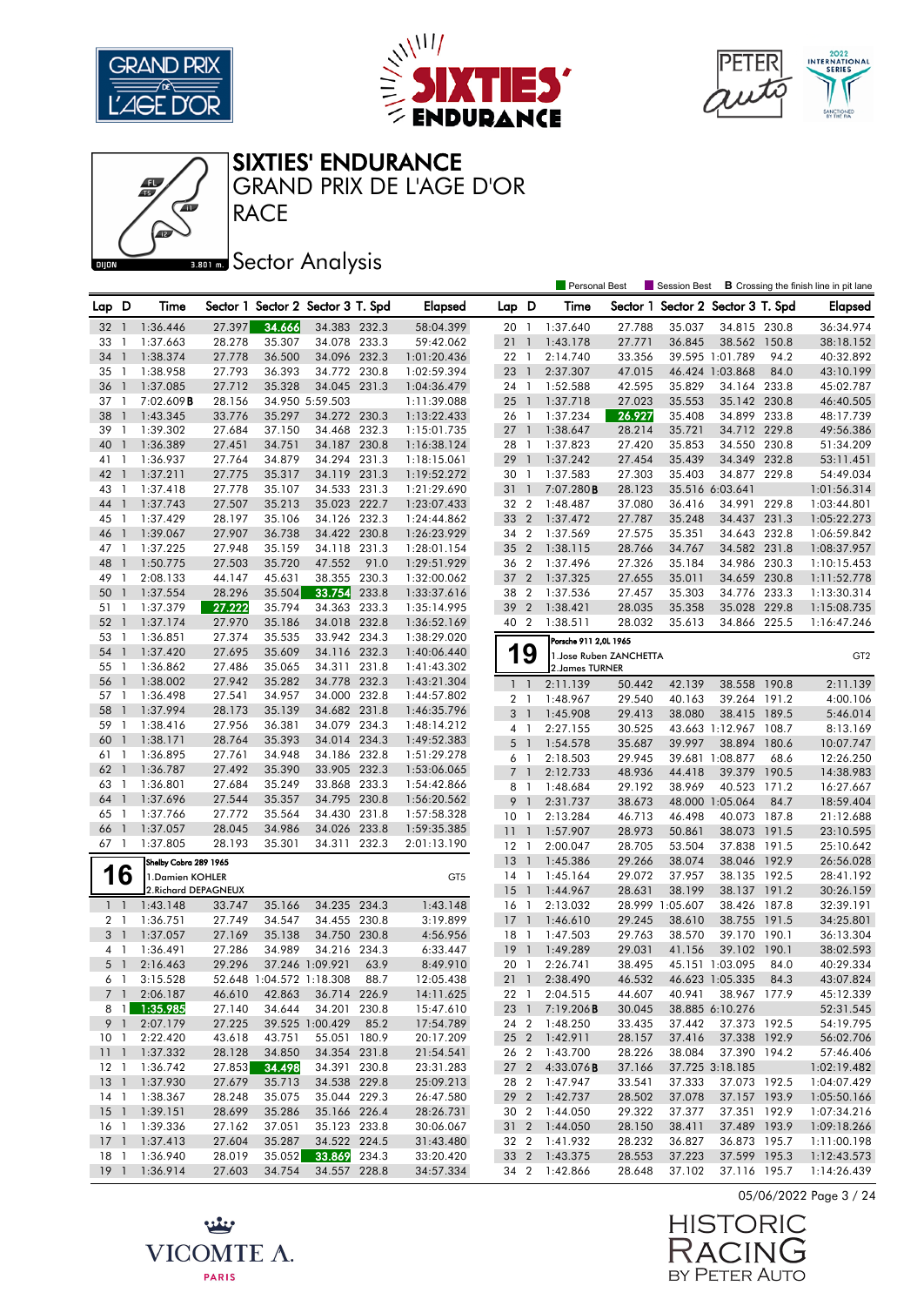# SIXTIES' ENDURANCE

## GRAND PRIX DE L'AGE D'OR

## RACE

## Sector Analysis

Personal Best | Session Best | **B** Crossing the finish line in pit lane

| Lap | D | Time | Sector 1 | Sector 2 | Sector 3 | T. Spd | Elapsed |
|---|---|---|---|---|---|---|---|
| 32 | 1 | 1:36.446 | 27.397 | 34.666 | 34.383 | 232.3 | 58:04.399 |
| 33 | 1 | 1:37.663 | 28.278 | 35.307 | 34.078 | 233.3 | 59:42.062 |
| 34 | 1 | 1:38.374 | 27.778 | 36.500 | 34.096 | 232.3 | 1:01:20.436 |
| 35 | 1 | 1:38.958 | 27.793 | 36.393 | 34.772 | 230.8 | 1:02:59.394 |
| 36 | 1 | 1:37.085 | 27.712 | 35.328 | 34.045 | 231.3 | 1:04:36.479 |
| 37 | 1 | 7:02.609 **B** | 28.156 | 34.950 | 5:59.503 | | 1:11:39.088 |
| 38 | 1 | 1:43.345 | 33.776 | 35.297 | 34.272 | 230.3 | 1:13:22.433 |
| 39 | 1 | 1:39.302 | 27.684 | 37.150 | 34.468 | 232.3 | 1:15:01.735 |
| 40 | 1 | 1:36.389 | 27.451 | 34.751 | 34.187 | 230.8 | 1:16:38.124 |
| 41 | 1 | 1:36.937 | 27.764 | 34.879 | 34.294 | 231.3 | 1:18:15.061 |
| 42 | 1 | 1:37.211 | 27.775 | 35.317 | 34.119 | 231.3 | 1:19:52.272 |
| 43 | 1 | 1:37.418 | 27.778 | 35.107 | 34.533 | 231.3 | 1:21:29.690 |
| 44 | 1 | 1:37.743 | 27.507 | 35.213 | 35.023 | 222.7 | 1:23:07.433 |
| 45 | 1 | 1:37.429 | 28.197 | 35.106 | 34.126 | 232.3 | 1:24:44.862 |
| 46 | 1 | 1:39.067 | 27.907 | 36.738 | 34.422 | 230.8 | 1:26:23.929 |
| 47 | 1 | 1:37.225 | 27.948 | 35.159 | 34.118 | 231.3 | 1:28:01.154 |
| 48 | 1 | 1:50.775 | 27.503 | 35.720 | 47.552 | 91.0 | 1:29:51.929 |
| 49 | 1 | 2:08.133 | 44.147 | 45.631 | 38.355 | 230.3 | 1:32:00.062 |
| 50 | 1 | 1:37.554 | 28.296 | 35.504 | 33.754 | 233.8 | 1:33:37.616 |
| 51 | 1 | 1:37.379 | 27.222 | 35.794 | 34.363 | 233.3 | 1:35:14.995 |
| 52 | 1 | 1:37.174 | 27.970 | 35.186 | 34.018 | 232.8 | 1:36:52.169 |
| 53 | 1 | 1:36.851 | 27.374 | 35.535 | 33.942 | 234.3 | 1:38:29.020 |
| 54 | 1 | 1:37.420 | 27.695 | 35.609 | 34.116 | 232.3 | 1:40:06.440 |
| 55 | 1 | 1:36.862 | 27.486 | 35.065 | 34.311 | 231.8 | 1:41:43.302 |
| 56 | 1 | 1:38.002 | 27.942 | 35.282 | 34.778 | 232.3 | 1:43:21.304 |
| 57 | 1 | 1:36.498 | 27.541 | 34.957 | 34.000 | 232.8 | 1:44:57.802 |
| 58 | 1 | 1:37.994 | 28.173 | 35.139 | 34.682 | 231.8 | 1:46:35.796 |
| 59 | 1 | 1:38.416 | 27.956 | 36.381 | 34.079 | 234.3 | 1:48:14.212 |
| 60 | 1 | 1:38.171 | 28.764 | 35.393 | 34.014 | 234.3 | 1:49:52.383 |
| 61 | 1 | 1:36.895 | 27.761 | 34.948 | 34.186 | 232.8 | 1:51:29.278 |
| 62 | 1 | 1:36.787 | 27.492 | 35.390 | 33.905 | 232.3 | 1:53:06.065 |
| 63 | 1 | 1:36.801 | 27.684 | 35.249 | 33.868 | 233.3 | 1:54:42.866 |
| 64 | 1 | 1:37.696 | 27.544 | 35.357 | 34.795 | 230.8 | 1:56:20.562 |
| 65 | 1 | 1:37.766 | 27.772 | 35.564 | 34.430 | 231.8 | 1:57:58.328 |
| 66 | 1 | 1:37.057 | 28.045 | 34.986 | 34.026 | 233.8 | 1:59:35.385 |
| 67 | 1 | 1:37.805 | 28.193 | 35.301 | 34.311 | 232.3 | 2:01:13.190 |

### 16 — Shelby Cobra 289 1965 — GT5
1. Damien KOHLER
2. Richard DEPAGNEUX

| Lap | D | Time | Sector 1 | Sector 2 | Sector 3 | T. Spd | Elapsed |
|---|---|---|---|---|---|---|---|
| 1 | 1 | 1:43.148 | 33.747 | 35.166 | 34.235 | 234.3 | 1:43.148 |
| 2 | 1 | 1:36.751 | 27.749 | 34.547 | 34.455 | 230.8 | 3:19.899 |
| 3 | 1 | 1:37.057 | 27.169 | 35.138 | 34.750 | 230.8 | 4:56.956 |
| 4 | 1 | 1:36.491 | 27.286 | 34.989 | 34.216 | 234.3 | 6:33.447 |
| 5 | 1 | 2:16.463 | 29.296 | 37.246 | 1:09.921 | 63.9 | 8:49.910 |
| 6 | 1 | 3:15.528 | 52.648 | 1:04.572 | 1:18.308 | 88.7 | 12:05.438 |
| 7 | 1 | 2:06.187 | 46.610 | 42.863 | 36.714 | 226.9 | 14:11.625 |
| 8 | 1 | 1:35.985 | 27.140 | 34.644 | 34.201 | 230.8 | 15:47.610 |
| 9 | 1 | 2:07.179 | 27.225 | 39.525 | 1:00.429 | 85.2 | 17:54.789 |
| 10 | 1 | 2:22.420 | 43.618 | 43.751 | 55.051 | 180.9 | 20:17.209 |
| 11 | 1 | 1:37.332 | 28.128 | 34.850 | 34.354 | 231.8 | 21:54.541 |
| 12 | 1 | 1:36.742 | 27.853 | 34.498 | 34.391 | 230.8 | 23:31.283 |
| 13 | 1 | 1:37.930 | 27.679 | 35.713 | 34.538 | 229.8 | 25:09.213 |
| 14 | 1 | 1:38.367 | 28.248 | 35.075 | 35.044 | 229.3 | 26:47.580 |
| 15 | 1 | 1:39.151 | 28.699 | 35.286 | 35.166 | 226.4 | 28:26.731 |
| 16 | 1 | 1:39.336 | 27.162 | 37.051 | 35.123 | 233.8 | 30:06.067 |
| 17 | 1 | 1:37.413 | 27.604 | 35.287 | 34.522 | 224.5 | 31:43.480 |
| 18 | 1 | 1:36.940 | 28.019 | 35.052 | 33.869 | 234.3 | 33:20.420 |
| 19 | 1 | 1:36.914 | 27.603 | 34.754 | 34.557 | 228.8 | 34:57.334 |
| 20 | 1 | 1:37.640 | 27.788 | 35.037 | 34.815 | 230.8 | 36:34.974 |
| 21 | 1 | 1:43.178 | 27.771 | 36.845 | 38.562 | 150.8 | 38:18.152 |
| 22 | 1 | 2:14.740 | 33.356 | 39.595 | 1:01.789 | 94.2 | 40:32.892 |
| 23 | 1 | 2:37.307 | 47.015 | 46.424 | 1:03.868 | 84.0 | 43:10.199 |
| 24 | 1 | 1:52.588 | 42.595 | 35.829 | 34.164 | 233.8 | 45:02.787 |
| 25 | 1 | 1:37.718 | 27.023 | 35.553 | 35.142 | 230.8 | 46:40.505 |
| 26 | 1 | 1:37.234 | 26.927 | 35.408 | 34.899 | 233.8 | 48:17.739 |
| 27 | 1 | 1:38.647 | 28.214 | 35.721 | 34.712 | 229.8 | 49:56.386 |
| 28 | 1 | 1:37.823 | 27.420 | 35.853 | 34.550 | 230.8 | 51:34.209 |
| 29 | 1 | 1:37.242 | 27.454 | 35.439 | 34.349 | 232.8 | 53:11.451 |
| 30 | 1 | 1:37.583 | 27.303 | 35.403 | 34.877 | 229.8 | 54:49.034 |
| 31 | 1 | 7:07.280 **B** | 28.123 | 35.516 | 6:03.641 | | 1:01:56.314 |
| 32 | 2 | 1:48.487 | 37.080 | 36.416 | 34.991 | 229.8 | 1:03:44.801 |
| 33 | 2 | 1:37.472 | 27.787 | 35.248 | 34.437 | 231.3 | 1:05:22.273 |
| 34 | 2 | 1:37.569 | 27.575 | 35.351 | 34.643 | 232.8 | 1:06:59.842 |
| 35 | 2 | 1:38.115 | 28.766 | 34.767 | 34.582 | 231.8 | 1:08:37.957 |
| 36 | 2 | 1:37.496 | 27.326 | 35.184 | 34.986 | 230.3 | 1:10:15.453 |
| 37 | 2 | 1:37.325 | 27.655 | 35.011 | 34.659 | 230.8 | 1:11:52.778 |
| 38 | 2 | 1:37.536 | 27.457 | 35.303 | 34.776 | 233.3 | 1:13:30.314 |
| 39 | 2 | 1:38.421 | 28.035 | 35.358 | 35.028 | 229.8 | 1:15:08.735 |
| 40 | 2 | 1:38.511 | 28.032 | 35.613 | 34.866 | 225.5 | 1:16:47.246 |

### 19 — Porsche 911 2,0L 1965 — GT2
1. Jose Ruben ZANCHETTA
2. James TURNER

| Lap | D | Time | Sector 1 | Sector 2 | Sector 3 | T. Spd | Elapsed |
|---|---|---|---|---|---|---|---|
| 1 | 1 | 2:11.139 | 50.442 | 42.139 | 38.558 | 190.8 | 2:11.139 |
| 2 | 1 | 1:48.967 | 29.540 | 40.163 | 39.264 | 191.2 | 4:00.106 |
| 3 | 1 | 1:45.908 | 29.413 | 38.080 | 38.415 | 189.5 | 5:46.014 |
| 4 | 1 | 2:27.155 | 30.525 | 43.663 | 1:12.967 | 108.7 | 8:13.169 |
| 5 | 1 | 1:54.578 | 35.687 | 39.997 | 38.894 | 180.6 | 10:07.747 |
| 6 | 1 | 2:18.503 | 29.945 | 39.681 | 1:08.877 | 68.6 | 12:26.250 |
| 7 | 1 | 2:12.733 | 48.936 | 44.418 | 39.379 | 190.5 | 14:38.983 |
| 8 | 1 | 1:48.684 | 29.192 | 38.969 | 40.523 | 171.2 | 16:27.667 |
| 9 | 1 | 2:31.737 | 38.673 | 48.000 | 1:05.064 | 84.7 | 18:59.404 |
| 10 | 1 | 2:13.284 | 46.713 | 46.498 | 40.073 | 187.8 | 21:12.688 |
| 11 | 1 | 1:57.907 | 28.973 | 50.861 | 38.073 | 191.5 | 23:10.595 |
| 12 | 1 | 2:00.047 | 28.705 | 53.504 | 37.838 | 191.5 | 25:10.642 |
| 13 | 1 | 1:45.386 | 29.266 | 38.074 | 38.046 | 192.9 | 26:56.028 |
| 14 | 1 | 1:45.164 | 29.072 | 37.957 | 38.135 | 192.5 | 28:41.192 |
| 15 | 1 | 1:44.967 | 28.631 | 38.199 | 38.137 | 191.2 | 30:26.159 |
| 16 | 1 | 2:13.032 | 28.999 | 1:05.607 | 38.426 | 187.8 | 32:39.191 |
| 17 | 1 | 1:46.610 | 29.245 | 38.610 | 38.755 | 191.5 | 34:25.801 |
| 18 | 1 | 1:47.503 | 29.763 | 38.570 | 39.170 | 190.1 | 36:13.304 |
| 19 | 1 | 1:49.289 | 29.031 | 41.156 | 39.102 | 190.1 | 38:02.593 |
| 20 | 1 | 2:26.741 | 38.495 | 45.151 | 1:03.095 | 84.0 | 40:29.334 |
| 21 | 1 | 2:38.490 | 46.532 | 46.623 | 1:05.335 | 84.3 | 43:07.824 |
| 22 | 1 | 2:04.515 | 44.607 | 40.941 | 38.967 | 177.9 | 45:12.339 |
| 23 | 1 | 7:19.206 **B** | 30.045 | 38.885 | 6:10.276 | | 52:31.545 |
| 24 | 2 | 1:48.250 | 33.435 | 37.442 | 37.373 | 192.5 | 54:19.795 |
| 25 | 2 | 1:42.911 | 28.157 | 37.416 | 37.338 | 192.9 | 56:02.706 |
| 26 | 2 | 1:43.700 | 28.226 | 38.084 | 37.390 | 194.2 | 57:46.406 |
| 27 | 2 | 4:33.076 **B** | 37.166 | 37.725 | 3:18.185 | | 1:02:19.482 |
| 28 | 2 | 1:47.947 | 33.541 | 37.333 | 37.073 | 192.5 | 1:04:07.429 |
| 29 | 2 | 1:42.737 | 28.502 | 37.078 | 37.157 | 193.9 | 1:05:50.166 |
| 30 | 2 | 1:44.050 | 29.322 | 37.377 | 37.351 | 192.9 | 1:07:34.216 |
| 31 | 2 | 1:44.050 | 28.150 | 38.411 | 37.489 | 193.9 | 1:09:18.266 |
| 32 | 2 | 1:41.932 | 28.232 | 36.827 | 36.873 | 195.7 | 1:11:00.198 |
| 33 | 2 | 1:43.375 | 28.553 | 37.223 | 37.599 | 195.3 | 1:12:43.573 |
| 34 | 2 | 1:42.866 | 28.648 | 37.102 | 37.116 | 195.7 | 1:14:26.439 |

05/06/2022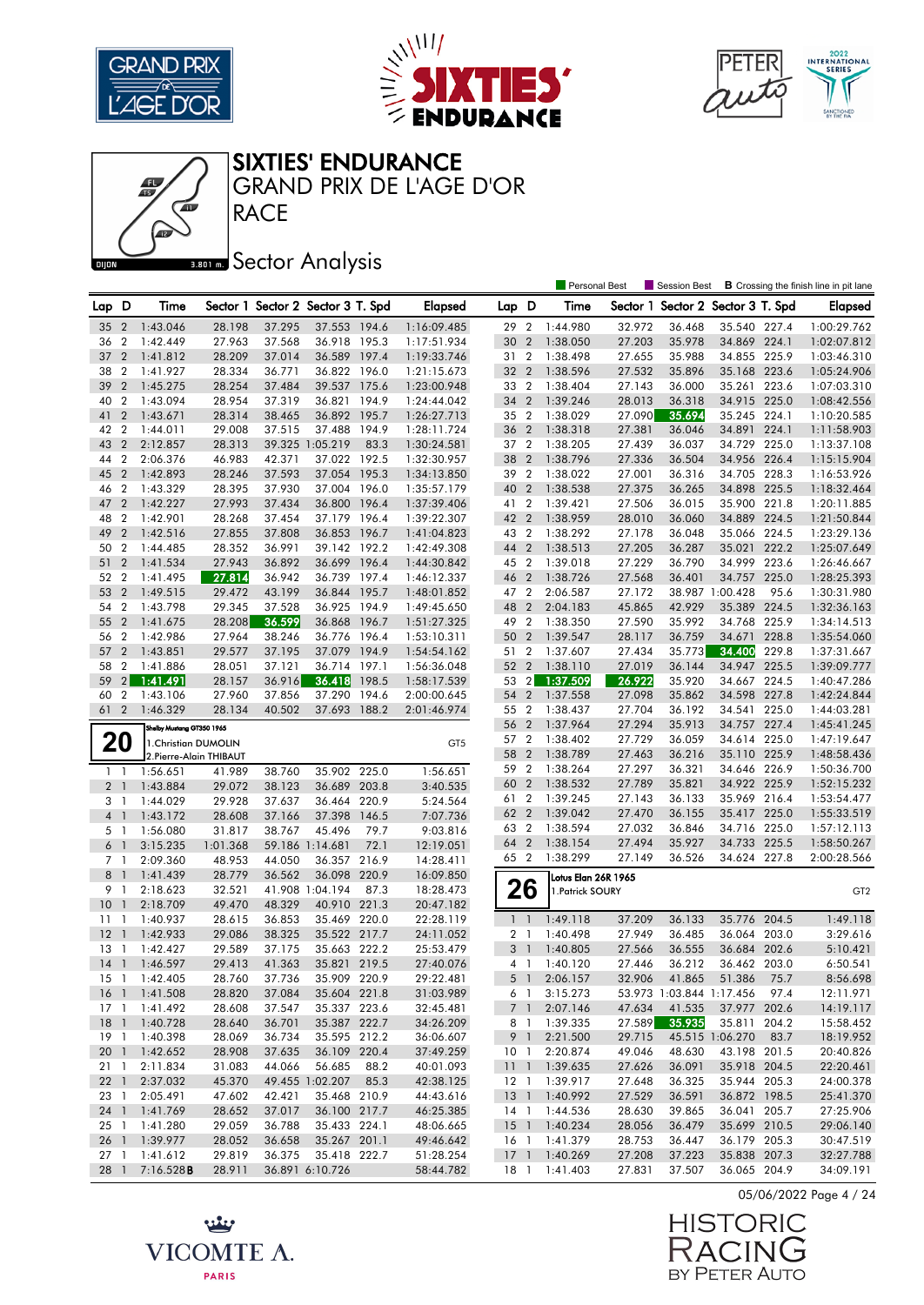# SIXTIES' ENDURANCE

## GRAND PRIX DE L'AGE D'OR

## RACE

## Sector Analysis

Personal Best | Session Best | **B** Crossing the finish line in pit lane

| Lap | D | Time | Sector 1 | Sector 2 | Sector 3 | T. Spd | Elapsed |
|---|---|---|---|---|---|---|---|
| 35 | 2 | 1:43.046 | 28.198 | 37.295 | 37.553 | 194.6 | 1:16:09.485 |
| 36 | 2 | 1:42.449 | 27.963 | 37.568 | 36.918 | 195.3 | 1:17:51.934 |
| 37 | 2 | 1:41.812 | 28.209 | 37.014 | 36.589 | 197.4 | 1:19:33.746 |
| 38 | 2 | 1:41.927 | 28.334 | 36.771 | 36.822 | 196.0 | 1:21:15.673 |
| 39 | 2 | 1:45.275 | 28.254 | 37.484 | 39.537 | 175.6 | 1:23:00.948 |
| 40 | 2 | 1:43.094 | 28.954 | 37.319 | 36.821 | 194.9 | 1:24:44.042 |
| 41 | 2 | 1:43.671 | 28.314 | 38.465 | 36.892 | 195.7 | 1:26:27.713 |
| 42 | 2 | 1:44.011 | 29.008 | 37.515 | 37.488 | 194.9 | 1:28:11.724 |
| 43 | 2 | 2:12.857 | 28.313 | 39.325 | 1:05.219 | 83.3 | 1:30:24.581 |
| 44 | 2 | 2:06.376 | 46.983 | 42.371 | 37.022 | 192.5 | 1:32:30.957 |
| 45 | 2 | 1:42.893 | 28.246 | 37.593 | 37.054 | 195.3 | 1:34:13.850 |
| 46 | 2 | 1:43.329 | 28.395 | 37.930 | 37.004 | 196.0 | 1:35:57.179 |
| 47 | 2 | 1:42.227 | 27.993 | 37.434 | 36.800 | 196.4 | 1:37:39.406 |
| 48 | 2 | 1:42.901 | 28.268 | 37.454 | 37.179 | 196.4 | 1:39:22.307 |
| 49 | 2 | 1:42.516 | 27.855 | 37.808 | 36.853 | 196.7 | 1:41:04.823 |
| 50 | 2 | 1:44.485 | 28.352 | 36.991 | 39.142 | 192.2 | 1:42:49.308 |
| 51 | 2 | 1:41.534 | 27.943 | 36.892 | 36.699 | 196.4 | 1:44:30.842 |
| 52 | 2 | 1:41.495 | 27.814 | 36.942 | 36.739 | 197.4 | 1:46:12.337 |
| 53 | 2 | 1:49.515 | 29.472 | 43.199 | 36.844 | 195.7 | 1:48:01.852 |
| 54 | 2 | 1:43.798 | 29.345 | 37.528 | 36.925 | 194.9 | 1:49:45.650 |
| 55 | 2 | 1:41.675 | 28.208 | 36.599 | 36.868 | 196.7 | 1:51:27.325 |
| 56 | 2 | 1:42.986 | 27.964 | 38.246 | 36.776 | 196.4 | 1:53:10.311 |
| 57 | 2 | 1:43.851 | 29.577 | 37.195 | 37.079 | 194.9 | 1:54:54.162 |
| 58 | 2 | 1:41.886 | 28.051 | 37.121 | 36.714 | 197.1 | 1:56:36.048 |
| 59 | 2 | 1:41.491 | 28.157 | 36.916 | 36.418 | 198.5 | 1:58:17.539 |
| 60 | 2 | 1:43.106 | 27.960 | 37.856 | 37.290 | 194.6 | 2:00:00.645 |
| 61 | 2 | 1:46.329 | 28.134 | 40.502 | 37.693 | 188.2 | 2:01:46.974 |

**20** — Shelby Mustang GT350 1965 — GT5
1. Christian DUMOLIN
2. Pierre-Alain THIBAUT

| Lap | D | Time | Sector 1 | Sector 2 | Sector 3 | T. Spd | Elapsed |
|---|---|---|---|---|---|---|---|
| 1 | 1 | 1:56.651 | 41.989 | 38.760 | 35.902 | 225.0 | 1:56.651 |
| 2 | 1 | 1:43.884 | 29.072 | 38.123 | 36.689 | 203.8 | 3:40.535 |
| 3 | 1 | 1:44.029 | 29.928 | 37.637 | 36.464 | 220.9 | 5:24.564 |
| 4 | 1 | 1:43.172 | 28.608 | 37.166 | 37.398 | 146.5 | 7:07.736 |
| 5 | 1 | 1:56.080 | 31.817 | 38.767 | 45.496 | 79.7 | 9:03.816 |
| 6 | 1 | 3:15.235 | 1:01.368 | 59.186 | 1:14.681 | 72.1 | 12:19.051 |
| 7 | 1 | 2:09.360 | 48.953 | 44.050 | 36.357 | 216.9 | 14:28.411 |
| 8 | 1 | 1:41.439 | 28.779 | 36.562 | 36.098 | 220.9 | 16:09.850 |
| 9 | 1 | 2:18.623 | 32.521 | 41.908 | 1:04.194 | 87.3 | 18:28.473 |
| 10 | 1 | 2:18.709 | 49.470 | 48.329 | 40.910 | 221.3 | 20:47.182 |
| 11 | 1 | 1:40.937 | 28.615 | 36.853 | 35.469 | 220.0 | 22:28.119 |
| 12 | 1 | 1:42.933 | 29.086 | 38.325 | 35.522 | 217.7 | 24:11.052 |
| 13 | 1 | 1:42.427 | 29.589 | 37.175 | 35.663 | 222.2 | 25:53.479 |
| 14 | 1 | 1:46.597 | 29.413 | 41.363 | 35.821 | 219.5 | 27:40.076 |
| 15 | 1 | 1:42.405 | 28.760 | 37.736 | 35.909 | 220.9 | 29:22.481 |
| 16 | 1 | 1:41.508 | 28.820 | 37.084 | 35.604 | 221.8 | 31:03.989 |
| 17 | 1 | 1:41.492 | 28.608 | 37.547 | 35.337 | 223.6 | 32:45.481 |
| 18 | 1 | 1:40.728 | 28.640 | 36.701 | 35.387 | 222.7 | 34:26.209 |
| 19 | 1 | 1:40.398 | 28.069 | 36.734 | 35.595 | 212.2 | 36:06.607 |
| 20 | 1 | 1:42.652 | 28.908 | 37.635 | 36.109 | 220.4 | 37:49.259 |
| 21 | 1 | 2:11.834 | 31.083 | 44.066 | 56.685 | 88.2 | 40:01.093 |
| 22 | 1 | 2:37.032 | 45.370 | 49.455 | 1:02.207 | 85.3 | 42:38.125 |
| 23 | 1 | 2:05.491 | 47.602 | 42.421 | 35.468 | 210.9 | 44:43.616 |
| 24 | 1 | 1:41.769 | 28.652 | 37.017 | 36.100 | 217.7 | 46:25.385 |
| 25 | 1 | 1:41.280 | 29.059 | 36.788 | 35.433 | 224.1 | 48:06.665 |
| 26 | 1 | 1:39.977 | 28.052 | 36.658 | 35.267 | 201.1 | 49:46.642 |
| 27 | 1 | 1:41.612 | 29.819 | 36.375 | 35.418 | 222.7 | 51:28.254 |
| 28 | 1 | 7:16.528**B** | 28.911 | 36.891 | 6:10.726 | | 58:44.782 |
| 29 | 2 | 1:44.980 | 32.972 | 36.468 | 35.540 | 227.4 | 1:00:29.762 |
| 30 | 2 | 1:38.050 | 27.203 | 35.978 | 34.869 | 224.1 | 1:02:07.812 |
| 31 | 2 | 1:38.498 | 27.655 | 35.988 | 34.855 | 225.9 | 1:03:46.310 |
| 32 | 2 | 1:38.596 | 27.532 | 35.896 | 35.168 | 223.6 | 1:05:24.906 |
| 33 | 2 | 1:38.404 | 27.143 | 36.000 | 35.261 | 223.6 | 1:07:03.310 |
| 34 | 2 | 1:39.246 | 28.013 | 36.318 | 34.915 | 225.0 | 1:08:42.556 |
| 35 | 2 | 1:38.029 | 27.090 | 35.694 | 35.245 | 224.1 | 1:10:20.585 |
| 36 | 2 | 1:38.318 | 27.381 | 36.046 | 34.891 | 224.1 | 1:11:58.903 |
| 37 | 2 | 1:38.205 | 27.439 | 36.037 | 34.729 | 225.0 | 1:13:37.108 |
| 38 | 2 | 1:38.796 | 27.336 | 36.504 | 34.956 | 226.4 | 1:15:15.904 |
| 39 | 2 | 1:38.022 | 27.001 | 36.316 | 34.705 | 228.3 | 1:16:53.926 |
| 40 | 2 | 1:38.538 | 27.375 | 36.265 | 34.898 | 225.5 | 1:18:32.464 |
| 41 | 2 | 1:39.421 | 27.506 | 36.015 | 35.900 | 221.8 | 1:20:11.885 |
| 42 | 2 | 1:38.959 | 28.010 | 36.060 | 34.889 | 224.5 | 1:21:50.844 |
| 43 | 2 | 1:38.292 | 27.178 | 36.048 | 35.066 | 224.5 | 1:23:29.136 |
| 44 | 2 | 1:38.513 | 27.205 | 36.287 | 35.021 | 222.2 | 1:25:07.649 |
| 45 | 2 | 1:39.018 | 27.229 | 36.790 | 34.999 | 223.6 | 1:26:46.667 |
| 46 | 2 | 1:38.726 | 27.568 | 36.401 | 34.757 | 225.0 | 1:28:25.393 |
| 47 | 2 | 2:06.587 | 27.172 | 38.987 | 1:00.428 | 95.6 | 1:30:31.980 |
| 48 | 2 | 2:04.183 | 45.865 | 42.929 | 35.389 | 224.5 | 1:32:36.163 |
| 49 | 2 | 1:38.350 | 27.590 | 35.992 | 34.768 | 225.9 | 1:34:14.513 |
| 50 | 2 | 1:39.547 | 28.117 | 36.759 | 34.671 | 228.8 | 1:35:54.060 |
| 51 | 2 | 1:37.607 | 27.434 | 35.773 | 34.400 | 229.8 | 1:37:31.667 |
| 52 | 2 | 1:38.110 | 27.019 | 36.144 | 34.947 | 225.5 | 1:39:09.777 |
| 53 | 2 | 1:37.509 | 26.922 | 35.920 | 34.667 | 224.5 | 1:40:47.286 |
| 54 | 2 | 1:37.558 | 27.098 | 35.862 | 34.598 | 227.8 | 1:42:24.844 |
| 55 | 2 | 1:38.437 | 27.704 | 36.192 | 34.541 | 225.0 | 1:44:03.281 |
| 56 | 2 | 1:37.964 | 27.294 | 35.913 | 34.757 | 227.4 | 1:45:41.245 |
| 57 | 2 | 1:38.402 | 27.729 | 36.059 | 34.614 | 225.0 | 1:47:19.647 |
| 58 | 2 | 1:38.789 | 27.463 | 36.216 | 35.110 | 225.9 | 1:48:58.436 |
| 59 | 2 | 1:38.264 | 27.297 | 36.321 | 34.646 | 226.9 | 1:50:36.700 |
| 60 | 2 | 1:38.532 | 27.789 | 35.821 | 34.922 | 225.9 | 1:52:15.232 |
| 61 | 2 | 1:39.245 | 27.143 | 36.133 | 35.969 | 216.4 | 1:53:54.477 |
| 62 | 2 | 1:39.042 | 27.470 | 36.155 | 35.417 | 225.0 | 1:55:33.519 |
| 63 | 2 | 1:38.594 | 27.032 | 36.846 | 34.716 | 225.0 | 1:57:12.113 |
| 64 | 2 | 1:38.154 | 27.494 | 35.927 | 34.733 | 225.5 | 1:58:50.267 |
| 65 | 2 | 1:38.299 | 27.149 | 36.526 | 34.624 | 227.8 | 2:00:28.566 |

**26** — Lotus Elan 26R 1965 — GT2
1. Patrick SOURY

| Lap | D | Time | Sector 1 | Sector 2 | Sector 3 | T. Spd | Elapsed |
|---|---|---|---|---|---|---|---|
| 1 | 1 | 1:49.118 | 37.209 | 36.133 | 35.776 | 204.5 | 1:49.118 |
| 2 | 1 | 1:40.498 | 27.949 | 36.485 | 36.064 | 203.0 | 3:29.616 |
| 3 | 1 | 1:40.805 | 27.566 | 36.555 | 36.684 | 202.6 | 5:10.421 |
| 4 | 1 | 1:40.120 | 27.446 | 36.212 | 36.462 | 203.0 | 6:50.541 |
| 5 | 1 | 2:06.157 | 32.906 | 41.865 | 51.386 | 75.7 | 8:56.698 |
| 6 | 1 | 3:15.273 | 53.973 | 1:03.844 | 1:17.456 | 97.4 | 12:11.971 |
| 7 | 1 | 2:07.146 | 47.634 | 41.535 | 37.977 | 202.6 | 14:19.117 |
| 8 | 1 | 1:39.335 | 27.589 | 35.935 | 35.811 | 204.2 | 15:58.452 |
| 9 | 1 | 2:21.500 | 29.715 | 45.515 | 1:06.270 | 83.7 | 18:19.952 |
| 10 | 1 | 2:20.874 | 49.046 | 48.630 | 43.198 | 201.5 | 20:40.826 |
| 11 | 1 | 1:39.635 | 27.626 | 36.091 | 35.918 | 204.5 | 22:20.461 |
| 12 | 1 | 1:39.917 | 27.648 | 36.325 | 35.944 | 205.3 | 24:00.378 |
| 13 | 1 | 1:40.992 | 27.529 | 36.591 | 36.872 | 198.5 | 25:41.370 |
| 14 | 1 | 1:44.536 | 28.630 | 39.865 | 36.041 | 205.7 | 27:25.906 |
| 15 | 1 | 1:40.234 | 28.056 | 36.479 | 35.699 | 210.5 | 29:06.140 |
| 16 | 1 | 1:41.379 | 28.753 | 36.447 | 36.179 | 205.3 | 30:47.519 |
| 17 | 1 | 1:40.269 | 27.208 | 37.223 | 35.838 | 207.3 | 32:27.788 |
| 18 | 1 | 1:41.403 | 27.831 | 37.507 | 36.065 | 204.9 | 34:09.191 |

05/06/2022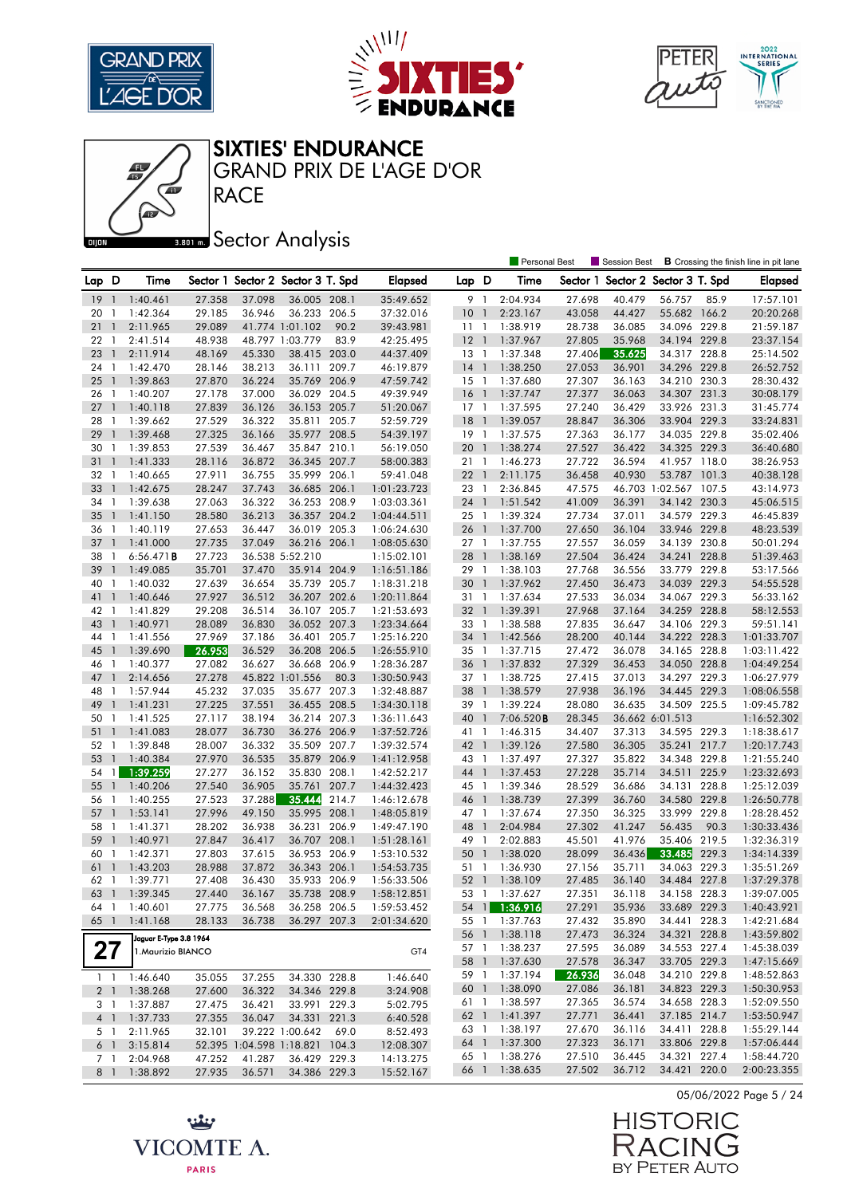# SIXTIES' ENDURANCE

## GRAND PRIX DE L'AGE D'OR

RACE

## Sector Analysis

Personal Best | Session Best | **B** Crossing the finish line in pit lane

| Lap | D | Time | Sector 1 | Sector 2 | Sector 3 | T. Spd | Elapsed |
|---|---|---|---|---|---|---|---|
| 19 | 1 | 1:40.461 | 27.358 | 37.098 | 36.005 | 208.1 | 35:49.652 |
| 20 | 1 | 1:42.364 | 29.185 | 36.946 | 36.233 | 206.5 | 37:32.016 |
| 21 | 1 | 2:11.965 | 29.089 | 41.774 | 1:01.102 | 90.2 | 39:43.981 |
| 22 | 1 | 2:41.514 | 48.938 | 48.797 | 1:03.779 | 83.9 | 42:25.495 |
| 23 | 1 | 2:11.914 | 48.169 | 45.330 | 38.415 | 203.0 | 44:37.409 |
| 24 | 1 | 1:42.470 | 28.146 | 38.213 | 36.111 | 209.7 | 46:19.879 |
| 25 | 1 | 1:39.863 | 27.870 | 36.224 | 35.769 | 206.9 | 47:59.742 |
| 26 | 1 | 1:40.207 | 27.178 | 37.000 | 36.029 | 204.5 | 49:39.949 |
| 27 | 1 | 1:40.118 | 27.839 | 36.126 | 36.153 | 205.7 | 51:20.067 |
| 28 | 1 | 1:39.662 | 27.529 | 36.322 | 35.811 | 205.7 | 52:59.729 |
| 29 | 1 | 1:39.468 | 27.325 | 36.166 | 35.977 | 208.5 | 54:39.197 |
| 30 | 1 | 1:39.853 | 27.539 | 36.467 | 35.847 | 210.1 | 56:19.050 |
| 31 | 1 | 1:41.333 | 28.116 | 36.872 | 36.345 | 207.7 | 58:00.383 |
| 32 | 1 | 1:40.665 | 27.911 | 36.755 | 35.999 | 206.1 | 59:41.048 |
| 33 | 1 | 1:42.675 | 28.247 | 37.743 | 36.685 | 206.1 | 1:01:23.723 |
| 34 | 1 | 1:39.638 | 27.063 | 36.322 | 36.253 | 208.9 | 1:03:03.361 |
| 35 | 1 | 1:41.150 | 28.580 | 36.213 | 36.357 | 204.2 | 1:04:44.511 |
| 36 | 1 | 1:40.119 | 27.653 | 36.447 | 36.019 | 205.3 | 1:06:24.630 |
| 37 | 1 | 1:41.000 | 27.735 | 37.049 | 36.216 | 206.1 | 1:08:05.630 |
| 38 | 1 | 6:56.471 **B** | 27.723 | 36.538 | 5:52.210 | | 1:15:02.101 |
| 39 | 1 | 1:49.085 | 35.701 | 37.470 | 35.914 | 204.9 | 1:16:51.186 |
| 40 | 1 | 1:40.032 | 27.639 | 36.654 | 35.739 | 205.7 | 1:18:31.218 |
| 41 | 1 | 1:40.646 | 27.927 | 36.512 | 36.207 | 202.6 | 1:20:11.864 |
| 42 | 1 | 1:41.829 | 29.208 | 36.514 | 36.107 | 205.7 | 1:21:53.693 |
| 43 | 1 | 1:40.971 | 28.089 | 36.830 | 36.052 | 207.3 | 1:23:34.664 |
| 44 | 1 | 1:41.556 | 27.969 | 37.186 | 36.401 | 205.7 | 1:25:16.220 |
| 45 | 1 | 1:39.690 | 26.953 | 36.529 | 36.208 | 206.5 | 1:26:55.910 |
| 46 | 1 | 1:40.377 | 27.082 | 36.627 | 36.668 | 206.9 | 1:28:36.287 |
| 47 | 1 | 2:14.656 | 27.278 | 45.822 | 1:01.556 | 80.3 | 1:30:50.943 |
| 48 | 1 | 1:57.944 | 45.232 | 37.035 | 35.677 | 207.3 | 1:32:48.887 |
| 49 | 1 | 1:41.231 | 27.225 | 37.551 | 36.455 | 208.5 | 1:34:30.118 |
| 50 | 1 | 1:41.525 | 27.117 | 38.194 | 36.214 | 207.3 | 1:36:11.643 |
| 51 | 1 | 1:41.083 | 28.077 | 36.730 | 36.276 | 206.9 | 1:37:52.726 |
| 52 | 1 | 1:39.848 | 28.007 | 36.332 | 35.509 | 207.7 | 1:39:32.574 |
| 53 | 1 | 1:40.384 | 27.970 | 36.535 | 35.879 | 206.9 | 1:41:12.958 |
| 54 | 1 | 1:39.259 | 27.277 | 36.152 | 35.830 | 208.1 | 1:42:52.217 |
| 55 | 1 | 1:40.206 | 27.540 | 36.905 | 35.761 | 207.7 | 1:44:32.423 |
| 56 | 1 | 1:40.255 | 27.523 | 37.288 | 35.444 | 214.7 | 1:46:12.678 |
| 57 | 1 | 1:53.141 | 27.996 | 49.150 | 35.995 | 208.1 | 1:48:05.819 |
| 58 | 1 | 1:41.371 | 28.202 | 36.938 | 36.231 | 206.9 | 1:49:47.190 |
| 59 | 1 | 1:40.971 | 27.847 | 36.417 | 36.707 | 208.1 | 1:51:28.161 |
| 60 | 1 | 1:42.371 | 27.803 | 37.615 | 36.953 | 206.9 | 1:53:10.532 |
| 61 | 1 | 1:43.203 | 28.988 | 37.872 | 36.343 | 206.1 | 1:54:53.735 |
| 62 | 1 | 1:39.771 | 27.408 | 36.430 | 35.933 | 206.9 | 1:56:33.506 |
| 63 | 1 | 1:39.345 | 27.440 | 36.167 | 35.738 | 208.9 | 1:58:12.851 |
| 64 | 1 | 1:40.601 | 27.775 | 36.568 | 36.258 | 206.5 | 1:59:53.452 |
| 65 | 1 | 1:41.168 | 28.133 | 36.738 | 36.297 | 207.3 | 2:01:34.620 |

**27** — Jaguar E-Type 3.8 1964 — 1.Maurizio BIANCO — GT4

| Lap | D | Time | Sector 1 | Sector 2 | Sector 3 | T. Spd | Elapsed |
|---|---|---|---|---|---|---|---|
| 1 | 1 | 1:46.640 | 35.055 | 37.255 | 34.330 | 228.8 | 1:46.640 |
| 2 | 1 | 1:38.268 | 27.600 | 36.322 | 34.346 | 229.8 | 3:24.908 |
| 3 | 1 | 1:37.887 | 27.475 | 36.421 | 33.991 | 229.3 | 5:02.795 |
| 4 | 1 | 1:37.733 | 27.355 | 36.047 | 34.331 | 221.3 | 6:40.528 |
| 5 | 1 | 2:11.965 | 32.101 | 39.222 | 1:00.642 | 69.0 | 8:52.493 |
| 6 | 1 | 3:15.814 | 52.395 | 1:04.598 | 1:18.821 | 104.3 | 12:08.307 |
| 7 | 1 | 2:04.968 | 47.252 | 41.287 | 36.429 | 229.3 | 14:13.275 |
| 8 | 1 | 1:38.892 | 27.935 | 36.571 | 34.386 | 229.3 | 15:52.167 |
| 9 | 1 | 2:04.934 | 27.698 | 40.479 | 56.757 | 85.9 | 17:57.101 |
| 10 | 1 | 2:23.167 | 43.058 | 44.427 | 55.682 | 166.2 | 20:20.268 |
| 11 | 1 | 1:38.919 | 28.738 | 36.085 | 34.096 | 229.8 | 21:59.187 |
| 12 | 1 | 1:37.967 | 27.805 | 35.968 | 34.194 | 229.8 | 23:37.154 |
| 13 | 1 | 1:37.348 | 27.406 | 35.625 | 34.317 | 228.8 | 25:14.502 |
| 14 | 1 | 1:38.250 | 27.053 | 36.901 | 34.296 | 229.8 | 26:52.752 |
| 15 | 1 | 1:37.680 | 27.307 | 36.163 | 34.210 | 230.3 | 28:30.432 |
| 16 | 1 | 1:37.747 | 27.377 | 36.063 | 34.307 | 231.3 | 30:08.179 |
| 17 | 1 | 1:37.595 | 27.240 | 36.429 | 33.926 | 231.3 | 31:45.774 |
| 18 | 1 | 1:39.057 | 28.847 | 36.306 | 33.904 | 229.3 | 33:24.831 |
| 19 | 1 | 1:37.575 | 27.363 | 36.177 | 34.035 | 229.8 | 35:02.406 |
| 20 | 1 | 1:38.274 | 27.527 | 36.422 | 34.325 | 229.3 | 36:40.680 |
| 21 | 1 | 1:46.273 | 27.722 | 36.594 | 41.957 | 118.0 | 38:26.953 |
| 22 | 1 | 2:11.175 | 36.458 | 40.930 | 53.787 | 101.3 | 40:38.128 |
| 23 | 1 | 2:36.845 | 47.575 | 46.703 | 1:02.567 | 107.5 | 43:14.973 |
| 24 | 1 | 1:51.542 | 41.009 | 36.391 | 34.142 | 230.3 | 45:06.515 |
| 25 | 1 | 1:39.324 | 27.734 | 37.011 | 34.579 | 229.3 | 46:45.839 |
| 26 | 1 | 1:37.700 | 27.650 | 36.104 | 33.946 | 229.8 | 48:23.539 |
| 27 | 1 | 1:37.755 | 27.557 | 36.059 | 34.139 | 230.8 | 50:01.294 |
| 28 | 1 | 1:38.169 | 27.504 | 36.424 | 34.241 | 228.8 | 51:39.463 |
| 29 | 1 | 1:38.103 | 27.768 | 36.556 | 33.779 | 229.8 | 53:17.566 |
| 30 | 1 | 1:37.962 | 27.450 | 36.473 | 34.039 | 229.3 | 54:55.528 |
| 31 | 1 | 1:37.634 | 27.533 | 36.034 | 34.067 | 229.3 | 56:33.162 |
| 32 | 1 | 1:39.391 | 27.968 | 37.164 | 34.259 | 228.8 | 58:12.553 |
| 33 | 1 | 1:38.588 | 27.835 | 36.647 | 34.106 | 229.3 | 59:51.141 |
| 34 | 1 | 1:42.566 | 28.200 | 40.144 | 34.222 | 228.3 | 1:01:33.707 |
| 35 | 1 | 1:37.715 | 27.472 | 36.078 | 34.165 | 228.8 | 1:03:11.422 |
| 36 | 1 | 1:37.832 | 27.329 | 36.453 | 34.050 | 228.8 | 1:04:49.254 |
| 37 | 1 | 1:38.725 | 27.415 | 37.013 | 34.297 | 229.3 | 1:06:27.979 |
| 38 | 1 | 1:38.579 | 27.938 | 36.196 | 34.445 | 229.3 | 1:08:06.558 |
| 39 | 1 | 1:39.224 | 28.080 | 36.635 | 34.509 | 225.5 | 1:09:45.782 |
| 40 | 1 | 7:06.520 **B** | 28.345 | 36.662 | 6:01.513 | | 1:16:52.302 |
| 41 | 1 | 1:46.315 | 34.407 | 37.313 | 34.595 | 229.3 | 1:18:38.617 |
| 42 | 1 | 1:39.126 | 27.580 | 36.305 | 35.241 | 217.7 | 1:20:17.743 |
| 43 | 1 | 1:37.497 | 27.327 | 35.822 | 34.348 | 229.8 | 1:21:55.240 |
| 44 | 1 | 1:37.453 | 27.228 | 35.714 | 34.511 | 225.9 | 1:23:32.693 |
| 45 | 1 | 1:39.346 | 28.529 | 36.686 | 34.131 | 228.8 | 1:25:12.039 |
| 46 | 1 | 1:38.739 | 27.399 | 36.760 | 34.580 | 229.8 | 1:26:50.778 |
| 47 | 1 | 1:37.674 | 27.350 | 36.325 | 33.999 | 229.8 | 1:28:28.452 |
| 48 | 1 | 2:04.984 | 27.302 | 41.247 | 56.435 | 90.3 | 1:30:33.436 |
| 49 | 1 | 2:02.883 | 45.501 | 41.976 | 35.406 | 219.5 | 1:32:36.319 |
| 50 | 1 | 1:38.020 | 28.099 | 36.436 | 33.485 | 229.3 | 1:34:14.339 |
| 51 | 1 | 1:36.930 | 27.156 | 35.711 | 34.063 | 229.3 | 1:35:51.269 |
| 52 | 1 | 1:38.109 | 27.485 | 36.140 | 34.484 | 227.8 | 1:37:29.378 |
| 53 | 1 | 1:37.627 | 27.351 | 36.118 | 34.158 | 228.3 | 1:39:07.005 |
| 54 | 1 | 1:36.916 | 27.291 | 35.936 | 33.689 | 229.3 | 1:40:43.921 |
| 55 | 1 | 1:37.763 | 27.432 | 35.890 | 34.441 | 228.3 | 1:42:21.684 |
| 56 | 1 | 1:38.118 | 27.473 | 36.324 | 34.321 | 228.8 | 1:43:59.802 |
| 57 | 1 | 1:38.237 | 27.595 | 36.089 | 34.553 | 227.4 | 1:45:38.039 |
| 58 | 1 | 1:37.630 | 27.578 | 36.347 | 33.705 | 229.3 | 1:47:15.669 |
| 59 | 1 | 1:37.194 | 26.936 | 36.048 | 34.210 | 229.8 | 1:48:52.863 |
| 60 | 1 | 1:38.090 | 27.086 | 36.181 | 34.823 | 229.3 | 1:50:30.953 |
| 61 | 1 | 1:38.597 | 27.365 | 36.574 | 34.658 | 228.3 | 1:52:09.550 |
| 62 | 1 | 1:41.397 | 27.771 | 36.441 | 37.185 | 214.7 | 1:53:50.947 |
| 63 | 1 | 1:38.197 | 27.670 | 36.116 | 34.411 | 228.8 | 1:55:29.144 |
| 64 | 1 | 1:37.300 | 27.323 | 36.171 | 33.806 | 229.8 | 1:57:06.444 |
| 65 | 1 | 1:38.276 | 27.510 | 36.445 | 34.321 | 227.4 | 1:58:44.720 |
| 66 | 1 | 1:38.635 | 27.502 | 36.712 | 34.421 | 220.0 | 2:00:23.355 |

05/05/2022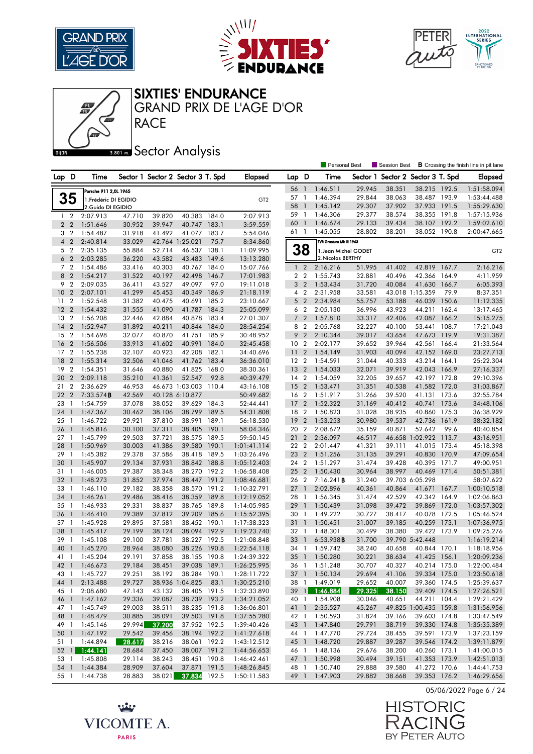# SIXTIES' ENDURANCE

## GRAND PRIX DE L'AGE D'OR

## RACE

## Sector Analysis

Personal Best | Session Best | **B** Crossing the finish line in pit lane

**35** — Porsche 911 2,0L 1965 — GT2
1.Frédéric DI EGIDIO
2.Guido DI EGIDIO

| Lap | D | Time | Sector 1 | Sector 2 | Sector 3 | T. Spd | Elapsed |
|---|---|---|---|---|---|---|---|
| 1 | 2 | 2:07.913 | 47.710 | 39.820 | 40.383 | 184.0 | 2:07.913 |
| 2 | 2 | 1:51.646 | 30.952 | 39.947 | 40.747 | 183.1 | 3:59.559 |
| 3 | 2 | 1:54.487 | 31.918 | 41.492 | 41.077 | 183.7 | 5:54.046 |
| 4 | 2 | 2:40.814 | 33.029 | 42.764 | 1:25.021 | 75.7 | 8:34.860 |
| 5 | 2 | 2:35.135 | 55.884 | 52.714 | 46.537 | 138.1 | 11:09.995 |
| 6 | 2 | 2:03.285 | 36.220 | 43.582 | 43.483 | 149.6 | 13:13.280 |
| 7 | 2 | 1:54.486 | 33.416 | 40.303 | 40.767 | 184.0 | 15:07.766 |
| 8 | 2 | 1:54.217 | 31.522 | 40.197 | 42.498 | 146.7 | 17:01.983 |
| 9 | 2 | 2:09.035 | 36.411 | 43.527 | 49.097 | 97.0 | 19:11.018 |
| 10 | 2 | 2:07.101 | 41.299 | 45.453 | 40.349 | 186.9 | 21:18.119 |
| 11 | 2 | 1:52.548 | 31.382 | 40.475 | 40.691 | 185.2 | 23:10.667 |
| 12 | 2 | 1:54.432 | 31.555 | 41.090 | 41.787 | 184.3 | 25:05.099 |
| 13 | 2 | 1:56.208 | 32.446 | 42.884 | 40.878 | 183.4 | 27:01.307 |
| 14 | 2 | 1:52.947 | 31.892 | 40.211 | 40.844 | 184.0 | 28:54.254 |
| 15 | 2 | 1:54.698 | 32.077 | 40.870 | 41.751 | 185.9 | 30:48.952 |
| 16 | 2 | 1:56.506 | 33.913 | 41.602 | 40.991 | 184.0 | 32:45.458 |
| 17 | 2 | 1:55.238 | 32.107 | 40.923 | 42.208 | 182.1 | 34:40.696 |
| 18 | 2 | 1:55.314 | 32.506 | 41.046 | 41.762 | 183.4 | 36:36.010 |
| 19 | 2 | 1:54.351 | 31.646 | 40.880 | 41.825 | 168.0 | 38:30.361 |
| 20 | 2 | 2:09.118 | 35.210 | 41.361 | 52.547 | 92.8 | 40:39.479 |
| 21 | 2 | 2:36.629 | 46.953 | 46.673 | 1:03.003 | 110.4 | 43:16.108 |
| 22 | 2 | 7:33.574 **B** | 42.569 | 40.128 | 6:10.877 | | 50:49.682 |
| 23 | 1 | 1:54.759 | 37.078 | 38.052 | 39.629 | 184.3 | 52:44.441 |
| 24 | 1 | 1:47.367 | 30.462 | 38.106 | 38.799 | 189.5 | 54:31.808 |
| 25 | 1 | 1:46.722 | 29.921 | 37.810 | 38.991 | 189.1 | 56:18.530 |
| 26 | 1 | 1:45.816 | 30.100 | 37.311 | 38.405 | 190.1 | 58:04.346 |
| 27 | 1 | 1:45.799 | 29.503 | 37.721 | 38.575 | 189.5 | 59:50.145 |
| 28 | 1 | 1:50.969 | 30.003 | 41.386 | 39.580 | 190.1 | 1:01:41.114 |
| 29 | 1 | 1:45.382 | 29.378 | 37.586 | 38.418 | 189.5 | 1:03:26.496 |
| 30 | 1 | 1:45.907 | 29.134 | 37.931 | 38.842 | 188.8 | 1:05:12.403 |
| 31 | 1 | 1:46.005 | 29.387 | 38.348 | 38.270 | 192.2 | 1:06:58.408 |
| 32 | 1 | 1:48.273 | 31.852 | 37.974 | 38.447 | 191.2 | 1:08:46.681 |
| 33 | 1 | 1:46.110 | 29.182 | 38.358 | 38.570 | 191.2 | 1:10:32.791 |
| 34 | 1 | 1:46.261 | 29.486 | 38.416 | 38.359 | 189.8 | 1:12:19.052 |
| 35 | 1 | 1:46.933 | 29.331 | 38.837 | 38.765 | 189.8 | 1:14:05.985 |
| 36 | 1 | 1:46.410 | 29.389 | 37.812 | 39.209 | 185.6 | 1:15:52.395 |
| 37 | 1 | 1:45.928 | 29.895 | 37.581 | 38.452 | 190.1 | 1:17:38.323 |
| 38 | 1 | 1:45.417 | 29.199 | 38.124 | 38.094 | 192.9 | 1:19:23.740 |
| 39 | 1 | 1:45.108 | 29.100 | 37.781 | 38.227 | 192.5 | 1:21:08.848 |
| 40 | 1 | 1:45.270 | 28.964 | 38.080 | 38.226 | 190.8 | 1:22:54.118 |
| 41 | 1 | 1:45.204 | 29.191 | 37.858 | 38.155 | 190.8 | 1:24:39.322 |
| 42 | 1 | 1:46.673 | 29.184 | 38.451 | 39.038 | 189.1 | 1:26:25.995 |
| 43 | 1 | 1:45.727 | 29.251 | 38.192 | 38.284 | 190.1 | 1:28:11.722 |
| 44 | 1 | 2:13.488 | 29.727 | 38.936 | 1:04.825 | 83.1 | 1:30:25.210 |
| 45 | 1 | 2:08.680 | 47.143 | 43.132 | 38.405 | 191.5 | 1:32:33.890 |
| 46 | 1 | 1:47.162 | 29.336 | 39.087 | 38.739 | 193.2 | 1:34:21.052 |
| 47 | 1 | 1:45.749 | 29.003 | 38.511 | 38.235 | 191.8 | 1:36:06.801 |
| 48 | 1 | 1:48.479 | 30.885 | 38.091 | 39.503 | 191.8 | 1:37:55.280 |
| 49 | 1 | 1:45.146 | 29.994 | 37.200 | 37.952 | 192.5 | 1:39:40.426 |
| 50 | 1 | 1:47.192 | 29.542 | 39.456 | 38.194 | 192.2 | 1:41:27.618 |
| 51 | 1 | 1:44.894 | 28.617 | 38.216 | 38.061 | 192.2 | 1:43:12.512 |
| 52 | 1 | 1:44.141 | 28.684 | 37.450 | 38.007 | 191.2 | 1:44:56.653 |
| 53 | 1 | 1:45.808 | 29.114 | 38.243 | 38.451 | 190.8 | 1:46:42.461 |
| 54 | 1 | 1:44.384 | 28.909 | 37.604 | 37.871 | 191.5 | 1:48:26.845 |
| 55 | 1 | 1:44.738 | 28.883 | 38.021 | 37.834 | 192.5 | 1:50:11.583 |
| 56 | 1 | 1:46.511 | 29.945 | 38.351 | 38.215 | 192.5 | 1:51:58.094 |
| 57 | 1 | 1:46.394 | 29.844 | 38.063 | 38.487 | 193.9 | 1:53:44.488 |
| 58 | 1 | 1:45.142 | 29.307 | 37.902 | 37.933 | 191.5 | 1:55:29.630 |
| 59 | 1 | 1:46.306 | 29.377 | 38.574 | 38.355 | 191.8 | 1:57:15.936 |
| 60 | 1 | 1:46.674 | 29.133 | 39.434 | 38.107 | 192.2 | 1:59:02.610 |
| 61 | 1 | 1:45.055 | 28.802 | 38.201 | 38.052 | 190.8 | 2:00:47.665 |

**38** — TVR Grantura Mk III 1963 — GT2
1.Jean Michel GODET
2.Nicolas BERTHY

| Lap | D | Time | Sector 1 | Sector 2 | Sector 3 | T. Spd | Elapsed |
|---|---|---|---|---|---|---|---|
| 1 | 2 | 2:16.216 | 51.995 | 41.402 | 42.819 | 167.7 | 2:16.216 |
| 2 | 2 | 1:55.743 | 32.881 | 40.496 | 42.366 | 164.9 | 4:11.959 |
| 3 | 2 | 1:53.434 | 31.720 | 40.084 | 41.630 | 166.7 | 6:05.393 |
| 4 | 2 | 2:31.958 | 33.581 | 43.018 | 1:15.359 | 79.9 | 8:37.351 |
| 5 | 2 | 2:34.984 | 55.757 | 53.188 | 46.039 | 150.6 | 11:12.335 |
| 6 | 2 | 2:05.130 | 36.996 | 43.923 | 44.211 | 162.4 | 13:17.465 |
| 7 | 2 | 1:57.810 | 33.317 | 42.406 | 42.087 | 166.2 | 15:15.275 |
| 8 | 2 | 2:05.768 | 32.227 | 40.100 | 53.441 | 108.7 | 17:21.043 |
| 9 | 2 | 2:10.344 | 39.017 | 43.654 | 47.673 | 119.9 | 19:31.387 |
| 10 | 2 | 2:02.177 | 39.652 | 39.964 | 42.561 | 166.4 | 21:33.564 |
| 11 | 2 | 1:54.149 | 31.903 | 40.094 | 42.152 | 169.0 | 23:27.713 |
| 12 | 2 | 1:54.591 | 31.044 | 40.333 | 43.214 | 164.1 | 25:22.304 |
| 13 | 2 | 1:54.033 | 32.071 | 39.919 | 42.043 | 166.9 | 27:16.337 |
| 14 | 2 | 1:54.059 | 32.205 | 39.657 | 42.197 | 172.8 | 29:10.396 |
| 15 | 2 | 1:53.471 | 31.351 | 40.538 | 41.582 | 172.0 | 31:03.867 |
| 16 | 2 | 1:51.917 | 31.266 | 39.520 | 41.131 | 173.6 | 32:55.784 |
| 17 | 2 | 1:52.322 | 31.169 | 40.412 | 40.741 | 173.6 | 34:48.106 |
| 18 | 2 | 1:50.823 | 31.028 | 38.935 | 40.860 | 175.3 | 36:38.929 |
| 19 | 2 | 1:53.253 | 30.980 | 39.537 | 42.736 | 161.9 | 38:32.182 |
| 20 | 2 | 2:08.672 | 35.159 | 40.871 | 52.642 | 99.6 | 40:40.854 |
| 21 | 2 | 2:36.097 | 46.517 | 46.658 | 1:02.922 | 113.7 | 43:16.951 |
| 22 | 2 | 2:01.447 | 41.321 | 39.111 | 41.015 | 173.4 | 45:18.398 |
| 23 | 2 | 1:51.256 | 31.135 | 39.291 | 40.830 | 170.9 | 47:09.654 |
| 24 | 2 | 1:51.297 | 31.474 | 39.428 | 40.395 | 171.7 | 49:00.951 |
| 25 | 2 | 1:50.430 | 30.964 | 38.997 | 40.469 | 171.4 | 50:51.381 |
| 26 | 2 | 7:16.241 **B** | 31.240 | 39.703 | 6:05.298 | | 58:07.622 |
| 27 | 1 | 2:02.896 | 40.361 | 40.864 | 41.671 | 167.7 | 1:00:10.518 |
| 28 | 1 | 1:56.345 | 31.474 | 42.529 | 42.342 | 164.9 | 1:02:06.863 |
| 29 | 1 | 1:50.439 | 31.098 | 39.472 | 39.869 | 172.0 | 1:03:57.302 |
| 30 | 1 | 1:49.222 | 30.727 | 38.417 | 40.078 | 172.5 | 1:05:46.524 |
| 31 | 1 | 1:50.451 | 31.007 | 39.185 | 40.259 | 173.1 | 1:07:36.975 |
| 32 | 1 | 1:48.301 | 30.499 | 38.380 | 39.422 | 173.9 | 1:09:25.276 |
| 33 | 1 | 6:53.938 **B** | 31.700 | 39.790 | 5:42.448 | | 1:16:19.214 |
| 34 | 1 | 1:59.742 | 38.240 | 40.658 | 40.844 | 170.1 | 1:18:18.956 |
| 35 | 1 | 1:50.280 | 30.221 | 38.634 | 41.425 | 156.1 | 1:20:09.236 |
| 36 | 1 | 1:51.248 | 30.707 | 40.327 | 40.214 | 175.0 | 1:22:00.484 |
| 37 | 1 | 1:50.134 | 29.694 | 41.106 | 39.334 | 175.0 | 1:23:50.618 |
| 38 | 1 | 1:49.019 | 29.652 | 40.007 | 39.360 | 174.5 | 1:25:39.637 |
| 39 | 1 | 1:46.884 | 29.325 | 38.150 | 39.409 | 174.5 | 1:27:26.521 |
| 40 | 1 | 1:54.908 | 30.046 | 40.651 | 44.211 | 104.4 | 1:29:21.429 |
| 41 | 1 | 2:35.527 | 45.267 | 49.825 | 1:00.435 | 159.8 | 1:31:56.956 |
| 42 | 1 | 1:50.593 | 31.824 | 39.166 | 39.603 | 174.8 | 1:33:47.549 |
| 43 | 1 | 1:47.840 | 29.791 | 38.719 | 39.330 | 174.8 | 1:35:35.389 |
| 44 | 1 | 1:47.770 | 29.724 | 38.455 | 39.591 | 173.9 | 1:37:23.159 |
| 45 | 1 | 1:48.720 | 29.887 | 39.287 | 39.546 | 174.2 | 1:39:11.879 |
| 46 | 1 | 1:48.136 | 29.676 | 38.200 | 40.260 | 173.1 | 1:41:00.015 |
| 47 | 1 | 1:50.998 | 30.494 | 39.151 | 41.353 | 173.9 | 1:42:51.013 |
| 48 | 1 | 1:50.740 | 29.888 | 39.580 | 41.272 | 170.6 | 1:44:41.753 |
| 49 | 1 | 1:47.903 | 29.882 | 38.668 | 39.353 | 176.2 | 1:46:29.656 |

05/06/2022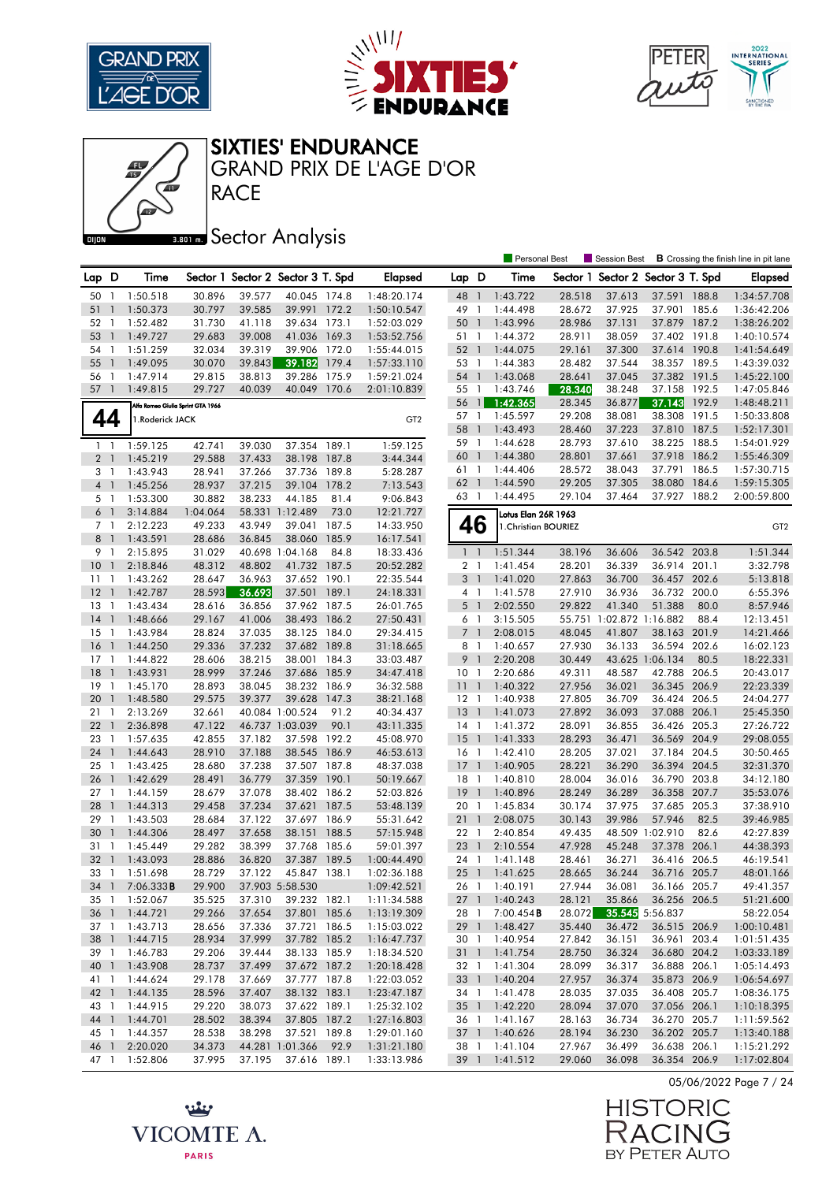# SIXTIES' ENDURANCE

## GRAND PRIX DE L'AGE D'OR

## RACE

## Sector Analysis

Personal Best | Session Best | **B** Crossing the finish line in pit lane

| Lap | D | Time | Sector 1 | Sector 2 | Sector 3 | T. Spd | Elapsed |
|---|---|---|---|---|---|---|---|
| 50 | 1 | 1:50.518 | 30.896 | 39.577 | 40.045 | 174.8 | 1:48:20.174 |
| 51 | 1 | 1:50.373 | 30.797 | 39.585 | 39.991 | 172.2 | 1:50:10.547 |
| 52 | 1 | 1:52.482 | 31.730 | 41.118 | 39.634 | 173.1 | 1:52:03.029 |
| 53 | 1 | 1:49.727 | 29.683 | 39.008 | 41.036 | 169.3 | 1:53:52.756 |
| 54 | 1 | 1:51.259 | 32.034 | 39.319 | 39.906 | 172.0 | 1:55:44.015 |
| 55 | 1 | 1:49.095 | 30.070 | 39.843 | 39.182 | 179.4 | 1:57:33.110 |
| 56 | 1 | 1:47.914 | 29.815 | 38.813 | 39.286 | 175.9 | 1:59:21.024 |
| 57 | 1 | 1:49.815 | 29.727 | 40.039 | 40.049 | 170.6 | 2:01:10.839 |

### 44 — Alfa Romeo Giulia Sprint GTA 1966 — 1.Roderick JACK — GT2

| Lap | D | Time | Sector 1 | Sector 2 | Sector 3 | T. Spd | Elapsed |
|---|---|---|---|---|---|---|---|
| 1 | 1 | 1:59.125 | 42.741 | 39.030 | 37.354 | 189.1 | 1:59.125 |
| 2 | 1 | 1:45.219 | 29.588 | 37.433 | 38.198 | 187.8 | 3:44.344 |
| 3 | 1 | 1:43.943 | 28.941 | 37.266 | 37.736 | 189.8 | 5:28.287 |
| 4 | 1 | 1:45.256 | 28.937 | 37.215 | 39.104 | 178.2 | 7:13.543 |
| 5 | 1 | 1:53.300 | 30.882 | 38.233 | 44.185 | 81.4 | 9:06.843 |
| 6 | 1 | 3:14.884 | 1:04.064 | 58.331 | 1:12.489 | 73.0 | 12:21.727 |
| 7 | 1 | 2:12.223 | 49.233 | 43.949 | 39.041 | 187.5 | 14:33.950 |
| 8 | 1 | 1:43.591 | 28.686 | 36.845 | 38.060 | 185.9 | 16:17.541 |
| 9 | 1 | 2:15.895 | 31.029 | 40.698 | 1:04.168 | 84.8 | 18:33.436 |
| 10 | 1 | 2:18.846 | 48.312 | 48.802 | 41.732 | 187.5 | 20:52.282 |
| 11 | 1 | 1:43.262 | 28.647 | 36.963 | 37.652 | 190.1 | 22:35.544 |
| 12 | 1 | 1:42.787 | 28.593 | 36.693 | 37.501 | 189.1 | 24:18.331 |
| 13 | 1 | 1:43.434 | 28.616 | 36.856 | 37.962 | 187.5 | 26:01.765 |
| 14 | 1 | 1:48.666 | 29.167 | 41.006 | 38.493 | 186.2 | 27:50.431 |
| 15 | 1 | 1:43.984 | 28.824 | 37.035 | 38.125 | 184.0 | 29:34.415 |
| 16 | 1 | 1:44.250 | 29.336 | 37.232 | 37.682 | 189.8 | 31:18.665 |
| 17 | 1 | 1:44.822 | 28.606 | 38.215 | 38.001 | 184.3 | 33:03.487 |
| 18 | 1 | 1:43.931 | 28.999 | 37.246 | 37.686 | 185.9 | 34:47.418 |
| 19 | 1 | 1:45.170 | 28.893 | 38.045 | 38.232 | 186.9 | 36:32.588 |
| 20 | 1 | 1:48.580 | 29.575 | 39.377 | 39.628 | 147.3 | 38:21.168 |
| 21 | 1 | 2:13.269 | 32.661 | 40.084 | 1:00.524 | 91.2 | 40:34.437 |
| 22 | 1 | 2:36.898 | 47.122 | 46.737 | 1:03.039 | 90.1 | 43:11.335 |
| 23 | 1 | 1:57.635 | 42.855 | 37.182 | 37.598 | 192.2 | 45:08.970 |
| 24 | 1 | 1:44.643 | 28.910 | 37.188 | 38.545 | 186.9 | 46:53.613 |
| 25 | 1 | 1:43.425 | 28.680 | 37.238 | 37.507 | 187.8 | 48:37.038 |
| 26 | 1 | 1:42.629 | 28.491 | 36.779 | 37.359 | 190.1 | 50:19.667 |
| 27 | 1 | 1:44.159 | 28.679 | 37.078 | 38.402 | 186.2 | 52:03.826 |
| 28 | 1 | 1:44.313 | 29.458 | 37.234 | 37.621 | 187.5 | 53:48.139 |
| 29 | 1 | 1:43.503 | 28.684 | 37.122 | 37.697 | 186.9 | 55:31.642 |
| 30 | 1 | 1:44.306 | 28.497 | 37.658 | 38.151 | 188.5 | 57:15.948 |
| 31 | 1 | 1:45.449 | 29.282 | 38.399 | 37.768 | 185.6 | 59:01.397 |
| 32 | 1 | 1:43.093 | 28.886 | 36.820 | 37.387 | 189.5 | 1:00:44.490 |
| 33 | 1 | 1:51.698 | 28.729 | 37.122 | 45.847 | 138.1 | 1:02:36.188 |
| 34 | 1 | 7:06.333 **B** | 29.900 | 37.903 | 5:58.530 | | 1:09:42.521 |
| 35 | 1 | 1:52.067 | 35.525 | 37.310 | 39.232 | 182.1 | 1:11:34.588 |
| 36 | 1 | 1:44.721 | 29.266 | 37.654 | 37.801 | 185.6 | 1:13:19.309 |
| 37 | 1 | 1:43.713 | 28.656 | 37.336 | 37.721 | 186.5 | 1:15:03.022 |
| 38 | 1 | 1:44.715 | 28.934 | 37.999 | 37.782 | 185.2 | 1:16:47.737 |
| 39 | 1 | 1:46.783 | 29.206 | 39.444 | 38.133 | 185.9 | 1:18:34.520 |
| 40 | 1 | 1:43.908 | 28.737 | 37.499 | 37.672 | 187.2 | 1:20:18.428 |
| 41 | 1 | 1:44.624 | 29.178 | 37.669 | 37.777 | 187.8 | 1:22:03.052 |
| 42 | 1 | 1:44.135 | 28.596 | 37.407 | 38.132 | 183.1 | 1:23:47.187 |
| 43 | 1 | 1:44.915 | 29.220 | 38.073 | 37.622 | 189.1 | 1:25:32.102 |
| 44 | 1 | 1:44.701 | 28.502 | 38.394 | 37.805 | 187.2 | 1:27:16.803 |
| 45 | 1 | 1:44.357 | 28.538 | 38.298 | 37.521 | 189.8 | 1:29:01.160 |
| 46 | 1 | 2:20.020 | 34.373 | 44.281 | 1:01.366 | 92.9 | 1:31:21.180 |
| 47 | 1 | 1:52.806 | 37.995 | 37.195 | 37.616 | 189.1 | 1:33:13.986 |
| 48 | 1 | 1:43.722 | 28.518 | 37.613 | 37.591 | 188.8 | 1:34:57.708 |
| 49 | 1 | 1:44.498 | 28.672 | 37.925 | 37.901 | 185.6 | 1:36:42.206 |
| 50 | 1 | 1:43.996 | 28.986 | 37.131 | 37.879 | 187.2 | 1:38:26.202 |
| 51 | 1 | 1:44.372 | 28.911 | 38.059 | 37.402 | 191.8 | 1:40:10.574 |
| 52 | 1 | 1:44.075 | 29.161 | 37.300 | 37.614 | 190.8 | 1:41:54.649 |
| 53 | 1 | 1:44.383 | 28.482 | 37.544 | 38.357 | 189.5 | 1:43:39.032 |
| 54 | 1 | 1:43.068 | 28.641 | 37.045 | 37.382 | 191.5 | 1:45:22.100 |
| 55 | 1 | 1:43.746 | 28.340 | 38.248 | 37.158 | 192.5 | 1:47:05.846 |
| 56 | 1 | 1:42.365 | 28.345 | 36.877 | 37.143 | 192.9 | 1:48:48.211 |
| 57 | 1 | 1:45.597 | 29.208 | 38.081 | 38.308 | 191.5 | 1:50:33.808 |
| 58 | 1 | 1:43.493 | 28.460 | 37.223 | 37.810 | 187.5 | 1:52:17.301 |
| 59 | 1 | 1:44.628 | 28.793 | 37.610 | 38.225 | 188.5 | 1:54:01.929 |
| 60 | 1 | 1:44.380 | 28.801 | 37.661 | 37.918 | 186.2 | 1:55:46.309 |
| 61 | 1 | 1:44.406 | 28.572 | 38.043 | 37.791 | 186.5 | 1:57:30.715 |
| 62 | 1 | 1:44.590 | 29.205 | 37.305 | 38.080 | 184.6 | 1:59:15.305 |
| 63 | 1 | 1:44.495 | 29.104 | 37.464 | 37.927 | 188.2 | 2:00:59.800 |

### 46 — Lotus Elan 26R 1963 — 1.Christian BOURIEZ — GT2

| Lap | D | Time | Sector 1 | Sector 2 | Sector 3 | T. Spd | Elapsed |
|---|---|---|---|---|---|---|---|
| 1 | 1 | 1:51.344 | 38.196 | 36.606 | 36.542 | 203.8 | 1:51.344 |
| 2 | 1 | 1:41.454 | 28.201 | 36.339 | 36.914 | 201.1 | 3:32.798 |
| 3 | 1 | 1:41.020 | 27.863 | 36.700 | 36.457 | 202.6 | 5:13.818 |
| 4 | 1 | 1:41.578 | 27.910 | 36.936 | 36.732 | 200.0 | 6:55.396 |
| 5 | 1 | 2:02.550 | 29.822 | 41.340 | 51.388 | 80.0 | 8:57.946 |
| 6 | 1 | 3:15.505 | 55.751 | 1:02.872 | 1:16.882 | 88.4 | 12:13.451 |
| 7 | 1 | 2:08.015 | 48.045 | 41.807 | 38.163 | 201.9 | 14:21.466 |
| 8 | 1 | 1:40.657 | 27.930 | 36.133 | 36.594 | 202.6 | 16:02.123 |
| 9 | 1 | 2:20.208 | 30.449 | 43.625 | 1:06.134 | 80.5 | 18:22.331 |
| 10 | 1 | 2:20.686 | 49.311 | 48.587 | 42.788 | 206.5 | 20:43.017 |
| 11 | 1 | 1:40.322 | 27.956 | 36.021 | 36.345 | 206.9 | 22:23.339 |
| 12 | 1 | 1:40.938 | 27.805 | 36.709 | 36.424 | 206.5 | 24:04.277 |
| 13 | 1 | 1:41.073 | 27.892 | 36.093 | 37.088 | 206.1 | 25:45.350 |
| 14 | 1 | 1:41.372 | 28.091 | 36.855 | 36.426 | 205.3 | 27:26.722 |
| 15 | 1 | 1:41.333 | 28.293 | 36.471 | 36.569 | 204.9 | 29:08.055 |
| 16 | 1 | 1:42.410 | 28.205 | 37.021 | 37.184 | 204.5 | 30:50.465 |
| 17 | 1 | 1:40.905 | 28.221 | 36.290 | 36.394 | 204.5 | 32:31.370 |
| 18 | 1 | 1:40.810 | 28.004 | 36.016 | 36.790 | 203.8 | 34:12.180 |
| 19 | 1 | 1:40.896 | 28.249 | 36.289 | 36.358 | 207.7 | 35:53.076 |
| 20 | 1 | 1:45.834 | 30.174 | 37.975 | 37.685 | 205.3 | 37:38.910 |
| 21 | 1 | 2:08.075 | 30.143 | 39.986 | 57.946 | 82.5 | 39:46.985 |
| 22 | 1 | 2:40.854 | 49.435 | 48.509 | 1:02.910 | 82.6 | 42:27.839 |
| 23 | 1 | 2:10.554 | 47.928 | 45.248 | 37.378 | 206.1 | 44:38.393 |
| 24 | 1 | 1:41.148 | 28.461 | 36.271 | 36.416 | 206.5 | 46:19.541 |
| 25 | 1 | 1:41.625 | 28.665 | 36.244 | 36.716 | 205.7 | 48:01.166 |
| 26 | 1 | 1:40.191 | 27.944 | 36.081 | 36.166 | 205.7 | 49:41.357 |
| 27 | 1 | 1:40.243 | 28.121 | 35.866 | 36.256 | 206.5 | 51:21.600 |
| 28 | 1 | 7:00.454 **B** | 28.072 | 35.545 | 5:56.837 | | 58:22.054 |
| 29 | 1 | 1:48.427 | 35.440 | 36.472 | 36.515 | 206.9 | 1:00:10.481 |
| 30 | 1 | 1:40.954 | 27.842 | 36.151 | 36.961 | 203.4 | 1:01:51.435 |
| 31 | 1 | 1:41.754 | 28.750 | 36.324 | 36.680 | 204.2 | 1:03:33.189 |
| 32 | 1 | 1:41.304 | 28.099 | 36.317 | 36.888 | 206.1 | 1:05:14.493 |
| 33 | 1 | 1:40.204 | 27.957 | 36.374 | 35.873 | 206.9 | 1:06:54.697 |
| 34 | 1 | 1:41.478 | 28.035 | 37.035 | 36.408 | 205.7 | 1:08:36.175 |
| 35 | 1 | 1:42.220 | 28.094 | 37.070 | 37.056 | 206.1 | 1:10:18.395 |
| 36 | 1 | 1:41.167 | 28.163 | 36.734 | 36.270 | 205.7 | 1:11:59.562 |
| 37 | 1 | 1:40.626 | 28.194 | 36.230 | 36.202 | 205.7 | 1:13:40.188 |
| 38 | 1 | 1:41.104 | 27.967 | 36.499 | 36.638 | 206.1 | 1:15:21.292 |
| 39 | 1 | 1:41.512 | 29.060 | 36.098 | 36.354 | 206.9 | 1:17:02.804 |

05/06/2022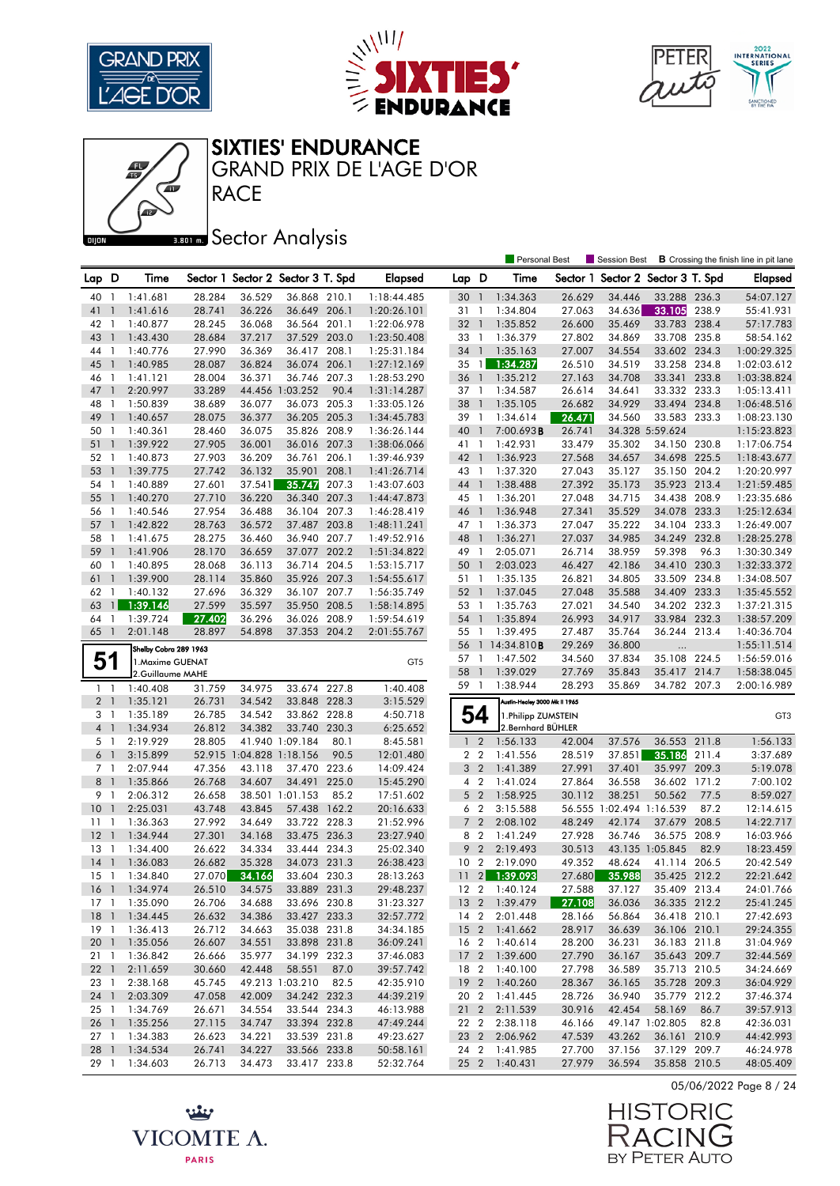# SIXTIES' ENDURANCE
## GRAND PRIX DE L'AGE D'OR
## RACE
## Sector Analysis

Personal Best | Session Best | **B** Crossing the finish line in pit lane

| Lap | D | Time | Sector 1 | Sector 2 | Sector 3 | T. Spd | Elapsed |
|---|---|---|---|---|---|---|---|
| 40 | 1 | 1:41.681 | 28.284 | 36.529 | 36.868 | 210.1 | 1:18:44.485 |
| 41 | 1 | 1:41.616 | 28.741 | 36.226 | 36.649 | 206.1 | 1:20:26.101 |
| 42 | 1 | 1:40.877 | 28.245 | 36.068 | 36.564 | 201.1 | 1:22:06.978 |
| 43 | 1 | 1:43.430 | 28.684 | 37.217 | 37.529 | 203.0 | 1:23:50.408 |
| 44 | 1 | 1:40.776 | 27.990 | 36.369 | 36.417 | 208.1 | 1:25:31.184 |
| 45 | 1 | 1:40.985 | 28.087 | 36.824 | 36.074 | 206.1 | 1:27:12.169 |
| 46 | 1 | 1:41.121 | 28.004 | 36.371 | 36.746 | 207.3 | 1:28:53.290 |
| 47 | 1 | 2:20.997 | 33.289 | 44.456 | 1:03.252 | 90.4 | 1:31:14.287 |
| 48 | 1 | 1:50.839 | 38.689 | 36.077 | 36.073 | 205.3 | 1:33:05.126 |
| 49 | 1 | 1:40.657 | 28.075 | 36.377 | 36.205 | 205.3 | 1:34:45.783 |
| 50 | 1 | 1:40.361 | 28.460 | 36.075 | 35.826 | 208.9 | 1:36:26.144 |
| 51 | 1 | 1:39.922 | 27.905 | 36.001 | 36.016 | 207.3 | 1:38:06.066 |
| 52 | 1 | 1:40.873 | 27.903 | 36.209 | 36.761 | 206.1 | 1:39:46.939 |
| 53 | 1 | 1:39.775 | 27.742 | 36.132 | 35.901 | 208.1 | 1:41:26.714 |
| 54 | 1 | 1:40.889 | 27.601 | 37.541 | 35.747 | 207.3 | 1:43:07.603 |
| 55 | 1 | 1:40.270 | 27.710 | 36.220 | 36.340 | 207.3 | 1:44:47.873 |
| 56 | 1 | 1:40.546 | 27.954 | 36.488 | 36.104 | 207.3 | 1:46:28.419 |
| 57 | 1 | 1:42.822 | 28.763 | 36.572 | 37.487 | 203.8 | 1:48:11.241 |
| 58 | 1 | 1:41.675 | 28.275 | 36.460 | 36.940 | 207.7 | 1:49:52.916 |
| 59 | 1 | 1:41.906 | 28.170 | 36.659 | 37.077 | 202.2 | 1:51:34.822 |
| 60 | 1 | 1:40.895 | 28.068 | 36.113 | 36.714 | 204.5 | 1:53:15.717 |
| 61 | 1 | 1:39.900 | 28.114 | 35.860 | 35.926 | 207.3 | 1:54:55.617 |
| 62 | 1 | 1:40.132 | 27.696 | 36.329 | 36.107 | 207.7 | 1:56:35.749 |
| 63 | 1 | 1:39.146 | 27.599 | 35.597 | 35.950 | 208.5 | 1:58:14.895 |
| 64 | 1 | 1:39.724 | 27.402 | 36.296 | 36.026 | 208.9 | 1:59:54.619 |
| 65 | 1 | 2:01.148 | 28.897 | 54.898 | 37.353 | 204.2 | 2:01:55.767 |

**51** — Shelby Cobra 289 1963 — GT5
1. Maxime GUENAT
2. Guillaume MAHE

| Lap | D | Time | Sector 1 | Sector 2 | Sector 3 | T. Spd | Elapsed |
|---|---|---|---|---|---|---|---|
| 1 | 1 | 1:40.408 | 31.759 | 34.975 | 33.674 | 227.8 | 1:40.408 |
| 2 | 1 | 1:35.121 | 26.731 | 34.542 | 33.848 | 228.3 | 3:15.529 |
| 3 | 1 | 1:35.189 | 26.785 | 34.542 | 33.862 | 228.8 | 4:50.718 |
| 4 | 1 | 1:34.934 | 26.812 | 34.382 | 33.740 | 230.3 | 6:25.652 |
| 5 | 1 | 2:19.929 | 28.805 | 41.940 | 1:09.184 | 80.1 | 8:45.581 |
| 6 | 1 | 3:15.899 | 52.915 | 1:04.828 | 1:18.156 | 90.5 | 12:01.480 |
| 7 | 1 | 2:07.944 | 47.356 | 43.118 | 37.470 | 223.6 | 14:09.424 |
| 8 | 1 | 1:35.866 | 26.768 | 34.607 | 34.491 | 225.0 | 15:45.290 |
| 9 | 1 | 2:06.312 | 26.658 | 38.501 | 1:01.153 | 85.2 | 17:51.602 |
| 10 | 1 | 2:25.031 | 43.748 | 43.845 | 57.438 | 162.2 | 20:16.633 |
| 11 | 1 | 1:36.363 | 27.992 | 34.649 | 33.722 | 228.3 | 21:52.996 |
| 12 | 1 | 1:34.944 | 27.301 | 34.168 | 33.475 | 236.3 | 23:27.940 |
| 13 | 1 | 1:34.400 | 26.622 | 34.334 | 33.444 | 234.3 | 25:02.340 |
| 14 | 1 | 1:36.083 | 26.682 | 35.328 | 34.073 | 231.3 | 26:38.423 |
| 15 | 1 | 1:34.840 | 27.070 | 34.166 | 33.604 | 230.3 | 28:13.263 |
| 16 | 1 | 1:34.974 | 26.510 | 34.575 | 33.889 | 231.3 | 29:48.237 |
| 17 | 1 | 1:35.090 | 26.706 | 34.688 | 33.696 | 230.8 | 31:23.327 |
| 18 | 1 | 1:34.445 | 26.632 | 34.386 | 33.427 | 233.3 | 32:57.772 |
| 19 | 1 | 1:36.413 | 26.712 | 34.663 | 35.038 | 231.8 | 34:34.185 |
| 20 | 1 | 1:35.056 | 26.607 | 34.551 | 33.898 | 231.8 | 36:09.241 |
| 21 | 1 | 1:36.842 | 26.666 | 35.977 | 34.199 | 232.3 | 37:46.083 |
| 22 | 1 | 2:11.659 | 30.660 | 42.448 | 58.551 | 87.0 | 39:57.742 |
| 23 | 1 | 2:38.168 | 45.745 | 49.213 | 1:03.210 | 82.5 | 42:35.910 |
| 24 | 1 | 2:03.309 | 47.058 | 42.009 | 34.242 | 232.3 | 44:39.219 |
| 25 | 1 | 1:34.769 | 26.671 | 34.554 | 33.544 | 234.3 | 46:13.988 |
| 26 | 1 | 1:35.256 | 27.115 | 34.747 | 33.394 | 232.8 | 47:49.244 |
| 27 | 1 | 1:34.383 | 26.623 | 34.221 | 33.539 | 231.8 | 49:23.627 |
| 28 | 1 | 1:34.534 | 26.741 | 34.227 | 33.566 | 233.8 | 50:58.161 |
| 29 | 1 | 1:34.603 | 26.713 | 34.473 | 33.417 | 233.8 | 52:32.764 |
| 30 | 1 | 1:34.363 | 26.629 | 34.446 | 33.288 | 236.3 | 54:07.127 |
| 31 | 1 | 1:34.804 | 27.063 | 34.636 | 33.105 | 238.9 | 55:41.931 |
| 32 | 1 | 1:35.852 | 26.600 | 35.469 | 33.783 | 238.4 | 57:17.783 |
| 33 | 1 | 1:36.379 | 27.802 | 34.869 | 33.708 | 235.8 | 58:54.162 |
| 34 | 1 | 1:35.163 | 27.007 | 34.554 | 33.602 | 234.3 | 1:00:29.325 |
| 35 | 1 | 1:34.287 | 26.510 | 34.519 | 33.258 | 234.8 | 1:02:03.612 |
| 36 | 1 | 1:35.212 | 27.163 | 34.708 | 33.341 | 233.8 | 1:03:38.824 |
| 37 | 1 | 1:34.587 | 26.614 | 34.641 | 33.332 | 233.3 | 1:05:13.411 |
| 38 | 1 | 1:35.105 | 26.682 | 34.929 | 33.494 | 234.8 | 1:06:48.516 |
| 39 | 1 | 1:34.614 | 26.471 | 34.560 | 33.583 | 233.3 | 1:08:23.130 |
| 40 | 1 | 7:00.693 B | 26.741 | 34.328 | 5:59.624 | | 1:15:23.823 |
| 41 | 1 | 1:42.931 | 33.479 | 35.302 | 34.150 | 230.8 | 1:17:06.754 |
| 42 | 1 | 1:36.923 | 27.568 | 34.657 | 34.698 | 225.5 | 1:18:43.677 |
| 43 | 1 | 1:37.320 | 27.043 | 35.127 | 35.150 | 204.2 | 1:20:20.997 |
| 44 | 1 | 1:38.488 | 27.392 | 35.173 | 35.923 | 213.4 | 1:21:59.485 |
| 45 | 1 | 1:36.201 | 27.048 | 34.715 | 34.438 | 208.9 | 1:23:35.686 |
| 46 | 1 | 1:36.948 | 27.341 | 35.529 | 34.078 | 233.3 | 1:25:12.634 |
| 47 | 1 | 1:36.373 | 27.047 | 35.222 | 34.104 | 233.3 | 1:26:49.007 |
| 48 | 1 | 1:36.271 | 27.037 | 34.985 | 34.249 | 232.8 | 1:28:25.278 |
| 49 | 1 | 2:05.071 | 26.714 | 38.959 | 59.398 | 96.3 | 1:30:30.349 |
| 50 | 1 | 2:03.023 | 46.427 | 42.186 | 34.410 | 230.3 | 1:32:33.372 |
| 51 | 1 | 1:35.135 | 26.821 | 34.805 | 33.509 | 234.8 | 1:34:08.507 |
| 52 | 1 | 1:37.045 | 27.048 | 35.588 | 34.409 | 233.3 | 1:35:45.552 |
| 53 | 1 | 1:35.763 | 27.021 | 34.540 | 34.202 | 232.3 | 1:37:21.315 |
| 54 | 1 | 1:35.894 | 26.993 | 34.917 | 33.984 | 232.3 | 1:38:57.209 |
| 55 | 1 | 1:39.495 | 27.487 | 35.764 | 36.244 | 213.4 | 1:40:36.704 |
| 56 | 1 | 14:34.810 B | 29.269 | 36.800 | ... | | 1:55:11.514 |
| 57 | 1 | 1:47.502 | 34.560 | 37.834 | 35.108 | 224.5 | 1:56:59.016 |
| 58 | 1 | 1:39.029 | 27.769 | 35.843 | 35.417 | 214.7 | 1:58:38.045 |
| 59 | 1 | 1:38.944 | 28.293 | 35.869 | 34.782 | 207.3 | 2:00:16.989 |

**54** — Austin-Healey 3000 Mk II 1965 — GT3
1. Philipp ZUMSTEIN
2. Bernhard BÜHLER

| Lap | D | Time | Sector 1 | Sector 2 | Sector 3 | T. Spd | Elapsed |
|---|---|---|---|---|---|---|---|
| 1 | 2 | 1:56.133 | 42.004 | 37.576 | 36.553 | 211.8 | 1:56.133 |
| 2 | 2 | 1:41.556 | 28.519 | 37.851 | 35.186 | 211.4 | 3:37.689 |
| 3 | 2 | 1:41.389 | 27.991 | 37.401 | 35.997 | 209.3 | 5:19.078 |
| 4 | 2 | 1:41.024 | 27.864 | 36.558 | 36.602 | 171.2 | 7:00.102 |
| 5 | 2 | 1:58.925 | 30.112 | 38.251 | 50.562 | 77.5 | 8:59.027 |
| 6 | 2 | 3:15.588 | 56.555 | 1:02.494 | 1:16.539 | 87.2 | 12:14.615 |
| 7 | 2 | 2:08.102 | 48.249 | 42.174 | 37.679 | 208.5 | 14:22.717 |
| 8 | 2 | 1:41.249 | 27.928 | 36.746 | 36.575 | 208.9 | 16:03.966 |
| 9 | 2 | 2:19.493 | 30.513 | 43.135 | 1:05.845 | 82.9 | 18:23.459 |
| 10 | 2 | 2:19.090 | 49.352 | 48.624 | 41.114 | 206.5 | 20:42.549 |
| 11 | 2 | 1:39.093 | 27.680 | 35.988 | 35.425 | 212.2 | 22:21.642 |
| 12 | 2 | 1:40.124 | 27.588 | 37.127 | 35.409 | 213.4 | 24:01.766 |
| 13 | 2 | 1:39.479 | 27.108 | 36.036 | 36.335 | 212.2 | 25:41.245 |
| 14 | 2 | 2:01.448 | 28.166 | 56.864 | 36.418 | 210.1 | 27:42.693 |
| 15 | 2 | 1:41.662 | 28.917 | 36.639 | 36.106 | 210.1 | 29:24.355 |
| 16 | 2 | 1:40.614 | 28.200 | 36.231 | 36.183 | 211.8 | 31:04.969 |
| 17 | 2 | 1:39.600 | 27.790 | 36.167 | 35.643 | 209.7 | 32:44.569 |
| 18 | 2 | 1:40.100 | 27.798 | 36.589 | 35.713 | 210.5 | 34:24.669 |
| 19 | 2 | 1:40.260 | 28.367 | 36.165 | 35.728 | 209.3 | 36:04.929 |
| 20 | 2 | 1:41.445 | 28.726 | 36.940 | 35.779 | 212.2 | 37:46.374 |
| 21 | 2 | 2:11.539 | 30.916 | 42.454 | 58.169 | 86.7 | 39:57.913 |
| 22 | 2 | 2:38.118 | 46.166 | 49.147 | 1:02.805 | 82.8 | 42:36.031 |
| 23 | 2 | 2:06.962 | 47.539 | 43.262 | 36.161 | 210.9 | 44:42.993 |
| 24 | 2 | 1:41.985 | 27.700 | 37.156 | 37.129 | 209.7 | 46:24.978 |
| 25 | 2 | 1:40.431 | 27.979 | 36.594 | 35.858 | 210.5 | 48:05.409 |

05/06/2022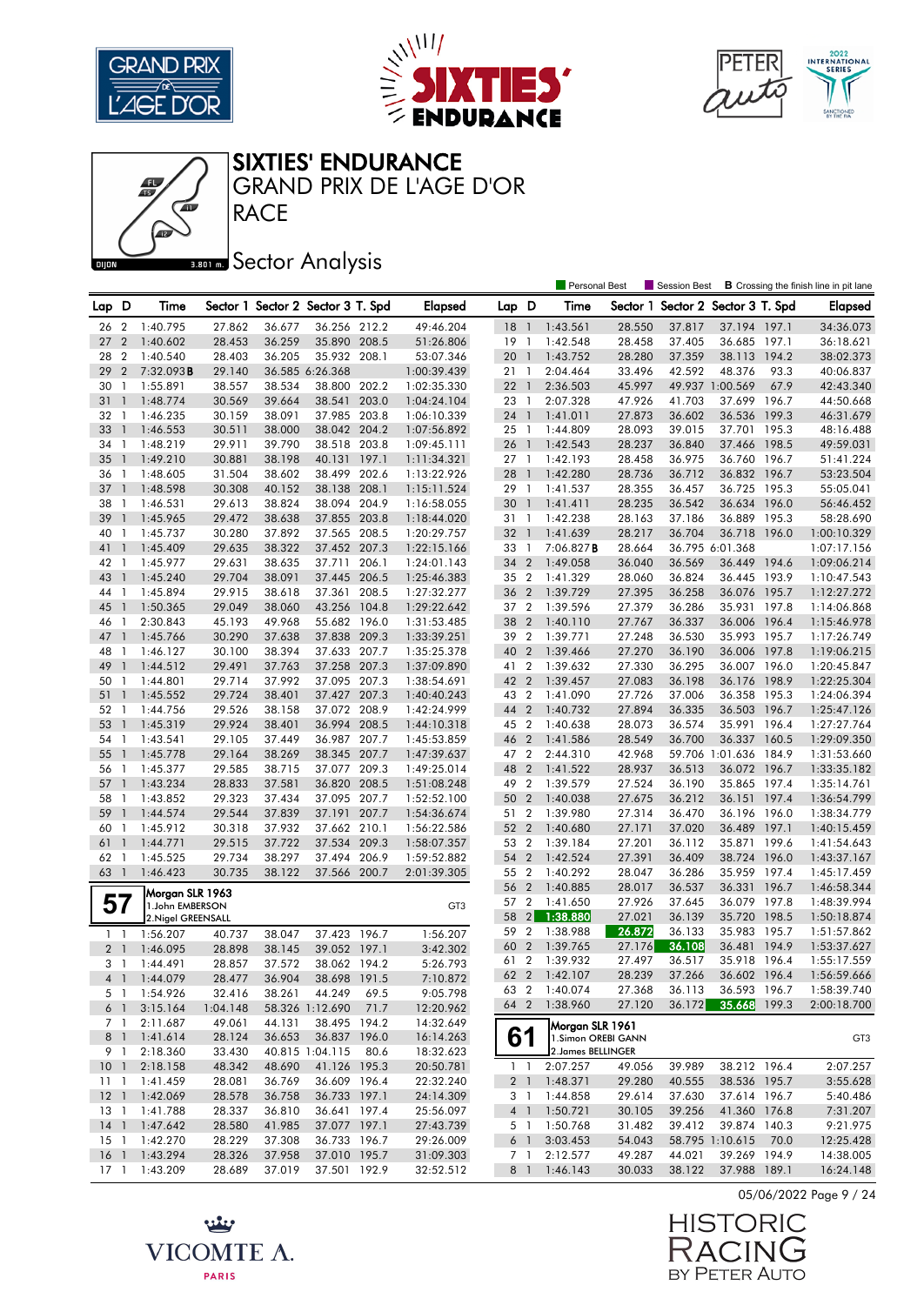# SIXTIES' ENDURANCE

## GRAND PRIX DE L'AGE D'OR

## RACE

## Sector Analysis

Personal Best | Session Best | **B** Crossing the finish line in pit lane

| Lap | D | Time | Sector 1 | Sector 2 | Sector 3 | T. Spd | Elapsed |
|---|---|---|---|---|---|---|---|
| 26 | 2 | 1:40.795 | 27.862 | 36.677 | 36.256 | 212.2 | 49:46.204 |
| 27 | 2 | 1:40.602 | 28.453 | 36.259 | 35.890 | 208.5 | 51:26.806 |
| 28 | 2 | 1:40.540 | 28.403 | 36.205 | 35.932 | 208.1 | 53:07.346 |
| 29 | 2 | 7:32.093**B** | 29.140 | 36.585 | 6:26.368 | | 1:00:39.439 |
| 30 | 1 | 1:55.891 | 38.557 | 38.534 | 38.800 | 202.2 | 1:02:35.330 |
| 31 | 1 | 1:48.774 | 30.569 | 39.664 | 38.541 | 203.0 | 1:04:24.104 |
| 32 | 1 | 1:46.235 | 30.159 | 38.091 | 37.985 | 203.8 | 1:06:10.339 |
| 33 | 1 | 1:46.553 | 30.511 | 38.000 | 38.042 | 204.2 | 1:07:56.892 |
| 34 | 1 | 1:48.219 | 29.911 | 39.790 | 38.518 | 208.8 | 1:09:45.111 |
| 35 | 1 | 1:49.210 | 30.881 | 38.198 | 40.131 | 197.1 | 1:11:34.321 |
| 36 | 1 | 1:48.605 | 31.504 | 38.602 | 38.499 | 202.6 | 1:13:22.926 |
| 37 | 1 | 1:48.598 | 30.308 | 40.152 | 38.138 | 208.1 | 1:15:11.524 |
| 38 | 1 | 1:46.531 | 29.613 | 38.824 | 38.094 | 204.9 | 1:16:58.055 |
| 39 | 1 | 1:45.965 | 29.472 | 38.638 | 37.855 | 203.8 | 1:18:44.020 |
| 40 | 1 | 1:45.737 | 30.280 | 37.892 | 37.565 | 208.5 | 1:20:29.757 |
| 41 | 1 | 1:45.409 | 29.635 | 38.322 | 37.452 | 207.3 | 1:22:15.166 |
| 42 | 1 | 1:45.977 | 29.631 | 38.635 | 37.711 | 206.1 | 1:24:01.143 |
| 43 | 1 | 1:45.240 | 29.704 | 38.091 | 37.445 | 206.5 | 1:25:46.383 |
| 44 | 1 | 1:45.894 | 29.915 | 38.618 | 37.361 | 208.5 | 1:27:32.277 |
| 45 | 1 | 1:50.365 | 29.049 | 38.060 | 43.256 | 104.8 | 1:29:22.642 |
| 46 | 1 | 2:30.843 | 45.193 | 49.968 | 55.682 | 196.0 | 1:31:53.485 |
| 47 | 1 | 1:45.766 | 30.290 | 37.638 | 37.838 | 209.3 | 1:33:39.251 |
| 48 | 1 | 1:46.127 | 30.100 | 38.394 | 37.633 | 207.7 | 1:35:25.378 |
| 49 | 1 | 1:44.512 | 29.491 | 37.763 | 37.258 | 207.3 | 1:37:09.890 |
| 50 | 1 | 1:44.801 | 29.714 | 37.992 | 37.095 | 207.3 | 1:38:54.691 |
| 51 | 1 | 1:45.552 | 29.724 | 38.401 | 37.427 | 207.3 | 1:40:40.243 |
| 52 | 1 | 1:44.756 | 29.526 | 38.158 | 37.072 | 208.9 | 1:42:24.999 |
| 53 | 1 | 1:45.319 | 29.924 | 38.401 | 36.994 | 208.5 | 1:44:10.318 |
| 54 | 1 | 1:43.541 | 29.105 | 37.449 | 36.987 | 207.7 | 1:45:53.859 |
| 55 | 1 | 1:45.778 | 29.164 | 38.269 | 38.345 | 207.7 | 1:47:39.637 |
| 56 | 1 | 1:45.377 | 29.585 | 38.715 | 37.077 | 209.3 | 1:49:25.014 |
| 57 | 1 | 1:43.234 | 28.833 | 37.581 | 36.820 | 208.5 | 1:51:08.248 |
| 58 | 1 | 1:43.852 | 29.323 | 37.434 | 37.095 | 207.7 | 1:52:52.100 |
| 59 | 1 | 1:44.574 | 29.544 | 37.839 | 37.191 | 207.7 | 1:54:36.674 |
| 60 | 1 | 1:45.912 | 30.318 | 37.932 | 37.662 | 210.1 | 1:56:22.586 |
| 61 | 1 | 1:44.771 | 29.515 | 37.722 | 37.534 | 209.3 | 1:58:07.357 |
| 62 | 1 | 1:45.525 | 29.734 | 38.297 | 37.494 | 206.9 | 1:59:52.882 |
| 63 | 1 | 1:46.423 | 30.735 | 38.122 | 37.566 | 200.7 | 2:01:39.305 |

**57** — Morgan SLR 1963 — GT3
1.John EMBERSON
2.Nigel GREENSALL

| Lap | D | Time | Sector 1 | Sector 2 | Sector 3 | T. Spd | Elapsed |
|---|---|---|---|---|---|---|---|
| 1 | 1 | 1:56.207 | 40.737 | 38.047 | 37.423 | 196.7 | 1:56.207 |
| 2 | 1 | 1:46.095 | 28.898 | 38.145 | 39.052 | 197.1 | 3:42.302 |
| 3 | 1 | 1:44.491 | 28.857 | 37.572 | 38.062 | 194.2 | 5:26.793 |
| 4 | 1 | 1:44.079 | 28.477 | 36.904 | 38.698 | 191.5 | 7:10.872 |
| 5 | 1 | 1:54.926 | 32.416 | 38.261 | 44.249 | 69.5 | 9:05.798 |
| 6 | 1 | 3:15.164 | 1:04.148 | 58.326 | 1:12.690 | 71.7 | 12:20.962 |
| 7 | 1 | 2:11.687 | 49.061 | 44.131 | 38.495 | 194.2 | 14:32.649 |
| 8 | 1 | 1:41.614 | 28.124 | 36.653 | 36.837 | 196.0 | 16:14.263 |
| 9 | 1 | 2:18.360 | 33.430 | 40.815 | 1:04.115 | 80.6 | 18:32.623 |
| 10 | 1 | 2:18.158 | 48.342 | 48.690 | 41.126 | 195.3 | 20:50.781 |
| 11 | 1 | 1:41.459 | 28.081 | 36.769 | 36.609 | 196.4 | 22:32.240 |
| 12 | 1 | 1:42.069 | 28.578 | 36.758 | 36.733 | 197.1 | 24:14.309 |
| 13 | 1 | 1:41.788 | 28.337 | 36.810 | 36.641 | 197.4 | 25:56.097 |
| 14 | 1 | 1:47.642 | 28.580 | 41.985 | 37.077 | 197.1 | 27:43.739 |
| 15 | 1 | 1:42.270 | 28.229 | 37.308 | 36.733 | 196.7 | 29:26.009 |
| 16 | 1 | 1:43.294 | 28.326 | 37.958 | 37.010 | 195.7 | 31:09.303 |
| 17 | 1 | 1:43.209 | 28.689 | 37.019 | 37.501 | 192.9 | 32:52.512 |
| 18 | 1 | 1:43.561 | 28.550 | 37.817 | 37.194 | 197.1 | 34:36.073 |
| 19 | 1 | 1:42.548 | 28.458 | 37.405 | 36.685 | 197.1 | 36:18.621 |
| 20 | 1 | 1:43.752 | 28.280 | 37.359 | 38.113 | 194.2 | 38:02.373 |
| 21 | 1 | 2:04.464 | 33.496 | 42.592 | 48.376 | 93.3 | 40:06.837 |
| 22 | 1 | 2:36.503 | 45.997 | 49.937 | 1:00.569 | 67.9 | 42:43.340 |
| 23 | 1 | 2:07.328 | 47.926 | 41.703 | 37.699 | 196.7 | 44:50.668 |
| 24 | 1 | 1:41.011 | 27.873 | 36.602 | 36.536 | 199.3 | 46:31.679 |
| 25 | 1 | 1:44.809 | 28.093 | 39.015 | 37.701 | 195.3 | 48:16.488 |
| 26 | 1 | 1:42.543 | 28.237 | 36.840 | 37.466 | 198.5 | 49:59.031 |
| 27 | 1 | 1:42.193 | 28.458 | 36.975 | 36.760 | 196.7 | 51:41.224 |
| 28 | 1 | 1:42.280 | 28.736 | 36.712 | 36.832 | 196.7 | 53:23.504 |
| 29 | 1 | 1:41.537 | 28.355 | 36.457 | 36.725 | 195.3 | 55:05.041 |
| 30 | 1 | 1:41.411 | 28.235 | 36.542 | 36.634 | 196.0 | 56:46.452 |
| 31 | 1 | 1:42.238 | 28.163 | 37.186 | 36.889 | 195.3 | 58:28.690 |
| 32 | 1 | 1:41.639 | 28.217 | 36.704 | 36.718 | 196.0 | 1:00:10.329 |
| 33 | 1 | 7:06.827**B** | 28.664 | 36.795 | 6:01.368 | | 1:07:17.156 |
| 34 | 2 | 1:49.058 | 36.040 | 36.569 | 36.449 | 194.6 | 1:09:06.214 |
| 35 | 2 | 1:41.329 | 28.060 | 36.824 | 36.445 | 193.9 | 1:10:47.543 |
| 36 | 2 | 1:39.729 | 27.395 | 36.258 | 36.076 | 195.7 | 1:12:27.272 |
| 37 | 2 | 1:39.596 | 27.379 | 36.286 | 35.931 | 197.8 | 1:14:06.868 |
| 38 | 2 | 1:40.110 | 27.767 | 36.337 | 36.006 | 196.4 | 1:15:46.978 |
| 39 | 2 | 1:39.771 | 27.248 | 36.530 | 35.993 | 195.7 | 1:17:26.749 |
| 40 | 2 | 1:39.466 | 27.270 | 36.190 | 36.006 | 197.8 | 1:19:06.215 |
| 41 | 2 | 1:39.632 | 27.330 | 36.295 | 36.007 | 196.0 | 1:20:45.847 |
| 42 | 2 | 1:39.457 | 27.083 | 36.198 | 36.176 | 198.9 | 1:22:25.304 |
| 43 | 2 | 1:41.090 | 27.726 | 37.006 | 36.358 | 195.3 | 1:24:06.394 |
| 44 | 2 | 1:40.732 | 27.894 | 36.335 | 36.503 | 196.7 | 1:25:47.126 |
| 45 | 2 | 1:40.638 | 28.073 | 36.574 | 35.991 | 196.4 | 1:27:27.764 |
| 46 | 2 | 1:41.586 | 28.549 | 36.700 | 36.337 | 160.5 | 1:29:09.350 |
| 47 | 2 | 2:44.310 | 42.968 | 59.706 | 1:01.636 | 184.9 | 1:31:53.660 |
| 48 | 2 | 1:41.522 | 28.937 | 36.513 | 36.072 | 196.7 | 1:33:35.182 |
| 49 | 2 | 1:39.579 | 27.524 | 36.190 | 35.865 | 197.4 | 1:35:14.761 |
| 50 | 2 | 1:40.038 | 27.675 | 36.212 | 36.151 | 197.4 | 1:36:54.799 |
| 51 | 2 | 1:39.980 | 27.314 | 36.470 | 36.196 | 196.0 | 1:38:34.779 |
| 52 | 2 | 1:40.680 | 27.171 | 37.020 | 36.489 | 197.1 | 1:40:15.459 |
| 53 | 2 | 1:39.184 | 27.201 | 36.112 | 35.871 | 199.6 | 1:41:54.643 |
| 54 | 2 | 1:42.524 | 27.391 | 36.409 | 38.724 | 196.0 | 1:43:37.167 |
| 55 | 2 | 1:40.292 | 28.047 | 36.286 | 35.959 | 197.4 | 1:45:17.459 |
| 56 | 2 | 1:40.885 | 28.017 | 36.537 | 36.331 | 196.7 | 1:46:58.344 |
| 57 | 2 | 1:41.650 | 27.926 | 37.645 | 36.079 | 197.8 | 1:48:39.994 |
| 58 | 2 | 1:38.880 | 27.021 | 36.139 | 35.720 | 198.5 | 1:50:18.874 |
| 59 | 2 | 1:38.988 | 26.872 | 36.133 | 35.983 | 195.7 | 1:51:57.862 |
| 60 | 2 | 1:39.765 | 27.176 | 36.108 | 36.481 | 194.9 | 1:53:37.627 |
| 61 | 2 | 1:39.932 | 27.497 | 36.517 | 35.918 | 196.4 | 1:55:17.559 |
| 62 | 2 | 1:42.107 | 28.239 | 37.266 | 36.602 | 196.4 | 1:56:59.666 |
| 63 | 2 | 1:40.074 | 27.368 | 36.113 | 36.593 | 196.7 | 1:58:39.740 |
| 64 | 2 | 1:38.960 | 27.120 | 36.172 | 35.668 | 199.3 | 2:00:18.700 |

**61** — Morgan SLR 1961 — GT3
1.Simon OREBI GANN
2.James BELLINGER

| Lap | D | Time | Sector 1 | Sector 2 | Sector 3 | T. Spd | Elapsed |
|---|---|---|---|---|---|---|---|
| 1 | 1 | 2:07.257 | 49.056 | 39.989 | 38.212 | 196.4 | 2:07.257 |
| 2 | 1 | 1:48.371 | 29.280 | 40.555 | 38.536 | 195.7 | 3:55.628 |
| 3 | 1 | 1:44.858 | 29.614 | 37.630 | 37.614 | 196.7 | 5:40.486 |
| 4 | 1 | 1:50.721 | 30.105 | 39.256 | 41.360 | 176.8 | 7:31.207 |
| 5 | 1 | 1:50.768 | 31.482 | 39.412 | 39.874 | 140.3 | 9:21.975 |
| 6 | 1 | 3:03.453 | 54.043 | 58.795 | 1:10.615 | 70.0 | 12:25.428 |
| 7 | 1 | 2:12.577 | 49.287 | 44.021 | 39.269 | 194.9 | 14:38.005 |
| 8 | 1 | 1:46.143 | 30.033 | 38.122 | 37.988 | 189.1 | 16:24.148 |

05/06/2022 Page 9 / 24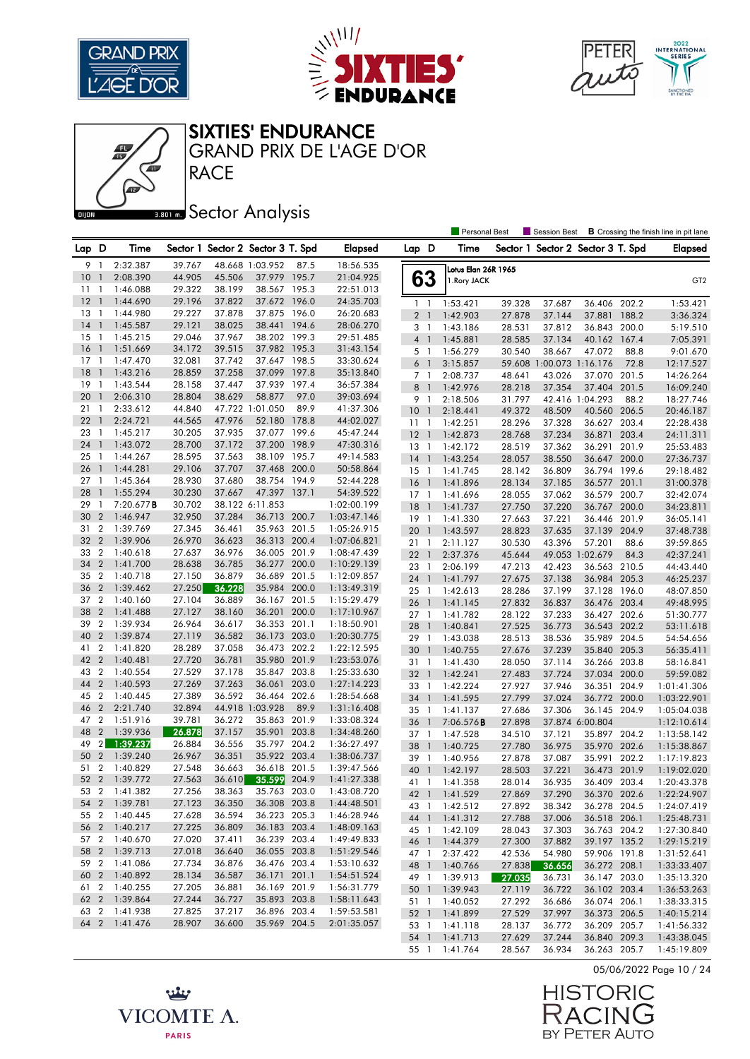# SIXTIES' ENDURANCE
## GRAND PRIX DE L'AGE D'OR
## RACE
### Sector Analysis

DIJON 3.801 m.

Personal Best | Session Best | **B** Crossing the finish line in pit lane

| Lap | D | Time | Sector 1 | Sector 2 | Sector 3 | T. Spd | Elapsed |
|---|---|---|---|---|---|---|---|
| 9 | 1 | 2:32.387 | 39.767 | 48.668 | 1:03.952 | 87.5 | 18:56.535 |
| 10 | 1 | 2:08.390 | 44.905 | 45.506 | 37.979 | 195.7 | 21:04.925 |
| 11 | 1 | 1:46.088 | 29.322 | 38.199 | 38.567 | 195.3 | 22:51.013 |
| 12 | 1 | 1:44.690 | 29.196 | 37.822 | 37.672 | 196.0 | 24:35.703 |
| 13 | 1 | 1:44.980 | 29.227 | 37.878 | 37.875 | 196.0 | 26:20.683 |
| 14 | 1 | 1:45.587 | 29.121 | 38.025 | 38.441 | 194.6 | 28:06.270 |
| 15 | 1 | 1:45.215 | 29.046 | 37.967 | 38.202 | 199.3 | 29:51.485 |
| 16 | 1 | 1:51.669 | 34.172 | 39.515 | 37.982 | 195.3 | 31:43.154 |
| 17 | 1 | 1:47.470 | 32.081 | 37.742 | 37.647 | 198.5 | 33:30.624 |
| 18 | 1 | 1:43.216 | 28.859 | 37.258 | 37.099 | 197.8 | 35:13.840 |
| 19 | 1 | 1:43.544 | 28.158 | 37.447 | 37.939 | 197.4 | 36:57.384 |
| 20 | 1 | 2:06.310 | 28.804 | 38.629 | 58.877 | 97.0 | 39:03.694 |
| 21 | 1 | 2:33.612 | 44.840 | 47.722 | 1:01.050 | 89.9 | 41:37.306 |
| 22 | 1 | 2:24.721 | 44.565 | 47.976 | 52.180 | 178.8 | 44:02.027 |
| 23 | 1 | 1:45.217 | 30.205 | 37.935 | 37.077 | 199.6 | 45:47.244 |
| 24 | 1 | 1:43.072 | 28.700 | 37.172 | 37.200 | 198.9 | 47:30.316 |
| 25 | 1 | 1:44.267 | 28.595 | 37.563 | 38.109 | 195.7 | 49:14.583 |
| 26 | 1 | 1:44.281 | 29.106 | 37.707 | 37.468 | 200.0 | 50:58.864 |
| 27 | 1 | 1:45.364 | 28.930 | 37.680 | 38.754 | 194.9 | 52:44.228 |
| 28 | 1 | 1:55.294 | 30.230 | 37.667 | 47.397 | 137.1 | 54:39.522 |
| 29 | 1 | 7:20.677 **B** | 30.702 | 38.122 | 6:11.853 | | 1:02:00.199 |
| 30 | 2 | 1:46.947 | 32.950 | 37.284 | 36.713 | 200.7 | 1:03:47.146 |
| 31 | 2 | 1:39.769 | 27.345 | 36.461 | 35.963 | 201.5 | 1:05:26.915 |
| 32 | 2 | 1:39.906 | 26.970 | 36.623 | 36.313 | 200.4 | 1:07:06.821 |
| 33 | 2 | 1:40.618 | 27.637 | 36.976 | 36.005 | 201.9 | 1:08:47.439 |
| 34 | 2 | 1:41.700 | 28.638 | 36.785 | 36.277 | 200.0 | 1:10:29.139 |
| 35 | 2 | 1:40.718 | 27.150 | 36.879 | 36.689 | 201.5 | 1:12:09.857 |
| 36 | 2 | 1:39.462 | 27.250 | 36.228 | 35.984 | 200.0 | 1:13:49.319 |
| 37 | 2 | 1:40.160 | 27.104 | 36.889 | 36.167 | 201.5 | 1:15:29.479 |
| 38 | 2 | 1:41.488 | 27.127 | 38.160 | 36.201 | 200.0 | 1:17:10.967 |
| 39 | 2 | 1:39.934 | 26.964 | 36.617 | 36.353 | 201.1 | 1:18:50.901 |
| 40 | 2 | 1:39.874 | 27.119 | 36.582 | 36.173 | 203.0 | 1:20:30.775 |
| 41 | 2 | 1:41.820 | 28.289 | 37.058 | 36.473 | 202.2 | 1:22:12.595 |
| 42 | 2 | 1:40.481 | 27.720 | 36.781 | 35.980 | 201.9 | 1:23:53.076 |
| 43 | 2 | 1:40.554 | 27.529 | 37.178 | 35.847 | 203.8 | 1:25:33.630 |
| 44 | 2 | 1:40.593 | 27.269 | 37.263 | 36.061 | 203.0 | 1:27:14.223 |
| 45 | 2 | 1:40.445 | 27.389 | 36.592 | 36.464 | 202.6 | 1:28:54.668 |
| 46 | 2 | 2:21.740 | 32.894 | 44.918 | 1:03.928 | 89.9 | 1:31:16.408 |
| 47 | 2 | 1:51.916 | 39.781 | 36.272 | 35.863 | 201.9 | 1:33:08.324 |
| 48 | 2 | 1:39.936 | 26.878 | 37.157 | 35.901 | 203.8 | 1:34:48.260 |
| 49 | 2 | 1:39.237 | 26.884 | 36.556 | 35.797 | 204.2 | 1:36:27.497 |
| 50 | 2 | 1:39.240 | 26.967 | 36.351 | 35.922 | 203.4 | 1:38:06.737 |
| 51 | 2 | 1:40.829 | 27.548 | 36.663 | 36.618 | 201.5 | 1:39:47.566 |
| 52 | 2 | 1:39.772 | 27.563 | 36.610 | 35.599 | 204.9 | 1:41:27.338 |
| 53 | 2 | 1:41.382 | 27.256 | 38.363 | 35.763 | 203.0 | 1:43:08.720 |
| 54 | 2 | 1:39.781 | 27.123 | 36.350 | 36.308 | 203.8 | 1:44:48.501 |
| 55 | 2 | 1:40.445 | 27.628 | 36.594 | 36.223 | 205.3 | 1:46:28.946 |
| 56 | 2 | 1:40.217 | 27.225 | 36.809 | 36.183 | 203.4 | 1:48:09.163 |
| 57 | 2 | 1:40.670 | 27.020 | 37.411 | 36.239 | 203.4 | 1:49:49.833 |
| 58 | 2 | 1:39.713 | 27.018 | 36.640 | 36.055 | 203.8 | 1:51:29.546 |
| 59 | 2 | 1:41.086 | 27.734 | 36.876 | 36.476 | 203.4 | 1:53:10.632 |
| 60 | 2 | 1:40.892 | 28.134 | 36.587 | 36.171 | 201.1 | 1:54:51.524 |
| 61 | 2 | 1:40.255 | 27.205 | 36.881 | 36.169 | 201.9 | 1:56:31.779 |
| 62 | 2 | 1:39.864 | 27.244 | 36.727 | 35.893 | 203.8 | 1:58:11.643 |
| 63 | 2 | 1:41.938 | 27.825 | 37.217 | 36.896 | 203.4 | 1:59:53.581 |
| 64 | 2 | 1:41.476 | 28.907 | 36.600 | 35.969 | 204.5 | 2:01:35.057 |

**63** — Lotus Elan 26R 1965 — 1.Rory JACK — GT2

| Lap | D | Time | Sector 1 | Sector 2 | Sector 3 | T. Spd | Elapsed |
|---|---|---|---|---|---|---|---|
| 1 | 1 | 1:53.421 | 39.328 | 37.687 | 36.406 | 202.2 | 1:53.421 |
| 2 | 1 | 1:42.903 | 27.878 | 37.144 | 37.881 | 188.2 | 3:36.324 |
| 3 | 1 | 1:43.186 | 28.531 | 37.812 | 36.843 | 200.0 | 5:19.510 |
| 4 | 1 | 1:45.881 | 28.585 | 37.134 | 40.162 | 167.4 | 7:05.391 |
| 5 | 1 | 1:56.279 | 30.540 | 38.667 | 47.072 | 88.8 | 9:01.670 |
| 6 | 1 | 3:15.857 | 59.608 | 1:00.073 | 1:16.176 | 72.8 | 12:17.527 |
| 7 | 1 | 2:08.737 | 48.641 | 43.026 | 37.070 | 201.5 | 14:26.264 |
| 8 | 1 | 1:42.976 | 28.218 | 37.354 | 37.404 | 201.5 | 16:09.240 |
| 9 | 1 | 2:18.506 | 31.797 | 42.416 | 1:04.293 | 88.2 | 18:27.746 |
| 10 | 1 | 2:18.441 | 49.372 | 48.509 | 40.560 | 206.5 | 20:46.187 |
| 11 | 1 | 1:42.251 | 28.296 | 37.328 | 36.627 | 203.4 | 22:28.438 |
| 12 | 1 | 1:42.873 | 28.768 | 37.234 | 36.871 | 203.4 | 24:11.311 |
| 13 | 1 | 1:42.172 | 28.519 | 37.362 | 36.291 | 201.9 | 25:53.483 |
| 14 | 1 | 1:43.254 | 28.057 | 38.550 | 36.647 | 200.0 | 27:36.737 |
| 15 | 1 | 1:41.745 | 28.142 | 36.809 | 36.794 | 199.6 | 29:18.482 |
| 16 | 1 | 1:41.896 | 28.134 | 37.185 | 36.577 | 201.1 | 31:00.378 |
| 17 | 1 | 1:41.696 | 28.055 | 37.062 | 36.579 | 200.7 | 32:42.074 |
| 18 | 1 | 1:41.737 | 27.750 | 37.220 | 36.767 | 200.0 | 34:23.811 |
| 19 | 1 | 1:41.330 | 27.663 | 37.221 | 36.446 | 201.9 | 36:05.141 |
| 20 | 1 | 1:43.597 | 28.823 | 37.635 | 37.139 | 204.9 | 37:48.738 |
| 21 | 1 | 2:11.127 | 30.530 | 43.396 | 57.201 | 88.6 | 39:59.865 |
| 22 | 1 | 2:37.376 | 45.644 | 49.053 | 1:02.679 | 84.3 | 42:37.241 |
| 23 | 1 | 2:06.199 | 47.213 | 42.423 | 36.563 | 210.5 | 44:43.440 |
| 24 | 1 | 1:41.797 | 27.675 | 37.138 | 36.984 | 205.3 | 46:25.237 |
| 25 | 1 | 1:42.613 | 28.286 | 37.199 | 37.128 | 196.0 | 48:07.850 |
| 26 | 1 | 1:41.145 | 27.832 | 36.837 | 36.476 | 203.4 | 49:48.995 |
| 27 | 1 | 1:41.782 | 28.122 | 37.233 | 36.427 | 202.6 | 51:30.777 |
| 28 | 1 | 1:40.841 | 27.525 | 36.773 | 36.543 | 202.2 | 53:11.618 |
| 29 | 1 | 1:43.038 | 28.513 | 38.536 | 35.989 | 204.5 | 54:54.656 |
| 30 | 1 | 1:40.755 | 27.676 | 37.239 | 35.840 | 205.3 | 56:35.411 |
| 31 | 1 | 1:41.430 | 28.050 | 37.114 | 36.266 | 203.8 | 58:16.841 |
| 32 | 1 | 1:42.241 | 27.483 | 37.724 | 37.034 | 200.0 | 59:59.082 |
| 33 | 1 | 1:42.224 | 27.927 | 37.946 | 36.351 | 204.9 | 1:01:41.306 |
| 34 | 1 | 1:41.595 | 27.799 | 37.024 | 36.772 | 200.0 | 1:03:22.901 |
| 35 | 1 | 1:41.137 | 27.686 | 37.306 | 36.145 | 204.9 | 1:05:04.038 |
| 36 | 1 | 7:06.576 **B** | 27.898 | 37.874 | 6:00.804 | | 1:12:10.614 |
| 37 | 1 | 1:47.528 | 34.510 | 37.121 | 35.897 | 204.2 | 1:13:58.142 |
| 38 | 1 | 1:40.725 | 27.780 | 36.975 | 35.970 | 202.6 | 1:15:38.867 |
| 39 | 1 | 1:40.956 | 27.878 | 37.087 | 35.991 | 202.2 | 1:17:19.823 |
| 40 | 1 | 1:42.197 | 28.503 | 37.221 | 36.473 | 201.9 | 1:19:02.020 |
| 41 | 1 | 1:41.358 | 28.014 | 36.935 | 36.409 | 203.4 | 1:20:43.378 |
| 42 | 1 | 1:41.529 | 27.869 | 37.290 | 36.370 | 202.6 | 1:22:24.907 |
| 43 | 1 | 1:42.512 | 27.892 | 38.342 | 36.278 | 204.5 | 1:24:07.419 |
| 44 | 1 | 1:41.312 | 27.788 | 37.006 | 36.518 | 206.1 | 1:25:48.731 |
| 45 | 1 | 1:42.109 | 28.043 | 37.303 | 36.763 | 204.2 | 1:27:30.840 |
| 46 | 1 | 1:44.379 | 27.300 | 37.882 | 39.197 | 135.2 | 1:29:15.219 |
| 47 | 1 | 2:37.422 | 42.536 | 54.980 | 59.906 | 191.8 | 1:31:52.641 |
| 48 | 1 | 1:40.766 | 27.838 | 36.656 | 36.272 | 208.1 | 1:33:33.407 |
| 49 | 1 | 1:39.913 | 27.035 | 36.731 | 36.147 | 203.0 | 1:35:13.320 |
| 50 | 1 | 1:39.943 | 27.119 | 36.722 | 36.102 | 203.4 | 1:36:53.263 |
| 51 | 1 | 1:40.052 | 27.292 | 36.686 | 36.074 | 206.1 | 1:38:33.315 |
| 52 | 1 | 1:41.899 | 27.529 | 37.997 | 36.373 | 206.5 | 1:40:15.214 |
| 53 | 1 | 1:41.118 | 28.137 | 36.772 | 36.209 | 205.7 | 1:41:56.332 |
| 54 | 1 | 1:41.713 | 27.629 | 37.244 | 36.840 | 209.3 | 1:43:38.045 |
| 55 | 1 | 1:41.764 | 28.567 | 36.934 | 36.263 | 205.7 | 1:45:19.809 |

05/06/2022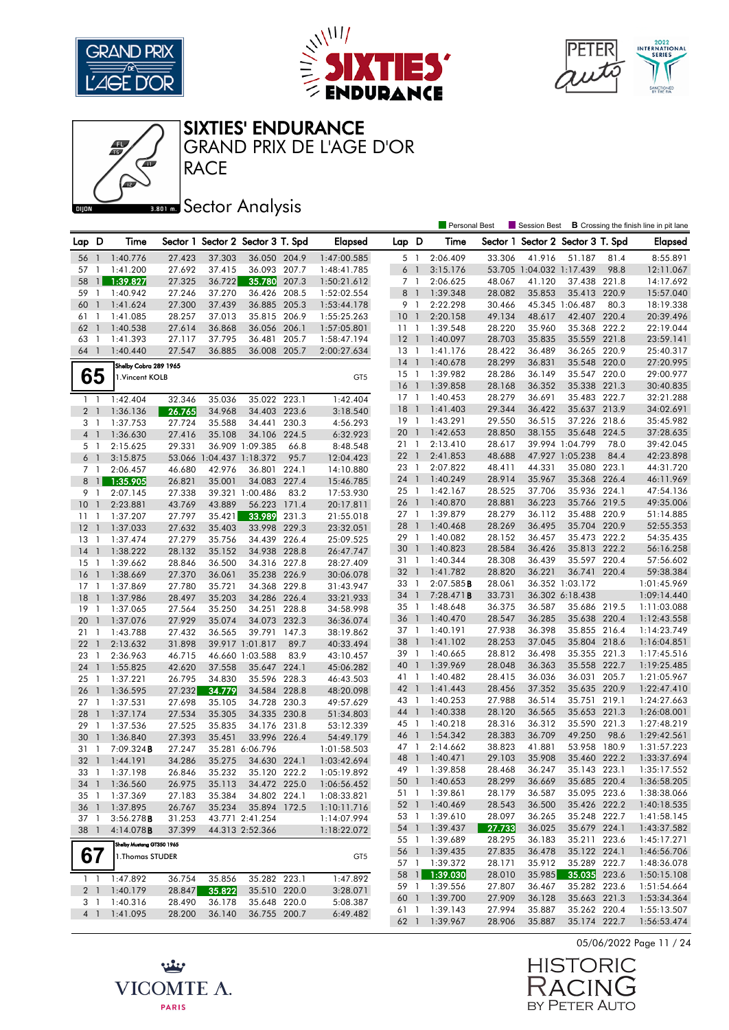# SIXTIES' ENDURANCE

## GRAND PRIX DE L'AGE D'OR

## RACE

## Sector Analysis

Personal Best | Session Best | **B** Crossing the finish line in pit lane

| Lap | D | Time | Sector 1 | Sector 2 | Sector 3 | T. Spd | Elapsed |
|---|---|---|---|---|---|---|---|
| 56 | 1 | 1:40.776 | 27.423 | 37.303 | 36.050 | 204.9 | 1:47:00.585 |
| 57 | 1 | 1:41.200 | 27.692 | 37.415 | 36.093 | 207.7 | 1:48:41.785 |
| 58 | 1 | 1:39.827 | 27.325 | 36.722 | 35.780 | 207.3 | 1:50:21.612 |
| 59 | 1 | 1:40.942 | 27.246 | 37.270 | 36.426 | 208.5 | 1:52:02.554 |
| 60 | 1 | 1:41.624 | 27.300 | 37.439 | 36.885 | 205.3 | 1:53:44.178 |
| 61 | 1 | 1:41.085 | 28.257 | 37.013 | 35.815 | 206.9 | 1:55:25.263 |
| 62 | 1 | 1:40.538 | 27.614 | 36.868 | 36.056 | 206.1 | 1:57:05.801 |
| 63 | 1 | 1:41.393 | 27.117 | 37.795 | 36.481 | 205.7 | 1:58:47.194 |
| 64 | 1 | 1:40.440 | 27.547 | 36.885 | 36.008 | 205.7 | 2:00:27.634 |

**65** — Shelby Cobra 289 1965 — 1.Vincent KOLB — GT5

| Lap | D | Time | Sector 1 | Sector 2 | Sector 3 | T. Spd | Elapsed |
|---|---|---|---|---|---|---|---|
| 1 | 1 | 1:42.404 | 32.346 | 35.036 | 35.022 | 223.1 | 1:42.404 |
| 2 | 1 | 1:36.136 | 26.765 | 34.968 | 34.403 | 223.6 | 3:18.540 |
| 3 | 1 | 1:37.753 | 27.724 | 35.588 | 34.441 | 230.3 | 4:56.293 |
| 4 | 1 | 1:36.630 | 27.416 | 35.108 | 34.106 | 224.5 | 6:32.923 |
| 5 | 1 | 2:15.625 | 29.331 | 36.909 | 1:09.385 | 66.8 | 8:48.548 |
| 6 | 1 | 3:15.875 | 53.066 | 1:04.437 | 1:18.372 | 95.7 | 12:04.423 |
| 7 | 1 | 2:06.457 | 46.680 | 42.976 | 36.801 | 224.1 | 14:10.880 |
| 8 | 1 | 1:35.905 | 26.821 | 35.001 | 34.083 | 227.4 | 15:46.785 |
| 9 | 1 | 2:07.145 | 27.338 | 39.321 | 1:00.486 | 83.2 | 17:53.930 |
| 10 | 1 | 2:23.881 | 43.769 | 43.889 | 56.223 | 171.4 | 20:17.811 |
| 11 | 1 | 1:37.207 | 27.797 | 35.421 | 33.989 | 231.3 | 21:55.018 |
| 12 | 1 | 1:37.033 | 27.632 | 35.403 | 33.998 | 229.3 | 23:32.051 |
| 13 | 1 | 1:37.474 | 27.279 | 35.756 | 34.439 | 226.4 | 25:09.525 |
| 14 | 1 | 1:38.222 | 28.132 | 35.152 | 34.938 | 228.8 | 26:47.747 |
| 15 | 1 | 1:39.662 | 28.846 | 36.500 | 34.316 | 227.8 | 28:27.409 |
| 16 | 1 | 1:38.669 | 27.370 | 36.061 | 35.238 | 226.9 | 30:06.078 |
| 17 | 1 | 1:37.869 | 27.780 | 35.721 | 34.368 | 229.8 | 31:43.947 |
| 18 | 1 | 1:37.986 | 28.497 | 35.203 | 34.286 | 226.4 | 33:21.933 |
| 19 | 1 | 1:37.065 | 27.564 | 35.250 | 34.251 | 228.8 | 34:58.998 |
| 20 | 1 | 1:37.076 | 27.929 | 35.074 | 34.073 | 232.3 | 36:36.074 |
| 21 | 1 | 1:43.788 | 27.432 | 36.565 | 39.791 | 147.3 | 38:19.862 |
| 22 | 1 | 2:13.632 | 31.898 | 39.917 | 1:01.817 | 89.7 | 40:33.494 |
| 23 | 1 | 2:36.963 | 46.715 | 46.660 | 1:03.588 | 83.9 | 43:10.457 |
| 24 | 1 | 1:55.825 | 42.620 | 37.558 | 35.647 | 224.1 | 45:06.282 |
| 25 | 1 | 1:37.221 | 26.795 | 34.830 | 35.596 | 228.3 | 46:43.503 |
| 26 | 1 | 1:36.595 | 27.232 | 34.779 | 34.584 | 228.8 | 48:20.098 |
| 27 | 1 | 1:37.531 | 27.698 | 35.105 | 34.728 | 230.3 | 49:57.629 |
| 28 | 1 | 1:37.174 | 27.534 | 35.305 | 34.335 | 230.8 | 51:34.803 |
| 29 | 1 | 1:37.536 | 27.525 | 35.835 | 34.176 | 231.8 | 53:12.339 |
| 30 | 1 | 1:36.840 | 27.393 | 35.451 | 33.996 | 226.4 | 54:49.179 |
| 31 | 1 | 7:09.324 **B** | 27.247 | 35.281 | 6:06.796 | | 1:01:58.503 |
| 32 | 1 | 1:44.191 | 34.286 | 35.275 | 34.630 | 224.1 | 1:03:42.694 |
| 33 | 1 | 1:37.198 | 26.846 | 35.232 | 35.120 | 222.2 | 1:05:19.892 |
| 34 | 1 | 1:36.560 | 26.975 | 35.113 | 34.472 | 225.0 | 1:06:56.452 |
| 35 | 1 | 1:37.369 | 27.183 | 35.384 | 34.802 | 224.1 | 1:08:33.821 |
| 36 | 1 | 1:37.895 | 26.767 | 35.234 | 35.894 | 172.5 | 1:10:11.716 |
| 37 | 1 | 3:56.278 **B** | 31.253 | 43.771 | 2:41.254 | | 1:14:07.994 |
| 38 | 1 | 4:14.078 **B** | 37.399 | 44.313 | 2:52.366 | | 1:18:22.072 |

**67** — Shelby Mustang GT350 1965 — 1.Thomas STUDER — GT5

| Lap | D | Time | Sector 1 | Sector 2 | Sector 3 | T. Spd | Elapsed |
|---|---|---|---|---|---|---|---|
| 1 | 1 | 1:47.892 | 36.754 | 35.856 | 35.282 | 223.1 | 1:47.892 |
| 2 | 1 | 1:40.179 | 28.847 | 35.822 | 35.510 | 220.0 | 3:28.071 |
| 3 | 1 | 1:40.316 | 28.490 | 36.178 | 35.648 | 220.0 | 5:08.387 |
| 4 | 1 | 1:41.095 | 28.200 | 36.140 | 36.755 | 200.7 | 6:49.482 |
| 5 | 1 | 2:06.409 | 33.306 | 41.916 | 51.187 | 81.4 | 8:55.891 |
| 6 | 1 | 3:15.176 | 53.705 | 1:04.032 | 1:17.439 | 98.8 | 12:11.067 |
| 7 | 1 | 2:06.625 | 48.067 | 41.120 | 37.438 | 221.8 | 14:17.692 |
| 8 | 1 | 1:39.348 | 28.082 | 35.853 | 35.413 | 220.9 | 15:57.040 |
| 9 | 1 | 2:22.298 | 30.466 | 45.345 | 1:06.487 | 80.3 | 18:19.338 |
| 10 | 1 | 2:20.158 | 49.134 | 48.617 | 42.407 | 220.4 | 20:39.496 |
| 11 | 1 | 1:39.548 | 28.220 | 35.960 | 35.368 | 222.2 | 22:19.044 |
| 12 | 1 | 1:40.097 | 28.703 | 35.835 | 35.559 | 221.8 | 23:59.141 |
| 13 | 1 | 1:41.176 | 28.422 | 36.489 | 36.265 | 220.9 | 25:40.317 |
| 14 | 1 | 1:40.678 | 28.299 | 36.831 | 35.548 | 220.0 | 27:20.995 |
| 15 | 1 | 1:39.982 | 28.286 | 36.149 | 35.547 | 220.0 | 29:00.977 |
| 16 | 1 | 1:39.858 | 28.168 | 36.352 | 35.338 | 221.3 | 30:40.835 |
| 17 | 1 | 1:40.453 | 28.279 | 36.691 | 35.483 | 222.7 | 32:21.288 |
| 18 | 1 | 1:41.403 | 29.344 | 36.422 | 35.637 | 213.9 | 34:02.691 |
| 19 | 1 | 1:43.291 | 29.550 | 36.515 | 37.226 | 218.6 | 35:45.982 |
| 20 | 1 | 1:42.653 | 28.850 | 38.155 | 35.648 | 224.5 | 37:28.635 |
| 21 | 1 | 2:13.410 | 28.617 | 39.994 | 1:04.799 | 78.0 | 39:42.045 |
| 22 | 1 | 2:41.853 | 48.688 | 47.927 | 1:05.238 | 84.4 | 42:23.898 |
| 23 | 1 | 2:07.822 | 48.411 | 44.331 | 35.080 | 223.1 | 44:31.720 |
| 24 | 1 | 1:40.249 | 28.914 | 35.967 | 35.368 | 226.4 | 46:11.969 |
| 25 | 1 | 1:42.167 | 28.525 | 37.706 | 35.936 | 224.1 | 47:54.136 |
| 26 | 1 | 1:40.870 | 28.881 | 36.223 | 35.766 | 219.5 | 49:35.006 |
| 27 | 1 | 1:39.879 | 28.279 | 36.112 | 35.488 | 220.9 | 51:14.885 |
| 28 | 1 | 1:40.468 | 28.269 | 36.495 | 35.704 | 220.9 | 52:55.353 |
| 29 | 1 | 1:40.082 | 28.152 | 36.457 | 35.473 | 222.2 | 54:35.435 |
| 30 | 1 | 1:40.823 | 28.584 | 36.426 | 35.813 | 222.2 | 56:16.258 |
| 31 | 1 | 1:40.344 | 28.308 | 36.439 | 35.597 | 220.4 | 57:56.602 |
| 32 | 1 | 1:41.782 | 28.820 | 36.221 | 36.741 | 220.4 | 59:38.384 |
| 33 | 1 | 2:07.585 **B** | 28.061 | 36.352 | 1:03.172 | | 1:01:45.969 |
| 34 | 1 | 7:28.471 **B** | 33.731 | 36.302 | 6:18.438 | | 1:09:14.440 |
| 35 | 1 | 1:48.648 | 36.375 | 36.587 | 35.686 | 219.5 | 1:11:03.088 |
| 36 | 1 | 1:40.470 | 28.547 | 36.285 | 35.638 | 220.4 | 1:12:43.558 |
| 37 | 1 | 1:40.191 | 27.938 | 36.398 | 35.855 | 216.4 | 1:14:23.749 |
| 38 | 1 | 1:41.102 | 28.253 | 37.045 | 35.804 | 218.6 | 1:16:04.851 |
| 39 | 1 | 1:40.665 | 28.812 | 36.498 | 35.355 | 221.3 | 1:17:45.516 |
| 40 | 1 | 1:39.969 | 28.048 | 36.363 | 35.558 | 222.7 | 1:19:25.485 |
| 41 | 1 | 1:40.482 | 28.415 | 36.036 | 36.031 | 205.7 | 1:21:05.967 |
| 42 | 1 | 1:41.443 | 28.456 | 37.352 | 35.635 | 220.9 | 1:22:47.410 |
| 43 | 1 | 1:40.253 | 27.988 | 36.514 | 35.751 | 219.1 | 1:24:27.663 |
| 44 | 1 | 1:40.338 | 28.120 | 36.565 | 35.653 | 221.3 | 1:26:08.001 |
| 45 | 1 | 1:40.218 | 28.316 | 36.312 | 35.590 | 221.3 | 1:27:48.219 |
| 46 | 1 | 1:54.342 | 28.383 | 36.709 | 49.250 | 98.6 | 1:29:42.561 |
| 47 | 1 | 2:14.662 | 38.823 | 41.881 | 53.958 | 180.9 | 1:31:57.223 |
| 48 | 1 | 1:40.471 | 29.103 | 35.908 | 35.460 | 222.2 | 1:33:37.694 |
| 49 | 1 | 1:39.858 | 28.468 | 36.247 | 35.143 | 223.1 | 1:35:17.552 |
| 50 | 1 | 1:40.653 | 28.299 | 36.669 | 35.685 | 220.4 | 1:36:58.205 |
| 51 | 1 | 1:39.861 | 28.179 | 36.587 | 35.095 | 223.6 | 1:38:38.066 |
| 52 | 1 | 1:40.469 | 28.543 | 36.500 | 35.426 | 222.2 | 1:40:18.535 |
| 53 | 1 | 1:39.610 | 28.097 | 36.265 | 35.248 | 222.7 | 1:41:58.145 |
| 54 | 1 | 1:39.437 | 27.733 | 36.025 | 35.679 | 224.1 | 1:43:37.582 |
| 55 | 1 | 1:39.689 | 28.295 | 36.183 | 35.211 | 223.6 | 1:45:17.271 |
| 56 | 1 | 1:39.435 | 27.835 | 36.478 | 35.122 | 224.1 | 1:46:56.706 |
| 57 | 1 | 1:39.372 | 28.171 | 35.912 | 35.289 | 222.7 | 1:48:36.078 |
| 58 | 1 | 1:39.030 | 28.010 | 35.985 | 35.035 | 223.6 | 1:50:15.108 |
| 59 | 1 | 1:39.556 | 27.807 | 36.467 | 35.282 | 223.6 | 1:51:54.664 |
| 60 | 1 | 1:39.700 | 27.909 | 36.128 | 35.663 | 221.3 | 1:53:34.364 |
| 61 | 1 | 1:39.143 | 27.994 | 35.887 | 35.262 | 220.4 | 1:55:13.507 |
| 62 | 1 | 1:39.967 | 28.906 | 35.887 | 35.174 | 222.7 | 1:56:53.474 |

05/06/2022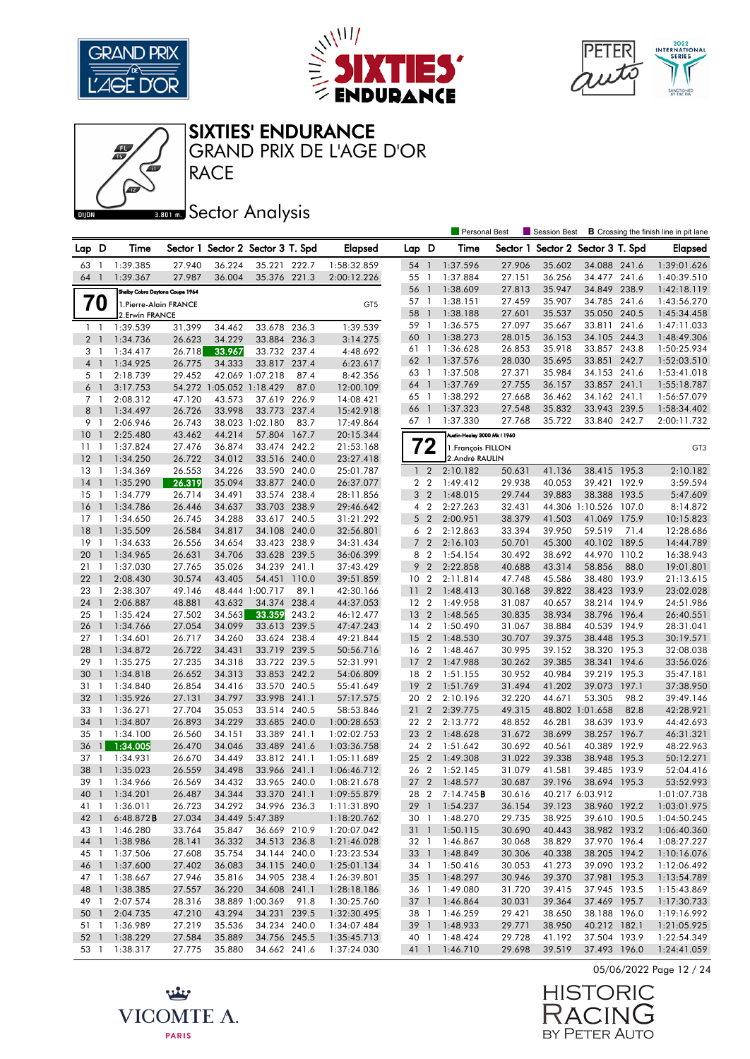# SIXTIES' ENDURANCE

## GRAND PRIX DE L'AGE D'OR

## RACE

## Sector Analysis

Personal Best | Session Best | **B** Crossing the finish line in pit lane

| Lap | D | Time | Sector 1 | Sector 2 | Sector 3 | T. Spd | Elapsed |
|---|---|---|---|---|---|---|---|
| 63 | 1 | 1:39.385 | 27.940 | 36.224 | 35.221 | 222.7 | 1:58:32.859 |
| 64 | 1 | 1:39.367 | 27.987 | 36.004 | 35.376 | 221.3 | 2:00:12.226 |

**70** — Shelby Cobra Daytona Coupe 1964 — GT5
1. Pierre-Alain FRANCE
2. Erwin FRANCE

| Lap | D | Time | Sector 1 | Sector 2 | Sector 3 | T. Spd | Elapsed |
|---|---|---|---|---|---|---|---|
| 1 | 1 | 1:39.539 | 31.399 | 34.462 | 33.678 | 236.3 | 1:39.539 |
| 2 | 1 | 1:34.736 | 26.623 | 34.229 | 33.884 | 236.3 | 3:14.275 |
| 3 | 1 | 1:34.417 | 26.718 | 33.967 | 33.732 | 237.4 | 4:48.692 |
| 4 | 1 | 1:34.925 | 26.775 | 34.333 | 33.817 | 237.4 | 6:23.617 |
| 5 | 1 | 2:18.739 | 29.452 | 42.069 | 1:07.218 | 87.4 | 8:42.356 |
| 6 | 1 | 3:17.753 | 54.272 | 1:05.052 | 1:18.429 | 87.0 | 12:00.109 |
| 7 | 1 | 2:08.312 | 47.120 | 43.573 | 37.619 | 226.9 | 14:08.421 |
| 8 | 1 | 1:34.497 | 26.726 | 33.998 | 33.773 | 237.4 | 15:42.918 |
| 9 | 1 | 2:06.946 | 26.743 | 38.023 | 1:02.180 | 83.7 | 17:49.864 |
| 10 | 1 | 2:25.480 | 43.462 | 44.214 | 57.804 | 167.7 | 20:15.344 |
| 11 | 1 | 1:37.824 | 27.476 | 36.874 | 33.474 | 242.2 | 21:53.168 |
| 12 | 1 | 1:34.250 | 26.722 | 34.012 | 33.516 | 240.0 | 23:27.418 |
| 13 | 1 | 1:34.369 | 26.553 | 34.226 | 33.590 | 240.0 | 25:01.787 |
| 14 | 1 | 1:35.290 | 26.319 | 35.094 | 33.877 | 240.0 | 26:37.077 |
| 15 | 1 | 1:34.779 | 26.714 | 34.491 | 33.574 | 238.4 | 28:11.856 |
| 16 | 1 | 1:34.786 | 26.446 | 34.637 | 33.703 | 238.9 | 29:46.642 |
| 17 | 1 | 1:34.650 | 26.745 | 34.288 | 33.617 | 240.5 | 31:21.292 |
| 18 | 1 | 1:35.509 | 26.584 | 34.817 | 34.108 | 240.0 | 32:56.801 |
| 19 | 1 | 1:34.633 | 26.556 | 34.654 | 33.423 | 238.9 | 34:31.434 |
| 20 | 1 | 1:34.965 | 26.631 | 34.706 | 33.628 | 239.5 | 36:06.399 |
| 21 | 1 | 1:37.030 | 27.765 | 35.026 | 34.239 | 241.1 | 37:43.429 |
| 22 | 1 | 2:08.430 | 30.574 | 43.405 | 54.451 | 110.0 | 39:51.859 |
| 23 | 1 | 2:38.307 | 49.146 | 48.444 | 1:00.717 | 89.1 | 42:30.166 |
| 24 | 1 | 2:06.887 | 48.881 | 43.632 | 34.374 | 238.4 | 44:37.053 |
| 25 | 1 | 1:35.424 | 27.502 | 34.563 | 33.359 | 243.2 | 46:12.477 |
| 26 | 1 | 1:34.766 | 27.054 | 34.099 | 33.613 | 239.5 | 47:47.243 |
| 27 | 1 | 1:34.601 | 26.717 | 34.260 | 33.624 | 238.4 | 49:21.844 |
| 28 | 1 | 1:34.872 | 26.722 | 34.431 | 33.719 | 239.5 | 50:56.716 |
| 29 | 1 | 1:35.275 | 27.235 | 34.318 | 33.722 | 239.5 | 52:31.991 |
| 30 | 1 | 1:34.818 | 26.652 | 34.313 | 33.853 | 242.2 | 54:06.809 |
| 31 | 1 | 1:34.840 | 26.854 | 34.416 | 33.570 | 240.5 | 55:41.649 |
| 32 | 1 | 1:35.926 | 27.131 | 34.797 | 33.998 | 241.1 | 57:17.575 |
| 33 | 1 | 1:36.271 | 27.704 | 35.053 | 33.514 | 240.5 | 58:53.846 |
| 34 | 1 | 1:34.807 | 26.893 | 34.229 | 33.685 | 240.0 | 1:00:28.653 |
| 35 | 1 | 1:34.100 | 26.560 | 34.151 | 33.389 | 241.1 | 1:02:02.753 |
| 36 | 1 | 1:34.005 | 26.470 | 34.046 | 33.489 | 241.6 | 1:03:36.758 |
| 37 | 1 | 1:34.931 | 26.670 | 34.449 | 33.812 | 241.1 | 1:05:11.689 |
| 38 | 1 | 1:35.023 | 26.559 | 34.498 | 33.966 | 241.1 | 1:06:46.712 |
| 39 | 1 | 1:34.966 | 26.569 | 34.432 | 33.965 | 240.0 | 1:08:21.678 |
| 40 | 1 | 1:34.201 | 26.487 | 34.344 | 33.370 | 241.1 | 1:09:55.879 |
| 41 | 1 | 1:36.011 | 26.723 | 34.292 | 34.996 | 236.3 | 1:11:31.890 |
| 42 | 1 | 6:48.872 **B** | 27.034 | 34.449 | 5:47.389 | | 1:18:20.762 |
| 43 | 1 | 1:46.280 | 33.764 | 35.847 | 36.669 | 210.9 | 1:20:07.042 |
| 44 | 1 | 1:38.986 | 28.141 | 36.332 | 34.513 | 236.8 | 1:21:46.028 |
| 45 | 1 | 1:37.506 | 27.608 | 35.754 | 34.144 | 240.0 | 1:23:23.534 |
| 46 | 1 | 1:37.600 | 27.402 | 36.083 | 34.115 | 240.0 | 1:25:01.134 |
| 47 | 1 | 1:38.667 | 27.946 | 35.816 | 34.905 | 238.4 | 1:26:39.801 |
| 48 | 1 | 1:38.385 | 27.557 | 36.220 | 34.608 | 241.1 | 1:28:18.186 |
| 49 | 1 | 2:07.574 | 28.316 | 38.889 | 1:00.369 | 91.8 | 1:30:25.760 |
| 50 | 1 | 2:04.735 | 47.210 | 43.294 | 34.231 | 239.5 | 1:32:30.495 |
| 51 | 1 | 1:36.989 | 27.219 | 35.536 | 34.234 | 240.0 | 1:34:07.484 |
| 52 | 1 | 1:38.229 | 27.584 | 35.889 | 34.756 | 245.5 | 1:35:45.713 |
| 53 | 1 | 1:38.317 | 27.775 | 35.880 | 34.662 | 241.6 | 1:37:24.030 |
| 54 | 1 | 1:37.596 | 27.906 | 35.602 | 34.088 | 241.6 | 1:39:01.626 |
| 55 | 1 | 1:37.884 | 27.151 | 36.256 | 34.477 | 241.6 | 1:40:39.510 |
| 56 | 1 | 1:38.609 | 27.813 | 35.947 | 34.849 | 238.9 | 1:42:18.119 |
| 57 | 1 | 1:38.151 | 27.459 | 35.907 | 34.785 | 241.6 | 1:43:56.270 |
| 58 | 1 | 1:38.188 | 27.601 | 35.537 | 35.050 | 240.5 | 1:45:34.458 |
| 59 | 1 | 1:36.575 | 27.097 | 35.667 | 33.811 | 241.6 | 1:47:11.033 |
| 60 | 1 | 1:38.273 | 28.015 | 36.153 | 34.105 | 244.3 | 1:48:49.306 |
| 61 | 1 | 1:36.628 | 26.853 | 35.918 | 33.857 | 243.8 | 1:50:25.934 |
| 62 | 1 | 1:37.576 | 28.030 | 35.695 | 33.851 | 242.7 | 1:52:03.510 |
| 63 | 1 | 1:37.508 | 27.371 | 35.984 | 34.153 | 241.6 | 1:53:41.018 |
| 64 | 1 | 1:37.769 | 27.755 | 36.157 | 33.857 | 241.1 | 1:55:18.787 |
| 65 | 1 | 1:38.292 | 27.668 | 36.462 | 34.162 | 241.1 | 1:56:57.079 |
| 66 | 1 | 1:37.323 | 27.548 | 35.832 | 33.943 | 239.5 | 1:58:34.402 |
| 67 | 1 | 1:37.330 | 27.768 | 35.722 | 33.840 | 242.7 | 2:00:11.732 |

**72** — Austin-Healey 3000 Mk I 1960 — GT3
1. François FILLON
2. André RAULIN

| Lap | D | Time | Sector 1 | Sector 2 | Sector 3 | T. Spd | Elapsed |
|---|---|---|---|---|---|---|---|
| 1 | 2 | 2:10.182 | 50.631 | 41.136 | 38.415 | 195.3 | 2:10.182 |
| 2 | 2 | 1:49.412 | 29.938 | 40.053 | 39.421 | 192.9 | 3:59.594 |
| 3 | 2 | 1:48.015 | 29.744 | 39.883 | 38.388 | 193.5 | 5:47.609 |
| 4 | 2 | 2:27.263 | 32.431 | 44.306 | 1:10.526 | 107.0 | 8:14.872 |
| 5 | 2 | 2:00.951 | 38.379 | 41.503 | 41.069 | 175.9 | 10:15.823 |
| 6 | 2 | 2:12.863 | 33.394 | 39.950 | 59.519 | 71.4 | 12:28.686 |
| 7 | 2 | 2:16.103 | 50.701 | 45.300 | 40.102 | 189.5 | 14:44.789 |
| 8 | 2 | 1:54.154 | 30.492 | 38.692 | 44.970 | 110.2 | 16:38.943 |
| 9 | 2 | 2:22.858 | 40.688 | 43.314 | 58.856 | 88.0 | 19:01.801 |
| 10 | 2 | 2:11.814 | 47.748 | 45.586 | 38.480 | 193.9 | 21:13.615 |
| 11 | 2 | 1:48.413 | 30.168 | 39.822 | 38.423 | 193.9 | 23:02.028 |
| 12 | 2 | 1:49.958 | 31.087 | 40.657 | 38.214 | 194.9 | 24:51.986 |
| 13 | 2 | 1:48.565 | 30.835 | 38.934 | 38.796 | 196.4 | 26:40.551 |
| 14 | 2 | 1:50.490 | 31.067 | 38.884 | 40.539 | 194.9 | 28:31.041 |
| 15 | 2 | 1:48.530 | 30.707 | 39.375 | 38.448 | 195.3 | 30:19.571 |
| 16 | 2 | 1:48.467 | 30.995 | 39.152 | 38.320 | 195.3 | 32:08.038 |
| 17 | 2 | 1:47.988 | 30.262 | 39.385 | 38.341 | 194.6 | 33:56.026 |
| 18 | 2 | 1:51.155 | 30.952 | 40.984 | 39.219 | 195.3 | 35:47.181 |
| 19 | 2 | 1:51.769 | 31.494 | 41.202 | 39.073 | 197.1 | 37:38.950 |
| 20 | 2 | 2:10.196 | 32.220 | 44.671 | 53.305 | 98.2 | 39:49.146 |
| 21 | 2 | 2:39.775 | 49.315 | 48.802 | 1:01.658 | 82.8 | 42:28.921 |
| 22 | 2 | 2:13.772 | 48.852 | 46.281 | 38.639 | 193.9 | 44:42.693 |
| 23 | 2 | 1:48.628 | 31.672 | 38.699 | 38.257 | 196.7 | 46:31.321 |
| 24 | 2 | 1:51.642 | 30.692 | 40.561 | 40.389 | 192.9 | 48:22.963 |
| 25 | 2 | 1:49.308 | 31.022 | 39.338 | 38.948 | 195.3 | 50:12.271 |
| 26 | 2 | 1:52.145 | 31.079 | 41.581 | 39.485 | 193.9 | 52:04.416 |
| 27 | 2 | 1:48.577 | 30.687 | 39.196 | 38.694 | 195.3 | 53:52.993 |
| 28 | 2 | 7:14.745 **B** | 30.616 | 40.217 | 6:03.912 | | 1:01:07.738 |
| 29 | 1 | 1:54.237 | 36.154 | 39.123 | 38.960 | 192.2 | 1:03:01.975 |
| 30 | 1 | 1:48.270 | 29.735 | 38.925 | 39.610 | 190.5 | 1:04:50.245 |
| 31 | 1 | 1:50.115 | 30.690 | 40.443 | 38.982 | 193.2 | 1:06:40.360 |
| 32 | 1 | 1:46.867 | 30.068 | 38.829 | 37.970 | 196.4 | 1:08:27.227 |
| 33 | 1 | 1:48.849 | 30.306 | 40.338 | 38.205 | 194.2 | 1:10:16.076 |
| 34 | 1 | 1:50.416 | 30.053 | 41.273 | 39.090 | 193.2 | 1:12:06.492 |
| 35 | 1 | 1:48.297 | 30.946 | 39.370 | 37.981 | 195.3 | 1:13:54.789 |
| 36 | 1 | 1:49.080 | 31.720 | 39.415 | 37.945 | 193.5 | 1:15:43.869 |
| 37 | 1 | 1:46.864 | 30.031 | 39.364 | 37.469 | 195.7 | 1:17:30.733 |
| 38 | 1 | 1:46.259 | 29.421 | 38.650 | 38.188 | 196.0 | 1:19:16.992 |
| 39 | 1 | 1:48.933 | 29.771 | 38.950 | 40.212 | 182.1 | 1:21:05.925 |
| 40 | 1 | 1:48.424 | 29.728 | 41.192 | 37.504 | 193.9 | 1:22:54.349 |
| 41 | 1 | 1:46.710 | 29.698 | 39.519 | 37.493 | 196.0 | 1:24:41.059 |

05/06/2022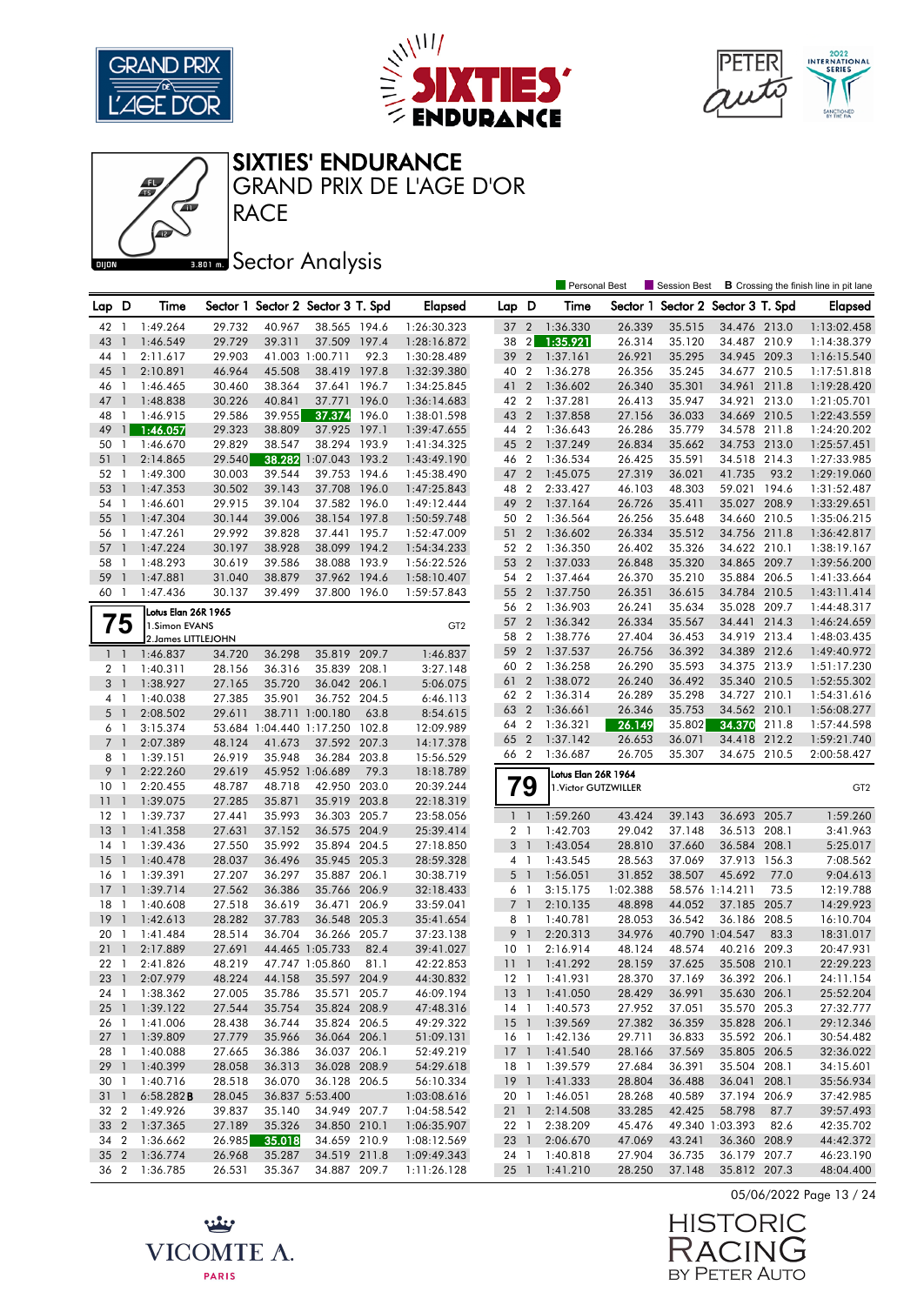# SIXTIES' ENDURANCE

## GRAND PRIX DE L'AGE D'OR

## RACE

### Sector Analysis

Personal Best | Session Best | **B** Crossing the finish line in pit lane

| Lap | D | Time | Sector 1 | Sector 2 | Sector 3 | T. Spd | Elapsed |
|---|---|---|---|---|---|---|---|
| 42 | 1 | 1:49.264 | 29.732 | 40.967 | 38.565 | 194.6 | 1:26:30.323 |
| 43 | 1 | 1:46.549 | 29.729 | 39.311 | 37.509 | 197.4 | 1:28:16.872 |
| 44 | 1 | 2:11.617 | 29.903 | 41.003 | 1:00.711 | 92.3 | 1:30:28.489 |
| 45 | 1 | 2:10.891 | 46.964 | 45.508 | 38.419 | 197.8 | 1:32:39.380 |
| 46 | 1 | 1:46.465 | 30.460 | 38.364 | 37.641 | 196.7 | 1:34:25.845 |
| 47 | 1 | 1:48.838 | 30.226 | 40.841 | 37.771 | 196.0 | 1:36:14.683 |
| 48 | 1 | 1:46.915 | 29.586 | 39.955 | 37.374 | 196.0 | 1:38:01.598 |
| 49 | 1 | 1:46.057 | 29.323 | 38.809 | 37.925 | 197.1 | 1:39:47.655 |
| 50 | 1 | 1:46.670 | 29.829 | 38.547 | 38.294 | 193.9 | 1:41:34.325 |
| 51 | 1 | 2:14.865 | 29.540 | 38.282 | 1:07.043 | 193.2 | 1:43:49.190 |
| 52 | 1 | 1:49.300 | 30.003 | 39.544 | 39.753 | 194.6 | 1:45:38.490 |
| 53 | 1 | 1:47.353 | 30.502 | 39.143 | 37.708 | 196.0 | 1:47:25.843 |
| 54 | 1 | 1:46.601 | 29.915 | 39.104 | 37.582 | 196.0 | 1:49:12.444 |
| 55 | 1 | 1:47.304 | 30.144 | 39.006 | 38.154 | 197.8 | 1:50:59.748 |
| 56 | 1 | 1:47.261 | 29.992 | 39.828 | 37.441 | 195.7 | 1:52:47.009 |
| 57 | 1 | 1:47.224 | 30.197 | 38.928 | 38.099 | 194.2 | 1:54:34.233 |
| 58 | 1 | 1:48.293 | 30.619 | 39.586 | 38.088 | 193.9 | 1:56:22.526 |
| 59 | 1 | 1:47.881 | 31.040 | 38.879 | 37.962 | 194.6 | 1:58:10.407 |
| 60 | 1 | 1:47.436 | 30.137 | 39.499 | 37.800 | 196.0 | 1:59:57.843 |

**75** — Lotus Elan 26R 1965 — GT2
1. Simon EVANS
2. James LITTLEJOHN

| Lap | D | Time | Sector 1 | Sector 2 | Sector 3 | T. Spd | Elapsed |
|---|---|---|---|---|---|---|---|
| 1 | 1 | 1:46.837 | 34.720 | 36.298 | 35.819 | 209.7 | 1:46.837 |
| 2 | 1 | 1:40.311 | 28.156 | 36.316 | 35.839 | 208.1 | 3:27.148 |
| 3 | 1 | 1:38.927 | 27.165 | 35.720 | 36.042 | 206.1 | 5:06.075 |
| 4 | 1 | 1:40.038 | 27.385 | 35.901 | 36.752 | 204.5 | 6:46.113 |
| 5 | 1 | 2:08.502 | 29.611 | 38.711 | 1:00.180 | 63.8 | 8:54.615 |
| 6 | 1 | 3:15.374 | 53.684 | 1:04.440 | 1:17.250 | 102.8 | 12:09.989 |
| 7 | 1 | 2:07.389 | 48.124 | 41.673 | 37.592 | 207.3 | 14:17.378 |
| 8 | 1 | 1:39.151 | 26.919 | 35.948 | 36.284 | 203.8 | 15:56.529 |
| 9 | 1 | 2:22.260 | 29.619 | 45.952 | 1:06.689 | 79.3 | 18:18.789 |
| 10 | 1 | 2:20.455 | 48.787 | 48.718 | 42.950 | 203.0 | 20:39.244 |
| 11 | 1 | 1:39.075 | 27.285 | 35.871 | 35.919 | 203.8 | 22:18.319 |
| 12 | 1 | 1:39.737 | 27.441 | 35.993 | 36.303 | 205.7 | 23:58.056 |
| 13 | 1 | 1:41.358 | 27.631 | 37.152 | 36.575 | 204.9 | 25:39.414 |
| 14 | 1 | 1:39.436 | 27.550 | 35.992 | 35.894 | 204.5 | 27:18.850 |
| 15 | 1 | 1:40.478 | 28.037 | 36.496 | 35.945 | 205.3 | 28:59.328 |
| 16 | 1 | 1:39.391 | 27.207 | 36.297 | 35.887 | 206.1 | 30:38.719 |
| 17 | 1 | 1:39.714 | 27.562 | 36.386 | 35.766 | 206.9 | 32:18.433 |
| 18 | 1 | 1:40.608 | 27.518 | 36.619 | 36.471 | 206.9 | 33:59.041 |
| 19 | 1 | 1:42.613 | 28.282 | 37.783 | 36.548 | 205.3 | 35:41.654 |
| 20 | 1 | 1:41.484 | 28.514 | 36.704 | 36.266 | 205.7 | 37:23.138 |
| 21 | 1 | 2:17.889 | 27.691 | 44.465 | 1:05.733 | 82.4 | 39:41.027 |
| 22 | 1 | 2:41.826 | 48.219 | 47.747 | 1:05.860 | 81.1 | 42:22.853 |
| 23 | 1 | 2:07.979 | 48.224 | 44.158 | 35.597 | 204.9 | 44:30.832 |
| 24 | 1 | 1:38.362 | 27.005 | 35.786 | 35.571 | 205.7 | 46:09.194 |
| 25 | 1 | 1:39.122 | 27.544 | 35.754 | 35.824 | 208.9 | 47:48.316 |
| 26 | 1 | 1:41.006 | 28.438 | 36.744 | 35.824 | 206.5 | 49:29.322 |
| 27 | 1 | 1:39.809 | 27.779 | 35.966 | 36.064 | 206.1 | 51:09.131 |
| 28 | 1 | 1:40.088 | 27.665 | 36.386 | 36.037 | 206.1 | 52:49.219 |
| 29 | 1 | 1:40.399 | 28.058 | 36.313 | 36.028 | 208.9 | 54:29.618 |
| 30 | 1 | 1:40.716 | 28.518 | 36.070 | 36.128 | 206.5 | 56:10.334 |
| 31 | 1 | 6:58.282 **B** | 28.045 | 36.837 | 5:53.400 | | 1:03:08.616 |
| 32 | 2 | 1:49.926 | 39.837 | 35.140 | 34.949 | 207.7 | 1:04:58.542 |
| 33 | 2 | 1:37.365 | 27.189 | 35.326 | 34.850 | 210.1 | 1:06:35.907 |
| 34 | 2 | 1:36.662 | 26.985 | 35.018 | 34.659 | 210.9 | 1:08:12.569 |
| 35 | 2 | 1:36.774 | 26.968 | 35.287 | 34.519 | 211.8 | 1:09:49.343 |
| 36 | 2 | 1:36.785 | 26.531 | 35.367 | 34.887 | 209.7 | 1:11:26.128 |
| 37 | 2 | 1:36.330 | 26.339 | 35.515 | 34.476 | 213.0 | 1:13:02.458 |
| 38 | 2 | 1:35.921 | 26.314 | 35.120 | 34.487 | 210.9 | 1:14:38.379 |
| 39 | 2 | 1:37.161 | 26.921 | 35.295 | 34.945 | 209.3 | 1:16:15.540 |
| 40 | 2 | 1:36.278 | 26.356 | 35.245 | 34.677 | 210.5 | 1:17:51.818 |
| 41 | 2 | 1:36.602 | 26.340 | 35.301 | 34.961 | 211.8 | 1:19:28.420 |
| 42 | 2 | 1:37.281 | 26.413 | 35.947 | 34.921 | 213.0 | 1:21:05.701 |
| 43 | 2 | 1:37.858 | 27.156 | 36.033 | 34.669 | 210.5 | 1:22:43.559 |
| 44 | 2 | 1:36.643 | 26.286 | 35.779 | 34.578 | 211.8 | 1:24:20.202 |
| 45 | 2 | 1:37.249 | 26.834 | 35.662 | 34.753 | 213.0 | 1:25:57.451 |
| 46 | 2 | 1:36.534 | 26.425 | 35.591 | 34.518 | 214.3 | 1:27:33.985 |
| 47 | 2 | 1:45.075 | 27.319 | 36.021 | 41.735 | 93.2 | 1:29:19.060 |
| 48 | 2 | 2:33.427 | 46.103 | 48.303 | 59.021 | 194.6 | 1:31:52.487 |
| 49 | 2 | 1:37.164 | 26.726 | 35.411 | 35.027 | 208.9 | 1:33:29.651 |
| 50 | 2 | 1:36.564 | 26.256 | 35.648 | 34.660 | 210.5 | 1:35:06.215 |
| 51 | 2 | 1:36.602 | 26.334 | 35.512 | 34.756 | 211.8 | 1:36:42.817 |
| 52 | 2 | 1:36.350 | 26.402 | 35.326 | 34.622 | 210.1 | 1:38:19.167 |
| 53 | 2 | 1:37.033 | 26.848 | 35.320 | 34.865 | 209.7 | 1:39:56.200 |
| 54 | 2 | 1:37.464 | 26.370 | 35.210 | 35.884 | 206.5 | 1:41:33.664 |
| 55 | 2 | 1:37.750 | 26.351 | 36.615 | 34.784 | 210.5 | 1:43:11.414 |
| 56 | 2 | 1:36.903 | 26.241 | 35.634 | 35.028 | 209.7 | 1:44:48.317 |
| 57 | 2 | 1:36.342 | 26.334 | 35.567 | 34.441 | 214.3 | 1:46:24.659 |
| 58 | 2 | 1:38.776 | 27.404 | 36.453 | 34.919 | 213.4 | 1:48:03.435 |
| 59 | 2 | 1:37.537 | 26.756 | 36.392 | 34.389 | 212.6 | 1:49:40.972 |
| 60 | 2 | 1:36.258 | 26.290 | 35.593 | 34.375 | 213.9 | 1:51:17.230 |
| 61 | 2 | 1:38.072 | 26.240 | 36.492 | 35.340 | 210.5 | 1:52:55.302 |
| 62 | 2 | 1:36.314 | 26.289 | 35.298 | 34.727 | 210.1 | 1:54:31.616 |
| 63 | 2 | 1:36.661 | 26.346 | 35.753 | 34.562 | 210.1 | 1:56:08.277 |
| 64 | 2 | 1:36.321 | 26.149 | 35.802 | 34.370 | 211.8 | 1:57:44.598 |
| 65 | 2 | 1:37.142 | 26.653 | 36.071 | 34.418 | 212.2 | 1:59:21.740 |
| 66 | 2 | 1:36.687 | 26.705 | 35.307 | 34.675 | 210.5 | 2:00:58.427 |

**79** — Lotus Elan 26R 1964 — GT2
1. Victor GUTZWILLER

| Lap | D | Time | Sector 1 | Sector 2 | Sector 3 | T. Spd | Elapsed |
|---|---|---|---|---|---|---|---|
| 1 | 1 | 1:59.260 | 43.424 | 39.143 | 36.693 | 205.7 | 1:59.260 |
| 2 | 1 | 1:42.703 | 29.042 | 37.148 | 36.513 | 208.1 | 3:41.963 |
| 3 | 1 | 1:43.054 | 28.810 | 37.660 | 36.584 | 208.1 | 5:25.017 |
| 4 | 1 | 1:43.545 | 28.563 | 37.069 | 37.913 | 156.3 | 7:08.562 |
| 5 | 1 | 1:56.051 | 31.852 | 38.507 | 45.692 | 77.0 | 9:04.613 |
| 6 | 1 | 3:15.175 | 1:02.388 | 58.576 | 1:14.211 | 73.5 | 12:19.788 |
| 7 | 1 | 2:10.135 | 48.898 | 44.052 | 37.185 | 205.7 | 14:29.923 |
| 8 | 1 | 1:40.781 | 28.053 | 36.542 | 36.186 | 208.5 | 16:10.704 |
| 9 | 1 | 2:20.313 | 34.976 | 40.790 | 1:04.547 | 83.3 | 18:31.017 |
| 10 | 1 | 2:16.914 | 48.124 | 48.574 | 40.216 | 209.3 | 20:47.931 |
| 11 | 1 | 1:41.292 | 28.159 | 37.625 | 35.508 | 210.1 | 22:29.223 |
| 12 | 1 | 1:41.931 | 28.370 | 37.169 | 36.392 | 206.1 | 24:11.154 |
| 13 | 1 | 1:41.050 | 28.429 | 36.991 | 35.630 | 206.1 | 25:52.204 |
| 14 | 1 | 1:40.573 | 27.952 | 37.051 | 35.570 | 205.3 | 27:32.777 |
| 15 | 1 | 1:39.569 | 27.382 | 36.359 | 35.828 | 206.1 | 29:12.346 |
| 16 | 1 | 1:42.136 | 29.711 | 36.833 | 35.592 | 206.1 | 30:54.482 |
| 17 | 1 | 1:41.540 | 28.166 | 37.569 | 35.805 | 206.5 | 32:36.022 |
| 18 | 1 | 1:39.579 | 27.684 | 36.391 | 35.504 | 208.1 | 34:15.601 |
| 19 | 1 | 1:41.333 | 28.804 | 36.488 | 36.041 | 208.1 | 35:56.934 |
| 20 | 1 | 1:46.051 | 28.268 | 40.589 | 37.194 | 206.9 | 37:42.985 |
| 21 | 1 | 2:14.508 | 33.285 | 42.425 | 58.798 | 87.7 | 39:57.493 |
| 22 | 1 | 2:38.209 | 45.476 | 49.340 | 1:03.393 | 82.6 | 42:35.702 |
| 23 | 1 | 2:06.670 | 47.069 | 43.241 | 36.360 | 208.9 | 44:42.372 |
| 24 | 1 | 1:40.818 | 27.904 | 36.735 | 36.179 | 207.7 | 46:23.190 |
| 25 | 1 | 1:41.210 | 28.250 | 37.148 | 35.812 | 207.3 | 48:04.400 |

05/06/2022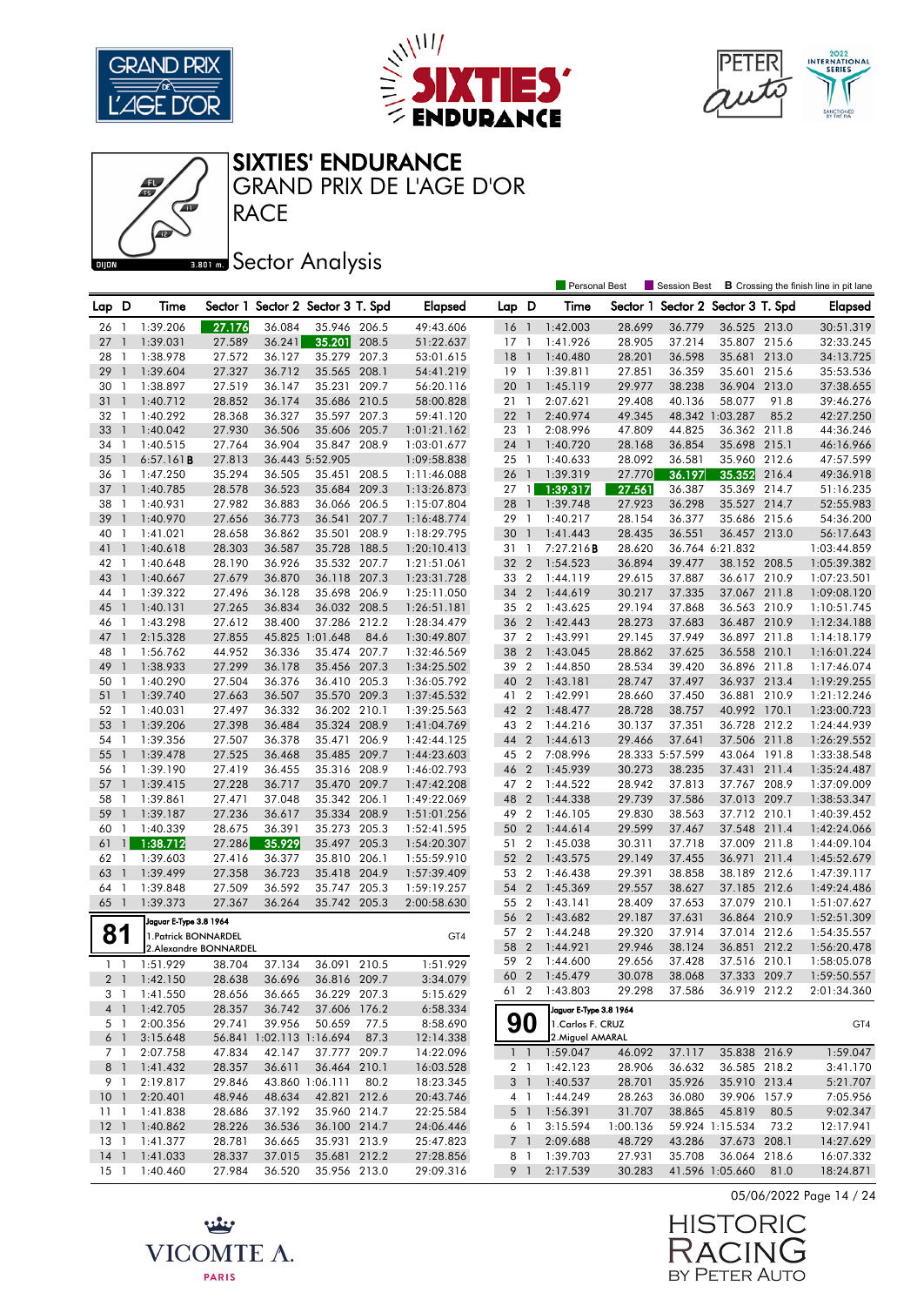# SIXTIES' ENDURANCE

## GRAND PRIX DE L'AGE D'OR

## RACE

## Sector Analysis

Personal Best | Session Best | **B** Crossing the finish line in pit lane

| Lap | D | Time | Sector 1 | Sector 2 | Sector 3 | T. Spd | Elapsed |
|---|---|---|---|---|---|---|---|
| 26 | 1 | 1:39.206 | 27.176 | 36.084 | 35.946 | 206.5 | 49:43.606 |
| 27 | 1 | 1:39.031 | 27.589 | 36.241 | 35.201 | 208.5 | 51:22.637 |
| 28 | 1 | 1:38.978 | 27.572 | 36.127 | 35.279 | 207.3 | 53:01.615 |
| 29 | 1 | 1:39.604 | 27.327 | 36.712 | 35.565 | 208.1 | 54:41.219 |
| 30 | 1 | 1:38.897 | 27.519 | 36.147 | 35.231 | 209.7 | 56:20.116 |
| 31 | 1 | 1:40.712 | 28.852 | 36.174 | 35.686 | 210.5 | 58:00.828 |
| 32 | 1 | 1:40.292 | 28.368 | 36.327 | 35.597 | 207.3 | 59:41.120 |
| 33 | 1 | 1:40.042 | 27.930 | 36.506 | 35.606 | 205.7 | 1:01:21.162 |
| 34 | 1 | 1:40.515 | 27.764 | 36.904 | 35.847 | 208.9 | 1:03:01.677 |
| 35 | 1 | 6:57.161 **B** | 27.813 | 36.443 | 5:52.905 | | 1:09:58.838 |
| 36 | 1 | 1:47.250 | 35.294 | 36.505 | 35.451 | 208.5 | 1:11:46.088 |
| 37 | 1 | 1:40.785 | 28.578 | 36.523 | 35.684 | 209.3 | 1:13:26.873 |
| 38 | 1 | 1:40.931 | 27.982 | 36.883 | 36.066 | 206.5 | 1:15:07.804 |
| 39 | 1 | 1:40.970 | 27.656 | 36.773 | 36.541 | 207.7 | 1:16:48.774 |
| 40 | 1 | 1:41.021 | 28.658 | 36.862 | 35.501 | 208.9 | 1:18:29.795 |
| 41 | 1 | 1:40.618 | 28.303 | 36.587 | 35.728 | 188.5 | 1:20:10.413 |
| 42 | 1 | 1:40.648 | 28.190 | 36.926 | 35.532 | 207.7 | 1:21:51.061 |
| 43 | 1 | 1:40.667 | 27.679 | 36.870 | 36.118 | 207.3 | 1:23:31.728 |
| 44 | 1 | 1:39.322 | 27.496 | 36.128 | 35.698 | 206.9 | 1:25:11.050 |
| 45 | 1 | 1:40.131 | 27.265 | 36.834 | 36.032 | 208.5 | 1:26:51.181 |
| 46 | 1 | 1:43.298 | 27.612 | 38.400 | 37.286 | 212.2 | 1:28:34.479 |
| 47 | 1 | 2:15.328 | 27.855 | 45.825 | 1:01.648 | 84.6 | 1:30:49.807 |
| 48 | 1 | 1:56.762 | 44.952 | 36.336 | 35.474 | 207.7 | 1:32:46.569 |
| 49 | 1 | 1:38.933 | 27.299 | 36.178 | 35.456 | 207.3 | 1:34:25.502 |
| 50 | 1 | 1:40.290 | 27.504 | 36.376 | 36.410 | 205.3 | 1:36:05.792 |
| 51 | 1 | 1:39.740 | 27.663 | 36.507 | 35.570 | 209.3 | 1:37:45.532 |
| 52 | 1 | 1:40.031 | 27.497 | 36.332 | 36.202 | 210.1 | 1:39:25.563 |
| 53 | 1 | 1:39.206 | 27.398 | 36.484 | 35.324 | 208.9 | 1:41:04.769 |
| 54 | 1 | 1:39.356 | 27.507 | 36.378 | 35.471 | 206.9 | 1:42:44.125 |
| 55 | 1 | 1:39.478 | 27.525 | 36.468 | 35.485 | 209.7 | 1:44:23.603 |
| 56 | 1 | 1:39.190 | 27.419 | 36.455 | 35.316 | 208.9 | 1:46:02.793 |
| 57 | 1 | 1:39.415 | 27.228 | 36.717 | 35.470 | 209.7 | 1:47:42.208 |
| 58 | 1 | 1:39.861 | 27.471 | 37.048 | 35.342 | 206.1 | 1:49:22.069 |
| 59 | 1 | 1:39.187 | 27.236 | 36.617 | 35.334 | 208.9 | 1:51:01.256 |
| 60 | 1 | 1:40.339 | 28.675 | 36.391 | 35.273 | 205.3 | 1:52:41.595 |
| 61 | 1 | 1:38.712 | 27.286 | 35.929 | 35.497 | 205.3 | 1:54:20.307 |
| 62 | 1 | 1:39.603 | 27.416 | 36.377 | 35.810 | 206.1 | 1:55:59.910 |
| 63 | 1 | 1:39.499 | 27.358 | 36.723 | 35.418 | 204.9 | 1:57:39.409 |
| 64 | 1 | 1:39.848 | 27.509 | 36.592 | 35.747 | 205.3 | 1:59:19.257 |
| 65 | 1 | 1:39.373 | 27.367 | 36.264 | 35.742 | 205.3 | 2:00:58.630 |

**81** — Jaguar E-Type 3.8 1964 — 1.Patrick BONNARDEL, 2.Alexandre BONNARDEL — GT4

| Lap | D | Time | Sector 1 | Sector 2 | Sector 3 | T. Spd | Elapsed |
|---|---|---|---|---|---|---|---|
| 1 | 1 | 1:51.929 | 38.704 | 37.134 | 36.091 | 210.5 | 1:51.929 |
| 2 | 1 | 1:42.150 | 28.638 | 36.696 | 36.816 | 209.7 | 3:34.079 |
| 3 | 1 | 1:41.550 | 28.656 | 36.665 | 36.229 | 207.3 | 5:15.629 |
| 4 | 1 | 1:42.705 | 28.357 | 36.742 | 37.606 | 176.2 | 6:58.334 |
| 5 | 1 | 2:00.356 | 29.741 | 39.956 | 50.659 | 77.5 | 8:58.690 |
| 6 | 1 | 3:15.648 | 56.841 | 1:02.113 | 1:16.694 | 87.3 | 12:14.338 |
| 7 | 1 | 2:07.758 | 47.834 | 42.147 | 37.777 | 209.7 | 14:22.096 |
| 8 | 1 | 1:41.432 | 28.357 | 36.611 | 36.464 | 210.1 | 16:03.528 |
| 9 | 1 | 2:19.817 | 29.846 | 43.860 | 1:06.111 | 80.2 | 18:23.345 |
| 10 | 1 | 2:20.401 | 48.946 | 48.634 | 42.821 | 212.6 | 20:43.746 |
| 11 | 1 | 1:41.838 | 28.686 | 37.192 | 35.960 | 214.7 | 22:25.584 |
| 12 | 1 | 1:40.862 | 28.226 | 36.536 | 36.100 | 214.7 | 24:06.446 |
| 13 | 1 | 1:41.377 | 28.781 | 36.665 | 35.931 | 213.9 | 25:47.823 |
| 14 | 1 | 1:41.033 | 28.337 | 37.015 | 35.681 | 212.2 | 27:28.856 |
| 15 | 1 | 1:40.460 | 27.984 | 36.520 | 35.956 | 213.0 | 29:09.316 |
| 16 | 1 | 1:42.003 | 28.699 | 36.779 | 36.525 | 213.0 | 30:51.319 |
| 17 | 1 | 1:41.926 | 28.905 | 37.214 | 35.807 | 215.6 | 32:33.245 |
| 18 | 1 | 1:40.480 | 28.201 | 36.598 | 35.681 | 213.0 | 34:13.725 |
| 19 | 1 | 1:39.811 | 27.851 | 36.359 | 35.601 | 215.6 | 35:53.536 |
| 20 | 1 | 1:45.119 | 29.977 | 38.238 | 36.904 | 213.0 | 37:38.655 |
| 21 | 1 | 2:07.621 | 29.408 | 40.136 | 58.077 | 91.8 | 39:46.276 |
| 22 | 1 | 2:40.974 | 47.845 | 48.342 | 1:03.287 | 85.2 | 42:27.250 |
| 23 | 1 | 2:08.996 | 47.809 | 44.825 | 36.362 | 211.8 | 44:36.246 |
| 24 | 1 | 1:40.720 | 28.168 | 36.854 | 35.698 | 215.1 | 46:16.966 |
| 25 | 1 | 1:40.633 | 28.092 | 36.581 | 35.960 | 212.6 | 47:57.599 |
| 26 | 1 | 1:39.319 | 27.770 | 36.197 | 35.352 | 216.4 | 49:36.918 |
| 27 | 1 | 1:39.317 | 27.561 | 36.387 | 35.369 | 214.7 | 51:16.235 |
| 28 | 1 | 1:39.748 | 27.923 | 36.298 | 35.527 | 214.7 | 52:55.983 |
| 29 | 1 | 1:40.217 | 28.154 | 36.377 | 35.686 | 215.6 | 54:36.200 |
| 30 | 1 | 1:41.443 | 28.435 | 36.551 | 36.457 | 213.0 | 56:17.643 |
| 31 | 1 | 7:27.216 **B** | 28.620 | 36.764 | 6:21.832 | | 1:03:44.859 |
| 32 | 2 | 1:54.523 | 36.894 | 39.477 | 38.152 | 208.5 | 1:05:39.382 |
| 33 | 2 | 1:44.119 | 29.615 | 37.887 | 36.617 | 210.9 | 1:07:23.501 |
| 34 | 2 | 1:44.619 | 30.217 | 37.335 | 37.067 | 211.8 | 1:09:08.120 |
| 35 | 2 | 1:43.625 | 29.194 | 37.868 | 36.563 | 210.9 | 1:10:51.745 |
| 36 | 2 | 1:42.443 | 28.273 | 37.683 | 36.487 | 210.9 | 1:12:34.188 |
| 37 | 2 | 1:43.991 | 29.145 | 37.949 | 36.897 | 211.8 | 1:14:18.179 |
| 38 | 2 | 1:43.045 | 28.862 | 37.625 | 36.558 | 210.1 | 1:16:01.224 |
| 39 | 2 | 1:44.850 | 28.534 | 39.420 | 36.896 | 211.8 | 1:17:46.074 |
| 40 | 2 | 1:43.181 | 28.747 | 37.497 | 36.937 | 213.4 | 1:19:29.255 |
| 41 | 2 | 1:42.991 | 28.660 | 37.450 | 36.881 | 210.9 | 1:21:12.246 |
| 42 | 2 | 1:48.477 | 28.728 | 38.757 | 40.992 | 170.1 | 1:23:00.723 |
| 43 | 2 | 1:44.216 | 30.137 | 37.351 | 36.728 | 212.2 | 1:24:44.939 |
| 44 | 2 | 1:44.613 | 29.466 | 37.641 | 37.506 | 211.8 | 1:26:29.552 |
| 45 | 2 | 7:08.996 | 28.333 | 5:57.599 | 43.064 | 191.8 | 1:33:38.548 |
| 46 | 2 | 1:45.939 | 30.273 | 38.235 | 37.431 | 211.4 | 1:35:24.487 |
| 47 | 2 | 1:44.522 | 28.942 | 37.813 | 37.767 | 208.9 | 1:37:09.009 |
| 48 | 2 | 1:44.338 | 29.739 | 37.586 | 37.013 | 209.7 | 1:38:53.347 |
| 49 | 2 | 1:46.105 | 29.830 | 38.563 | 37.712 | 210.1 | 1:40:39.452 |
| 50 | 2 | 1:44.614 | 29.599 | 37.467 | 37.548 | 211.4 | 1:42:24.066 |
| 51 | 2 | 1:45.038 | 30.311 | 37.718 | 37.009 | 211.8 | 1:44:09.104 |
| 52 | 2 | 1:43.575 | 29.149 | 37.455 | 36.971 | 211.4 | 1:45:52.679 |
| 53 | 2 | 1:46.438 | 29.391 | 38.858 | 38.189 | 212.6 | 1:47:39.117 |
| 54 | 2 | 1:45.369 | 29.557 | 38.627 | 37.185 | 212.6 | 1:49:24.486 |
| 55 | 2 | 1:43.141 | 28.409 | 37.653 | 37.079 | 210.1 | 1:51:07.627 |
| 56 | 2 | 1:43.682 | 29.187 | 37.631 | 36.864 | 210.9 | 1:52:51.309 |
| 57 | 2 | 1:44.248 | 29.320 | 37.914 | 37.014 | 212.6 | 1:54:35.557 |
| 58 | 2 | 1:44.921 | 29.946 | 38.124 | 36.851 | 212.2 | 1:56:20.478 |
| 59 | 2 | 1:44.600 | 29.656 | 37.428 | 37.516 | 210.1 | 1:58:05.078 |
| 60 | 2 | 1:45.479 | 30.078 | 38.068 | 37.333 | 209.7 | 1:59:50.557 |
| 61 | 2 | 1:43.803 | 29.298 | 37.586 | 36.919 | 212.2 | 2:01:34.360 |

**90** — Jaguar E-Type 3.8 1964 — 1.Carlos F. CRUZ, 2.Miguel AMARAL — GT4

| Lap | D | Time | Sector 1 | Sector 2 | Sector 3 | T. Spd | Elapsed |
|---|---|---|---|---|---|---|---|
| 1 | 1 | 1:59.047 | 46.092 | 37.117 | 35.838 | 216.9 | 1:59.047 |
| 2 | 1 | 1:42.123 | 28.906 | 36.632 | 36.585 | 218.2 | 3:41.170 |
| 3 | 1 | 1:40.537 | 28.701 | 35.926 | 35.910 | 213.4 | 5:21.707 |
| 4 | 1 | 1:44.249 | 28.263 | 36.080 | 39.906 | 157.9 | 7:05.956 |
| 5 | 1 | 1:56.391 | 31.707 | 38.865 | 45.819 | 80.5 | 9:02.347 |
| 6 | 1 | 3:15.594 | 1:00.136 | 59.924 | 1:15.534 | 73.2 | 12:17.941 |
| 7 | 1 | 2:09.688 | 48.729 | 43.286 | 37.673 | 208.1 | 14:27.629 |
| 8 | 1 | 1:39.703 | 27.931 | 35.708 | 36.064 | 218.6 | 16:07.332 |
| 9 | 1 | 2:17.539 | 30.283 | 41.596 | 1:05.660 | 81.0 | 18:24.871 |

05/06/2022 Page 14 / 24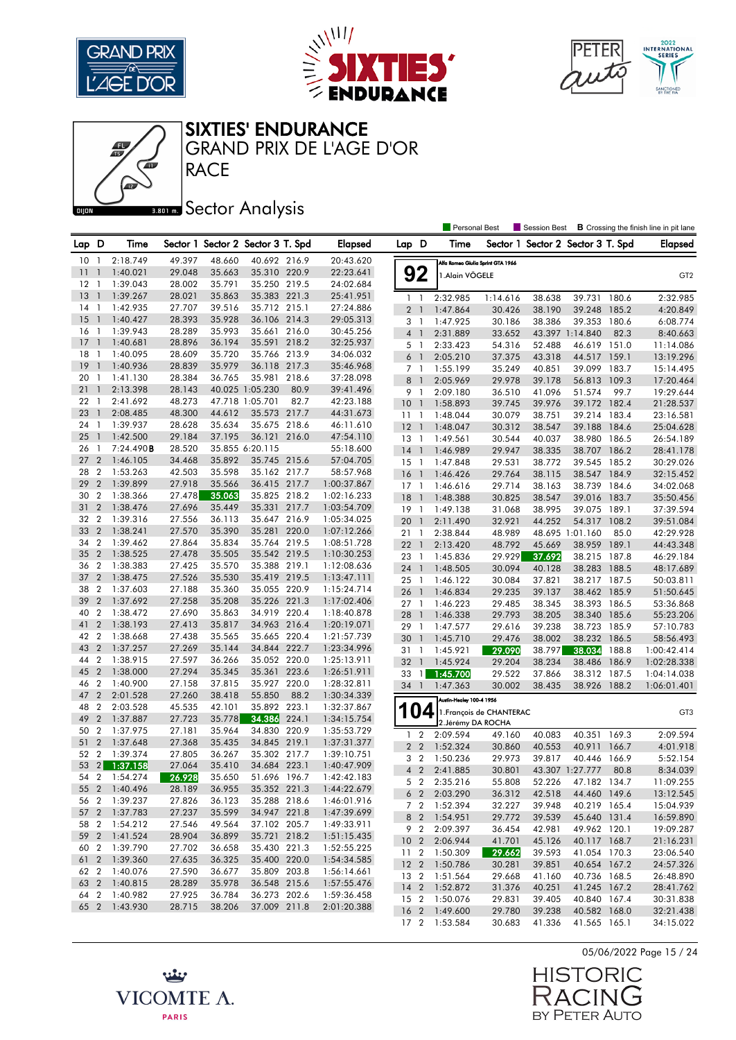# SIXTIES' ENDURANCE

## GRAND PRIX DE L'AGE D'OR

## RACE

## Sector Analysis

Personal Best | Session Best | **B** Crossing the finish line in pit lane

| Lap | D | Time | Sector 1 | Sector 2 | Sector 3 | T. Spd | Elapsed |
|---|---|---|---|---|---|---|---|
| 10 | 1 | 2:18.749 | 49.397 | 48.660 | 40.692 | 216.9 | 20:43.620 |
| 11 | 1 | 1:40.021 | 29.048 | 35.663 | 35.310 | 220.9 | 22:23.641 |
| 12 | 1 | 1:39.043 | 28.002 | 35.791 | 35.250 | 219.5 | 24:02.684 |
| 13 | 1 | 1:39.267 | 28.021 | 35.863 | 35.383 | 221.3 | 25:41.951 |
| 14 | 1 | 1:42.935 | 27.707 | 39.516 | 35.712 | 215.1 | 27:24.886 |
| 15 | 1 | 1:40.427 | 28.393 | 35.928 | 36.106 | 214.3 | 29:05.313 |
| 16 | 1 | 1:39.943 | 28.289 | 35.993 | 35.661 | 216.0 | 30:45.256 |
| 17 | 1 | 1:40.681 | 28.896 | 36.194 | 35.591 | 218.2 | 32:25.937 |
| 18 | 1 | 1:40.095 | 28.609 | 35.720 | 35.766 | 213.9 | 34:06.032 |
| 19 | 1 | 1:40.936 | 28.839 | 35.979 | 36.118 | 217.3 | 35:46.968 |
| 20 | 1 | 1:41.130 | 28.384 | 36.765 | 35.981 | 218.6 | 37:28.098 |
| 21 | 1 | 2:13.398 | 28.143 | 40.025 | 1:05.230 | 80.9 | 39:41.496 |
| 22 | 1 | 2:41.692 | 48.273 | 47.718 | 1:05.701 | 82.7 | 42:23.188 |
| 23 | 1 | 2:08.485 | 48.300 | 44.612 | 35.573 | 217.7 | 44:31.673 |
| 24 | 1 | 1:39.937 | 28.628 | 35.634 | 35.675 | 218.6 | 46:11.610 |
| 25 | 1 | 1:42.500 | 29.184 | 37.195 | 36.121 | 216.0 | 47:54.110 |
| 26 | 1 | 7:24.490B | 28.520 | 35.855 | 6:20.115 | | 55:18.600 |
| 27 | 2 | 1:46.105 | 34.468 | 35.892 | 35.745 | 215.6 | 57:04.705 |
| 28 | 2 | 1:53.263 | 42.503 | 35.598 | 35.162 | 217.7 | 58:57.968 |
| 29 | 2 | 1:39.899 | 27.918 | 35.566 | 36.415 | 217.7 | 1:00:37.867 |
| 30 | 2 | 1:38.366 | 27.478 | 35.063 | 35.825 | 218.2 | 1:02:16.233 |
| 31 | 2 | 1:38.476 | 27.696 | 35.449 | 35.331 | 217.7 | 1:03:54.709 |
| 32 | 2 | 1:39.316 | 27.556 | 36.113 | 35.647 | 216.9 | 1:05:34.025 |
| 33 | 2 | 1:38.241 | 27.570 | 35.390 | 35.281 | 220.0 | 1:07:12.266 |
| 34 | 2 | 1:39.462 | 27.864 | 35.834 | 35.764 | 219.5 | 1:08:51.728 |
| 35 | 2 | 1:38.525 | 27.478 | 35.505 | 35.542 | 219.5 | 1:10:30.253 |
| 36 | 2 | 1:38.383 | 27.425 | 35.570 | 35.388 | 219.1 | 1:12:08.636 |
| 37 | 2 | 1:38.475 | 27.526 | 35.530 | 35.419 | 219.5 | 1:13:47.111 |
| 38 | 2 | 1:37.603 | 27.188 | 35.360 | 35.055 | 220.9 | 1:15:24.714 |
| 39 | 2 | 1:37.692 | 27.258 | 35.208 | 35.226 | 221.3 | 1:17:02.406 |
| 40 | 2 | 1:38.472 | 27.690 | 35.863 | 34.919 | 220.4 | 1:18:40.878 |
| 41 | 2 | 1:38.193 | 27.413 | 35.817 | 34.963 | 216.4 | 1:20:19.071 |
| 42 | 2 | 1:38.668 | 27.438 | 35.565 | 35.665 | 220.4 | 1:21:57.739 |
| 43 | 2 | 1:37.257 | 27.269 | 35.144 | 34.844 | 222.7 | 1:23:34.996 |
| 44 | 2 | 1:38.915 | 27.597 | 36.266 | 35.052 | 220.0 | 1:25:13.911 |
| 45 | 2 | 1:38.000 | 27.294 | 35.345 | 35.361 | 223.6 | 1:26:51.911 |
| 46 | 2 | 1:40.900 | 27.158 | 37.815 | 35.927 | 220.0 | 1:28:32.811 |
| 47 | 2 | 2:01.528 | 27.260 | 38.418 | 55.850 | 88.2 | 1:30:34.339 |
| 48 | 2 | 2:03.528 | 45.535 | 42.101 | 35.892 | 223.1 | 1:32:37.867 |
| 49 | 2 | 1:37.887 | 27.723 | 35.778 | 34.386 | 224.1 | 1:34:15.754 |
| 50 | 2 | 1:37.975 | 27.181 | 35.964 | 34.830 | 220.9 | 1:35:53.729 |
| 51 | 2 | 1:37.648 | 27.368 | 35.435 | 34.845 | 219.1 | 1:37:31.377 |
| 52 | 2 | 1:39.374 | 27.805 | 36.267 | 35.302 | 217.7 | 1:39:10.751 |
| 53 | 2 | 1:37.158 | 27.064 | 35.410 | 34.684 | 223.1 | 1:40:47.909 |
| 54 | 2 | 1:54.274 | 26.928 | 35.650 | 51.696 | 196.7 | 1:42:42.183 |
| 55 | 2 | 1:40.496 | 28.189 | 36.955 | 35.352 | 221.3 | 1:44:22.679 |
| 56 | 2 | 1:39.237 | 27.826 | 36.123 | 35.288 | 218.6 | 1:46:01.916 |
| 57 | 2 | 1:37.783 | 27.237 | 35.599 | 34.947 | 221.8 | 1:47:39.699 |
| 58 | 2 | 1:54.212 | 27.546 | 49.564 | 37.102 | 205.7 | 1:49:33.911 |
| 59 | 2 | 1:41.524 | 28.904 | 36.899 | 35.721 | 218.2 | 1:51:15.435 |
| 60 | 2 | 1:39.790 | 27.702 | 36.658 | 35.430 | 221.3 | 1:52:55.225 |
| 61 | 2 | 1:39.360 | 27.635 | 36.325 | 35.400 | 220.0 | 1:54:34.585 |
| 62 | 2 | 1:40.076 | 27.590 | 36.677 | 35.809 | 203.8 | 1:56:14.661 |
| 63 | 2 | 1:40.815 | 28.289 | 35.978 | 36.548 | 215.6 | 1:57:55.476 |
| 64 | 2 | 1:40.982 | 27.925 | 36.784 | 36.273 | 202.6 | 1:59:36.458 |
| 65 | 2 | 1:43.930 | 28.715 | 38.206 | 37.009 | 211.8 | 2:01:20.388 |

**92** — Alfa Romeo Giulia Sprint GTA 1966 — GT2
1. Alain VÖGELE

| Lap | D | Time | Sector 1 | Sector 2 | Sector 3 | T. Spd | Elapsed |
|---|---|---|---|---|---|---|---|
| 1 | 1 | 2:32.985 | 1:14.616 | 38.638 | 39.731 | 180.6 | 2:32.985 |
| 2 | 1 | 1:47.864 | 30.426 | 38.190 | 39.248 | 185.2 | 4:20.849 |
| 3 | 1 | 1:47.925 | 30.186 | 38.386 | 39.353 | 180.6 | 6:08.774 |
| 4 | 1 | 2:31.889 | 33.652 | 43.397 | 1:14.840 | 82.3 | 8:40.663 |
| 5 | 1 | 2:33.423 | 54.316 | 52.488 | 46.619 | 151.0 | 11:14.086 |
| 6 | 1 | 2:05.210 | 37.375 | 43.318 | 44.517 | 159.1 | 13:19.296 |
| 7 | 1 | 1:55.199 | 35.249 | 40.851 | 39.099 | 183.7 | 15:14.495 |
| 8 | 1 | 2:05.969 | 29.978 | 39.178 | 56.813 | 109.3 | 17:20.464 |
| 9 | 1 | 2:09.180 | 36.510 | 41.096 | 51.574 | 99.7 | 19:29.644 |
| 10 | 1 | 1:58.893 | 39.745 | 39.976 | 39.172 | 182.4 | 21:28.537 |
| 11 | 1 | 1:48.044 | 30.079 | 38.751 | 39.214 | 183.4 | 23:16.581 |
| 12 | 1 | 1:48.047 | 30.312 | 38.547 | 39.188 | 184.6 | 25:04.628 |
| 13 | 1 | 1:49.561 | 30.544 | 40.037 | 38.980 | 186.5 | 26:54.189 |
| 14 | 1 | 1:46.989 | 29.947 | 38.335 | 38.707 | 186.2 | 28:41.178 |
| 15 | 1 | 1:47.848 | 29.531 | 38.772 | 39.545 | 185.2 | 30:29.026 |
| 16 | 1 | 1:46.426 | 29.764 | 38.115 | 38.547 | 184.9 | 32:15.452 |
| 17 | 1 | 1:46.616 | 29.714 | 38.163 | 38.739 | 184.6 | 34:02.068 |
| 18 | 1 | 1:48.388 | 30.825 | 38.547 | 39.016 | 183.7 | 35:50.456 |
| 19 | 1 | 1:49.138 | 31.068 | 38.995 | 39.075 | 189.1 | 37:39.594 |
| 20 | 1 | 2:11.490 | 32.921 | 44.252 | 54.317 | 108.2 | 39:51.084 |
| 21 | 1 | 2:38.844 | 48.989 | 48.695 | 1:01.160 | 85.0 | 42:29.928 |
| 22 | 1 | 2:13.420 | 48.792 | 45.669 | 38.959 | 189.1 | 44:43.348 |
| 23 | 1 | 1:45.836 | 29.929 | 37.692 | 38.215 | 187.8 | 46:29.184 |
| 24 | 1 | 1:48.505 | 30.094 | 40.128 | 38.283 | 188.5 | 48:17.689 |
| 25 | 1 | 1:46.122 | 30.084 | 37.821 | 38.217 | 187.5 | 50:03.811 |
| 26 | 1 | 1:46.834 | 29.235 | 39.137 | 38.462 | 185.9 | 51:50.645 |
| 27 | 1 | 1:46.223 | 29.485 | 38.345 | 38.393 | 186.5 | 53:36.868 |
| 28 | 1 | 1:46.338 | 29.793 | 38.205 | 38.340 | 185.6 | 55:23.206 |
| 29 | 1 | 1:47.577 | 29.616 | 39.238 | 38.723 | 185.9 | 57:10.783 |
| 30 | 1 | 1:45.710 | 29.476 | 38.002 | 38.232 | 186.5 | 58:56.493 |
| 31 | 1 | 1:45.921 | 29.090 | 38.797 | 38.034 | 188.8 | 1:00:42.414 |
| 32 | 1 | 1:45.924 | 29.204 | 38.234 | 38.486 | 186.9 | 1:02:28.338 |
| 33 | 1 | 1:45.700 | 29.522 | 37.866 | 38.312 | 187.5 | 1:04:14.038 |
| 34 | 1 | 1:47.363 | 30.002 | 38.435 | 38.926 | 188.2 | 1:06:01.401 |

**104** — Austin-Healey 100-4 1956 — GT3
1. François de CHANTERAC
2. Jérémy DA ROCHA

| Lap | D | Time | Sector 1 | Sector 2 | Sector 3 | T. Spd | Elapsed |
|---|---|---|---|---|---|---|---|
| 1 | 2 | 2:09.594 | 49.160 | 40.083 | 40.351 | 169.3 | 2:09.594 |
| 2 | 2 | 1:52.324 | 30.860 | 40.553 | 40.911 | 166.7 | 4:01.918 |
| 3 | 2 | 1:50.236 | 29.973 | 39.817 | 40.446 | 166.9 | 5:52.154 |
| 4 | 2 | 2:41.885 | 30.801 | 43.307 | 1:27.777 | 80.8 | 8:34.039 |
| 5 | 2 | 2:35.216 | 55.808 | 52.226 | 47.182 | 134.7 | 11:09.255 |
| 6 | 2 | 2:03.290 | 36.312 | 42.518 | 44.460 | 149.6 | 13:12.545 |
| 7 | 2 | 1:52.394 | 32.227 | 39.948 | 40.219 | 165.4 | 15:04.939 |
| 8 | 2 | 1:54.951 | 29.772 | 39.539 | 45.640 | 131.4 | 16:59.890 |
| 9 | 2 | 2:09.397 | 36.454 | 42.981 | 49.962 | 120.1 | 19:09.287 |
| 10 | 2 | 2:06.944 | 41.701 | 45.126 | 40.117 | 168.7 | 21:16.231 |
| 11 | 2 | 1:50.309 | 29.662 | 39.593 | 41.054 | 170.3 | 23:06.540 |
| 12 | 2 | 1:50.786 | 30.281 | 39.851 | 40.654 | 167.2 | 24:57.326 |
| 13 | 2 | 1:51.564 | 29.668 | 41.160 | 40.736 | 168.5 | 26:48.890 |
| 14 | 2 | 1:52.872 | 31.376 | 40.251 | 41.245 | 167.2 | 28:41.762 |
| 15 | 2 | 1:50.076 | 29.831 | 39.405 | 40.840 | 167.4 | 30:31.838 |
| 16 | 2 | 1:49.600 | 29.780 | 39.238 | 40.582 | 168.0 | 32:21.438 |
| 17 | 2 | 1:53.584 | 30.683 | 41.336 | 41.565 | 165.1 | 34:15.022 |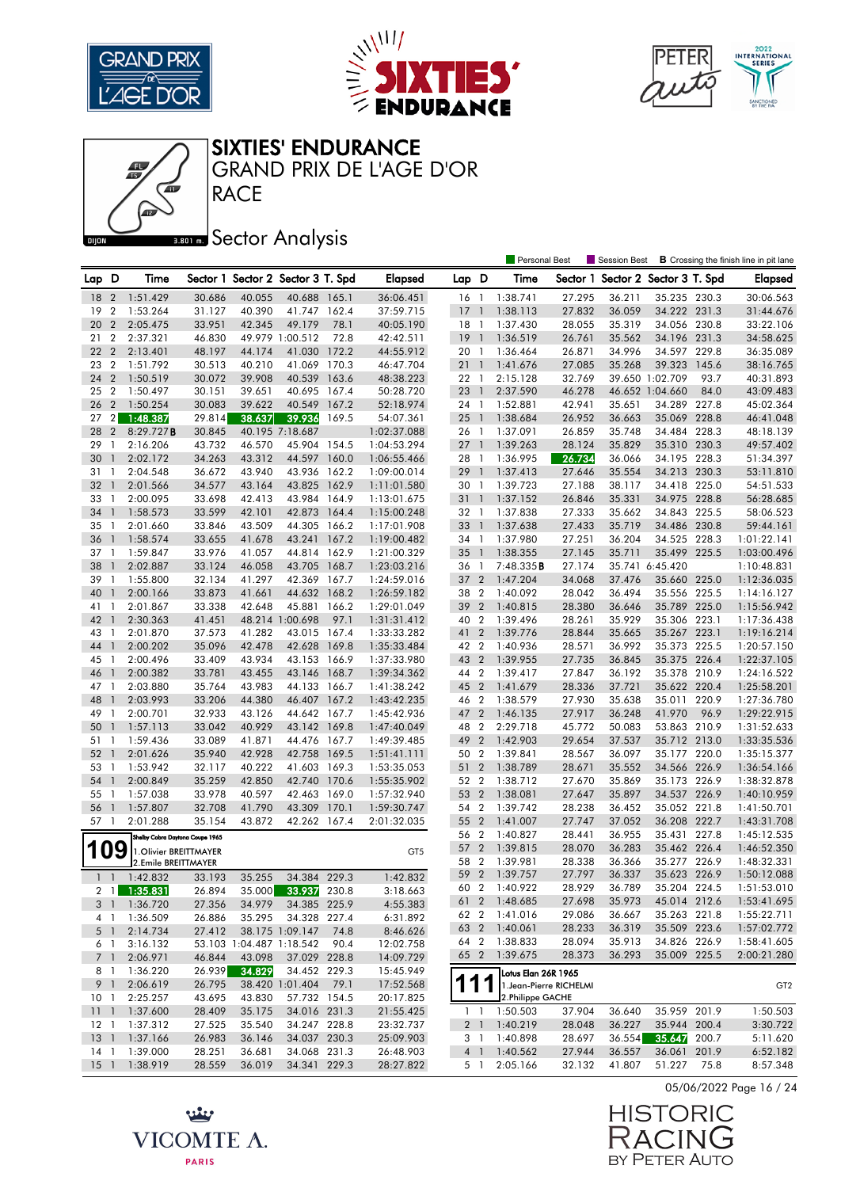# SIXTIES' ENDURANCE

## GRAND PRIX DE L'AGE D'OR

## RACE

## Sector Analysis

Personal Best | Session Best | **B** Crossing the finish line in pit lane

| Lap | D | Time | Sector 1 | Sector 2 | Sector 3 | T. Spd | Elapsed |
|---|---|---|---|---|---|---|---|
| 18 | 2 | 1:51.429 | 30.686 | 40.055 | 40.688 | 165.1 | 36:06.451 |
| 19 | 2 | 1:53.264 | 31.127 | 40.390 | 41.747 | 162.4 | 37:59.715 |
| 20 | 2 | 2:05.475 | 33.951 | 42.345 | 49.179 | 78.1 | 40:05.190 |
| 21 | 2 | 2:37.321 | 46.830 | 49.979 | 1:00.512 | 72.8 | 42:42.511 |
| 22 | 2 | 2:13.401 | 48.197 | 44.174 | 41.030 | 172.2 | 44:55.912 |
| 23 | 2 | 1:51.792 | 30.513 | 40.210 | 41.069 | 170.3 | 46:47.704 |
| 24 | 2 | 1:50.519 | 30.072 | 39.908 | 40.539 | 163.6 | 48:38.223 |
| 25 | 2 | 1:50.497 | 30.151 | 39.651 | 40.695 | 167.4 | 50:28.720 |
| 26 | 2 | 1:50.254 | 30.083 | 39.622 | 40.549 | 167.2 | 52:18.974 |
| 27 | 2 | 1:48.387 | 29.814 | 38.637 | 39.936 | 169.5 | 54:07.361 |
| 28 | 2 | 8:29.727 B | 30.845 | 40.195 | 7:18.687 | | 1:02:37.088 |
| 29 | 1 | 2:16.206 | 43.732 | 46.570 | 45.904 | 154.5 | 1:04:53.294 |
| 30 | 1 | 2:02.172 | 34.263 | 43.312 | 44.597 | 160.0 | 1:06:55.466 |
| 31 | 1 | 2:04.548 | 36.672 | 43.940 | 43.936 | 162.2 | 1:09:00.014 |
| 32 | 1 | 2:01.566 | 34.577 | 43.164 | 43.825 | 162.9 | 1:11:01.580 |
| 33 | 1 | 2:00.095 | 33.698 | 42.413 | 43.984 | 164.9 | 1:13:01.675 |
| 34 | 1 | 1:58.573 | 33.599 | 42.101 | 42.873 | 164.4 | 1:15:00.248 |
| 35 | 1 | 2:01.660 | 33.846 | 43.509 | 44.305 | 166.2 | 1:17:01.908 |
| 36 | 1 | 1:58.574 | 33.655 | 41.678 | 43.241 | 167.2 | 1:19:00.482 |
| 37 | 1 | 1:59.847 | 33.976 | 41.057 | 44.814 | 162.9 | 1:21:00.329 |
| 38 | 1 | 2:02.887 | 33.124 | 46.058 | 43.705 | 168.7 | 1:23:03.216 |
| 39 | 1 | 1:55.800 | 32.134 | 41.297 | 42.369 | 167.7 | 1:24:59.016 |
| 40 | 1 | 2:00.166 | 33.873 | 41.661 | 44.632 | 168.2 | 1:26:59.182 |
| 41 | 1 | 2:01.867 | 33.338 | 42.648 | 45.881 | 166.2 | 1:29:01.049 |
| 42 | 1 | 2:30.363 | 41.451 | 48.214 | 1:00.698 | 97.1 | 1:31:31.412 |
| 43 | 1 | 2:01.870 | 37.573 | 41.282 | 43.015 | 167.4 | 1:33:33.282 |
| 44 | 1 | 2:00.202 | 35.096 | 42.478 | 42.628 | 169.8 | 1:35:33.484 |
| 45 | 1 | 2:00.496 | 33.409 | 43.934 | 43.153 | 166.9 | 1:37:33.980 |
| 46 | 1 | 2:00.382 | 33.781 | 43.455 | 43.146 | 168.7 | 1:39:34.362 |
| 47 | 1 | 2:03.880 | 35.764 | 43.983 | 44.133 | 166.7 | 1:41:38.242 |
| 48 | 1 | 2:03.993 | 33.206 | 44.380 | 46.407 | 167.2 | 1:43:42.235 |
| 49 | 1 | 2:00.701 | 32.933 | 43.126 | 44.642 | 167.7 | 1:45:42.936 |
| 50 | 1 | 1:57.113 | 33.042 | 40.929 | 43.142 | 169.8 | 1:47:40.049 |
| 51 | 1 | 1:59.436 | 33.089 | 41.871 | 44.476 | 167.2 | 1:49:39.485 |
| 52 | 1 | 2:01.626 | 35.940 | 42.928 | 42.758 | 169.5 | 1:51:41.111 |
| 53 | 1 | 1:53.942 | 32.117 | 40.222 | 41.603 | 169.3 | 1:53:35.053 |
| 54 | 1 | 2:00.849 | 35.259 | 42.850 | 42.740 | 170.6 | 1:55:35.902 |
| 55 | 1 | 1:57.038 | 33.978 | 40.597 | 42.463 | 169.0 | 1:57:32.940 |
| 56 | 1 | 1:57.807 | 32.708 | 41.790 | 43.309 | 170.1 | 1:59:30.747 |
| 57 | 1 | 2:01.288 | 35.154 | 43.872 | 42.262 | 167.4 | 2:01:32.035 |

**109** — Shelby Cobra Daytona Coupe 1965 — GT5
1. Olivier BREITTMAYER
2. Emile BREITTMAYER

| Lap | D | Time | Sector 1 | Sector 2 | Sector 3 | T. Spd | Elapsed |
|---|---|---|---|---|---|---|---|
| 1 | 1 | 1:42.832 | 33.193 | 35.255 | 34.384 | 229.3 | 1:42.832 |
| 2 | 1 | 1:35.831 | 26.894 | 35.000 | 33.937 | 230.8 | 3:18.663 |
| 3 | 1 | 1:36.720 | 27.356 | 34.979 | 34.385 | 225.9 | 4:55.383 |
| 4 | 1 | 1:36.509 | 26.886 | 35.295 | 34.328 | 227.4 | 6:31.892 |
| 5 | 1 | 2:14.734 | 27.412 | 38.175 | 1:09.147 | 74.8 | 8:46.626 |
| 6 | 1 | 3:16.132 | 53.103 | 1:04.487 | 1:18.542 | 90.4 | 12:02.758 |
| 7 | 1 | 2:06.971 | 46.844 | 43.098 | 37.029 | 228.8 | 14:09.729 |
| 8 | 1 | 1:36.220 | 26.939 | 34.829 | 34.452 | 229.3 | 15:45.949 |
| 9 | 1 | 2:06.619 | 26.795 | 38.420 | 1:01.404 | 79.1 | 17:52.568 |
| 10 | 1 | 2:25.257 | 43.695 | 43.830 | 57.732 | 154.5 | 20:17.825 |
| 11 | 1 | 1:37.600 | 28.409 | 35.175 | 34.016 | 231.3 | 21:55.425 |
| 12 | 1 | 1:37.312 | 27.525 | 35.540 | 34.247 | 228.8 | 23:32.737 |
| 13 | 1 | 1:37.166 | 26.983 | 36.146 | 34.037 | 230.3 | 25:09.903 |
| 14 | 1 | 1:39.000 | 28.251 | 36.681 | 34.068 | 231.3 | 26:48.903 |
| 15 | 1 | 1:38.919 | 28.559 | 36.019 | 34.341 | 229.3 | 28:27.822 |
| 16 | 1 | 1:38.741 | 27.295 | 36.211 | 35.235 | 230.3 | 30:06.563 |
| 17 | 1 | 1:38.113 | 27.832 | 36.059 | 34.222 | 231.3 | 31:44.676 |
| 18 | 1 | 1:37.430 | 28.055 | 35.319 | 34.056 | 230.8 | 33:22.106 |
| 19 | 1 | 1:36.519 | 26.761 | 35.562 | 34.196 | 231.3 | 34:58.625 |
| 20 | 1 | 1:36.464 | 26.871 | 34.996 | 34.597 | 229.8 | 36:35.089 |
| 21 | 1 | 1:41.676 | 27.085 | 35.268 | 39.323 | 145.6 | 38:16.765 |
| 22 | 1 | 2:15.128 | 32.769 | 39.650 | 1:02.709 | 93.7 | 40:31.893 |
| 23 | 1 | 2:37.590 | 46.278 | 46.652 | 1:04.660 | 84.0 | 43:09.483 |
| 24 | 1 | 1:52.881 | 42.941 | 35.651 | 34.289 | 227.8 | 45:02.364 |
| 25 | 1 | 1:38.684 | 26.952 | 36.663 | 35.069 | 228.8 | 46:41.048 |
| 26 | 1 | 1:37.091 | 26.859 | 35.748 | 34.484 | 228.3 | 48:18.139 |
| 27 | 1 | 1:39.263 | 28.124 | 35.829 | 35.310 | 230.3 | 49:57.402 |
| 28 | 1 | 1:36.995 | 26.734 | 36.066 | 34.195 | 228.3 | 51:34.397 |
| 29 | 1 | 1:37.413 | 27.646 | 35.554 | 34.213 | 230.3 | 53:11.810 |
| 30 | 1 | 1:39.723 | 27.188 | 38.117 | 34.418 | 225.0 | 54:51.533 |
| 31 | 1 | 1:37.152 | 26.846 | 35.331 | 34.975 | 228.8 | 56:28.685 |
| 32 | 1 | 1:37.838 | 27.333 | 35.662 | 34.843 | 225.5 | 58:06.523 |
| 33 | 1 | 1:37.638 | 27.433 | 35.719 | 34.486 | 230.8 | 59:44.161 |
| 34 | 1 | 1:37.980 | 27.251 | 36.204 | 34.525 | 228.3 | 1:01:22.141 |
| 35 | 1 | 1:38.355 | 27.145 | 35.711 | 35.499 | 225.5 | 1:03:00.496 |
| 36 | 1 | 7:48.335 B | 27.174 | 35.741 | 6:45.420 | | 1:10:48.831 |
| 37 | 2 | 1:47.204 | 34.068 | 37.476 | 35.660 | 225.0 | 1:12:36.035 |
| 38 | 2 | 1:40.092 | 28.042 | 36.494 | 35.556 | 225.5 | 1:14:16.127 |
| 39 | 2 | 1:40.815 | 28.380 | 36.646 | 35.789 | 225.0 | 1:15:56.942 |
| 40 | 2 | 1:39.496 | 28.261 | 35.929 | 35.306 | 223.1 | 1:17:36.438 |
| 41 | 2 | 1:39.776 | 28.844 | 35.665 | 35.267 | 223.1 | 1:19:16.214 |
| 42 | 2 | 1:40.936 | 28.571 | 36.992 | 35.373 | 225.5 | 1:20:57.150 |
| 43 | 2 | 1:39.955 | 27.735 | 36.845 | 35.375 | 226.4 | 1:22:37.105 |
| 44 | 2 | 1:39.417 | 27.847 | 36.192 | 35.378 | 210.9 | 1:24:16.522 |
| 45 | 2 | 1:41.679 | 28.336 | 37.721 | 35.622 | 220.4 | 1:25:58.201 |
| 46 | 2 | 1:38.579 | 27.930 | 35.638 | 35.011 | 220.9 | 1:27:36.780 |
| 47 | 2 | 1:46.135 | 27.917 | 36.248 | 41.970 | 96.9 | 1:29:22.915 |
| 48 | 2 | 2:29.718 | 45.772 | 50.083 | 53.863 | 210.9 | 1:31:52.633 |
| 49 | 2 | 1:42.903 | 29.654 | 37.537 | 35.712 | 213.0 | 1:33:35.536 |
| 50 | 2 | 1:39.841 | 28.567 | 36.097 | 35.177 | 220.0 | 1:35:15.377 |
| 51 | 2 | 1:38.789 | 28.671 | 35.552 | 34.566 | 226.9 | 1:36:54.166 |
| 52 | 2 | 1:38.712 | 27.670 | 35.869 | 35.173 | 226.9 | 1:38:32.878 |
| 53 | 2 | 1:38.081 | 27.647 | 35.897 | 34.537 | 226.9 | 1:40:10.959 |
| 54 | 2 | 1:39.742 | 28.238 | 36.452 | 35.052 | 221.8 | 1:41:50.701 |
| 55 | 2 | 1:41.007 | 27.747 | 37.052 | 36.208 | 222.7 | 1:43:31.708 |
| 56 | 2 | 1:40.827 | 28.441 | 36.955 | 35.431 | 227.8 | 1:45:12.535 |
| 57 | 2 | 1:39.815 | 28.070 | 36.283 | 35.462 | 226.4 | 1:46:52.350 |
| 58 | 2 | 1:39.981 | 28.338 | 36.366 | 35.277 | 226.9 | 1:48:32.331 |
| 59 | 2 | 1:39.757 | 27.797 | 36.337 | 35.623 | 226.9 | 1:50:12.088 |
| 60 | 2 | 1:40.922 | 28.929 | 36.789 | 35.204 | 224.5 | 1:51:53.010 |
| 61 | 2 | 1:48.685 | 27.698 | 35.973 | 45.014 | 212.6 | 1:53:41.695 |
| 62 | 2 | 1:41.016 | 29.086 | 36.667 | 35.263 | 221.8 | 1:55:22.711 |
| 63 | 2 | 1:40.061 | 28.233 | 36.319 | 35.509 | 223.6 | 1:57:02.772 |
| 64 | 2 | 1:38.833 | 28.094 | 35.913 | 34.826 | 226.9 | 1:58:41.605 |
| 65 | 2 | 1:39.675 | 28.373 | 36.293 | 35.009 | 225.5 | 2:00:21.280 |

**111** — Lotus Elan 26R 1965 — GT2
1. Jean-Pierre RICHELMI
2. Philippe GACHE

| Lap | D | Time | Sector 1 | Sector 2 | Sector 3 | T. Spd | Elapsed |
|---|---|---|---|---|---|---|---|
| 1 | 1 | 1:50.503 | 37.904 | 36.640 | 35.959 | 201.9 | 1:50.503 |
| 2 | 1 | 1:40.219 | 28.048 | 36.227 | 35.944 | 200.4 | 3:30.722 |
| 3 | 1 | 1:40.898 | 28.697 | 36.554 | 35.647 | 200.7 | 5:11.620 |
| 4 | 1 | 1:40.562 | 27.944 | 36.557 | 36.061 | 201.9 | 6:52.182 |
| 5 | 1 | 2:05.166 | 32.132 | 41.807 | 51.227 | 75.8 | 8:57.348 |

05/06/2022 Page 16 / 24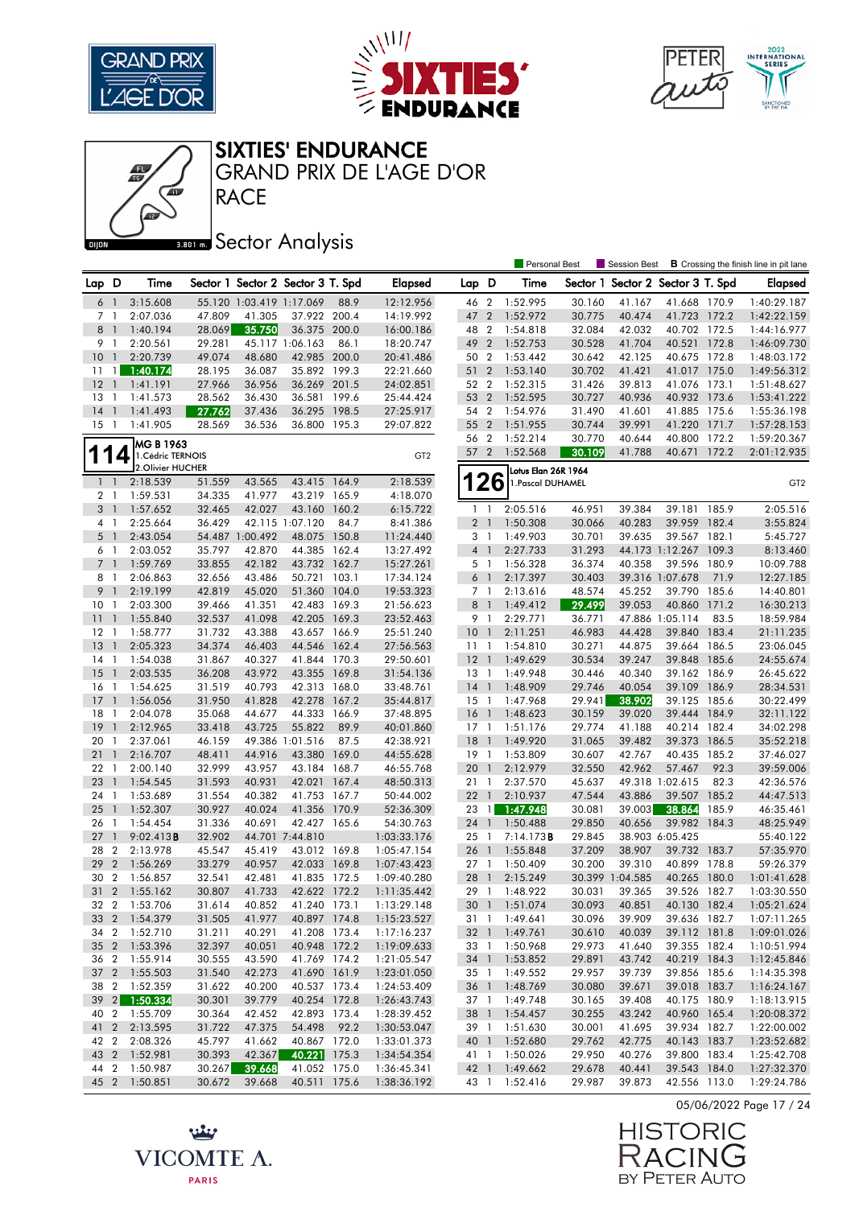# SIXTIES' ENDURANCE

## GRAND PRIX DE L'AGE D'OR

## RACE

## Sector Analysis

Personal Best | Session Best | **B** Crossing the finish line in pit lane

| Lap | D | Time | Sector 1 | Sector 2 | Sector 3 | T. Spd | Elapsed |
|---|---|---|---|---|---|---|---|
| 6 | 1 | 3:15.608 | 55.120 | 1:03.419 | 1:17.069 | 88.9 | 12:12.956 |
| 7 | 1 | 2:07.036 | 47.809 | 41.305 | 37.922 | 200.4 | 14:19.992 |
| 8 | 1 | 1:40.194 | 28.069 | 35.750 | 36.375 | 200.0 | 16:00.186 |
| 9 | 1 | 2:20.561 | 29.281 | 45.117 | 1:06.163 | 86.1 | 18:20.747 |
| 10 | 1 | 2:20.739 | 49.074 | 48.680 | 42.985 | 200.0 | 20:41.486 |
| 11 | 1 | 1:40.174 | 28.195 | 36.087 | 35.892 | 199.3 | 22:21.660 |
| 12 | 1 | 1:41.191 | 27.966 | 36.956 | 36.269 | 201.5 | 24:02.851 |
| 13 | 1 | 1:41.573 | 28.562 | 36.430 | 36.581 | 199.6 | 25:44.424 |
| 14 | 1 | 1:41.493 | 27.762 | 37.436 | 36.295 | 198.5 | 27:25.917 |
| 15 | 1 | 1:41.905 | 28.569 | 36.536 | 36.800 | 195.3 | 29:07.822 |

### 114 — MG B 1963 — GT2
1. Cédric TERNOIS
2. Olivier HUCHER

| Lap | D | Time | Sector 1 | Sector 2 | Sector 3 | T. Spd | Elapsed |
|---|---|---|---|---|---|---|---|
| 1 | 1 | 2:18.539 | 51.559 | 43.565 | 43.415 | 164.9 | 2:18.539 |
| 2 | 1 | 1:59.531 | 34.335 | 41.977 | 43.219 | 165.9 | 4:18.070 |
| 3 | 1 | 1:57.652 | 32.465 | 42.027 | 43.160 | 160.2 | 6:15.722 |
| 4 | 1 | 2:25.664 | 36.429 | 42.115 | 1:07.120 | 84.7 | 8:41.386 |
| 5 | 1 | 2:43.054 | 54.487 | 1:00.492 | 48.075 | 150.8 | 11:24.440 |
| 6 | 1 | 2:03.052 | 35.797 | 42.870 | 44.385 | 162.4 | 13:27.492 |
| 7 | 1 | 1:59.769 | 33.855 | 42.182 | 43.732 | 162.7 | 15:27.261 |
| 8 | 1 | 2:06.863 | 32.656 | 43.486 | 50.721 | 103.1 | 17:34.124 |
| 9 | 1 | 2:19.199 | 42.819 | 45.020 | 51.360 | 104.0 | 19:53.323 |
| 10 | 1 | 2:03.300 | 39.466 | 41.351 | 42.483 | 169.3 | 21:56.623 |
| 11 | 1 | 1:55.840 | 32.537 | 41.098 | 42.205 | 169.3 | 23:52.463 |
| 12 | 1 | 1:58.777 | 31.732 | 43.388 | 43.657 | 166.9 | 25:51.240 |
| 13 | 1 | 2:05.323 | 34.374 | 46.403 | 44.546 | 162.4 | 27:56.563 |
| 14 | 1 | 1:54.038 | 31.867 | 40.327 | 41.844 | 170.3 | 29:50.601 |
| 15 | 1 | 2:03.535 | 36.208 | 43.972 | 43.355 | 169.8 | 31:54.136 |
| 16 | 1 | 1:54.625 | 31.519 | 40.793 | 42.313 | 168.0 | 33:48.761 |
| 17 | 1 | 1:56.056 | 31.950 | 41.828 | 42.278 | 167.2 | 35:44.817 |
| 18 | 1 | 2:04.078 | 35.068 | 44.677 | 44.333 | 166.9 | 37:48.895 |
| 19 | 1 | 2:12.965 | 33.418 | 43.725 | 55.822 | 89.9 | 40:01.860 |
| 20 | 1 | 2:37.061 | 46.159 | 49.386 | 1:01.516 | 87.5 | 42:38.921 |
| 21 | 1 | 2:16.707 | 48.411 | 44.916 | 43.380 | 169.0 | 44:55.628 |
| 22 | 1 | 2:00.140 | 32.999 | 43.957 | 43.184 | 167.8 | 46:55.768 |
| 23 | 1 | 1:54.545 | 31.593 | 40.931 | 42.021 | 167.4 | 48:50.313 |
| 24 | 1 | 1:53.689 | 31.554 | 40.382 | 41.753 | 167.7 | 50:44.002 |
| 25 | 1 | 1:52.307 | 30.927 | 40.024 | 41.356 | 170.9 | 52:36.309 |
| 26 | 1 | 1:54.454 | 31.336 | 40.691 | 42.427 | 165.6 | 54:30.763 |
| 27 | 1 | 9:02.413**B** | 32.902 | 44.701 | 7:44.810 | | 1:03:33.176 |
| 28 | 2 | 2:13.978 | 45.547 | 45.419 | 43.012 | 169.8 | 1:05:47.154 |
| 29 | 2 | 1:56.269 | 33.279 | 40.957 | 42.033 | 169.8 | 1:07:43.423 |
| 30 | 2 | 1:56.857 | 32.541 | 42.481 | 41.835 | 172.5 | 1:09:40.280 |
| 31 | 2 | 1:55.162 | 30.807 | 41.733 | 42.622 | 172.2 | 1:11:35.442 |
| 32 | 2 | 1:53.706 | 31.614 | 40.852 | 41.240 | 173.1 | 1:13:29.148 |
| 33 | 2 | 1:54.379 | 31.505 | 41.977 | 40.897 | 174.8 | 1:15:23.527 |
| 34 | 2 | 1:52.710 | 31.211 | 40.291 | 41.208 | 173.4 | 1:17:16.237 |
| 35 | 2 | 1:53.396 | 32.397 | 40.051 | 40.948 | 172.2 | 1:19:09.633 |
| 36 | 2 | 1:55.914 | 30.555 | 43.590 | 41.769 | 174.2 | 1:21:05.547 |
| 37 | 2 | 1:55.503 | 31.540 | 42.273 | 41.690 | 161.9 | 1:23:01.050 |
| 38 | 2 | 1:52.359 | 31.622 | 40.200 | 40.537 | 173.4 | 1:24:53.409 |
| 39 | 2 | 1:50.334 | 30.301 | 39.779 | 40.254 | 172.8 | 1:26:43.743 |
| 40 | 2 | 1:55.709 | 30.364 | 42.452 | 42.893 | 173.4 | 1:28:39.452 |
| 41 | 2 | 2:13.595 | 31.722 | 47.375 | 54.498 | 92.2 | 1:30:53.047 |
| 42 | 2 | 2:08.326 | 45.797 | 41.662 | 40.867 | 172.0 | 1:33:01.373 |
| 43 | 2 | 1:52.981 | 30.393 | 42.367 | 40.221 | 175.3 | 1:34:54.354 |
| 44 | 2 | 1:50.987 | 30.267 | 39.668 | 41.052 | 175.0 | 1:36:45.341 |
| 45 | 2 | 1:50.851 | 30.672 | 39.668 | 40.511 | 175.6 | 1:38:36.192 |
| 46 | 2 | 1:52.995 | 30.160 | 41.167 | 41.668 | 170.9 | 1:40:29.187 |
| 47 | 2 | 1:52.972 | 30.775 | 40.474 | 41.723 | 172.2 | 1:42:22.159 |
| 48 | 2 | 1:54.818 | 32.084 | 42.032 | 40.702 | 172.5 | 1:44:16.977 |
| 49 | 2 | 1:52.753 | 30.528 | 41.704 | 40.521 | 172.8 | 1:46:09.730 |
| 50 | 2 | 1:53.442 | 30.642 | 42.125 | 40.675 | 172.8 | 1:48:03.172 |
| 51 | 2 | 1:53.140 | 30.702 | 41.421 | 41.017 | 175.0 | 1:49:56.312 |
| 52 | 2 | 1:52.315 | 31.426 | 39.813 | 41.076 | 173.1 | 1:51:48.627 |
| 53 | 2 | 1:52.595 | 30.727 | 40.936 | 40.932 | 173.6 | 1:53:41.222 |
| 54 | 2 | 1:54.976 | 31.490 | 41.601 | 41.885 | 175.6 | 1:55:36.198 |
| 55 | 2 | 1:51.955 | 30.744 | 39.991 | 41.220 | 171.7 | 1:57:28.153 |
| 56 | 2 | 1:52.214 | 30.770 | 40.644 | 40.800 | 172.2 | 1:59:20.367 |
| 57 | 2 | 1:52.568 | 30.109 | 41.788 | 40.671 | 172.2 | 2:01:12.935 |

### 126 — Lotus Elan 26R 1964 — GT2
1. Pascal DUHAMEL

| Lap | D | Time | Sector 1 | Sector 2 | Sector 3 | T. Spd | Elapsed |
|---|---|---|---|---|---|---|---|
| 1 | 1 | 2:05.516 | 46.951 | 39.384 | 39.181 | 185.9 | 2:05.516 |
| 2 | 1 | 1:50.308 | 30.066 | 40.283 | 39.959 | 182.4 | 3:55.824 |
| 3 | 1 | 1:49.903 | 30.701 | 39.635 | 39.567 | 182.1 | 5:45.727 |
| 4 | 1 | 2:27.733 | 31.293 | 44.173 | 1:12.267 | 109.3 | 8:13.460 |
| 5 | 1 | 1:56.328 | 36.374 | 40.358 | 39.596 | 180.9 | 10:09.788 |
| 6 | 1 | 2:17.397 | 30.403 | 39.316 | 1:07.678 | 71.9 | 12:27.185 |
| 7 | 1 | 2:13.616 | 48.574 | 45.252 | 39.790 | 185.6 | 14:40.801 |
| 8 | 1 | 1:49.412 | 29.499 | 39.053 | 40.860 | 171.2 | 16:30.213 |
| 9 | 1 | 2:29.771 | 36.771 | 47.886 | 1:05.114 | 83.5 | 18:59.984 |
| 10 | 1 | 2:11.251 | 46.983 | 44.428 | 39.840 | 183.4 | 21:11.235 |
| 11 | 1 | 1:54.810 | 30.271 | 44.875 | 39.664 | 186.5 | 23:06.045 |
| 12 | 1 | 1:49.629 | 30.534 | 39.247 | 39.848 | 185.6 | 24:55.674 |
| 13 | 1 | 1:49.948 | 30.446 | 40.340 | 39.162 | 186.9 | 26:45.622 |
| 14 | 1 | 1:48.909 | 29.746 | 40.054 | 39.109 | 186.9 | 28:34.531 |
| 15 | 1 | 1:47.968 | 29.941 | 38.902 | 39.125 | 185.6 | 30:22.499 |
| 16 | 1 | 1:48.623 | 30.159 | 39.020 | 39.444 | 184.9 | 32:11.122 |
| 17 | 1 | 1:51.176 | 29.774 | 41.188 | 40.214 | 182.4 | 34:02.298 |
| 18 | 1 | 1:49.920 | 31.065 | 39.482 | 39.373 | 186.5 | 35:52.218 |
| 19 | 1 | 1:53.809 | 30.607 | 42.767 | 40.435 | 185.2 | 37:46.027 |
| 20 | 1 | 2:12.979 | 32.550 | 42.962 | 57.467 | 92.3 | 39:59.006 |
| 21 | 1 | 2:37.570 | 45.637 | 49.318 | 1:02.615 | 82.3 | 42:36.576 |
| 22 | 1 | 2:10.937 | 47.544 | 43.886 | 39.507 | 185.2 | 44:47.513 |
| 23 | 1 | 1:47.948 | 30.081 | 39.003 | 38.864 | 185.9 | 46:35.461 |
| 24 | 1 | 1:50.488 | 29.850 | 40.656 | 39.982 | 184.3 | 48:25.949 |
| 25 | 1 | 7:14.173**B** | 29.845 | 38.903 | 6:05.425 | | 55:40.122 |
| 26 | 1 | 1:55.848 | 37.209 | 38.907 | 39.732 | 183.7 | 57:35.970 |
| 27 | 1 | 1:50.409 | 30.200 | 39.310 | 40.899 | 178.8 | 59:26.379 |
| 28 | 1 | 2:15.249 | 30.399 | 1:04.585 | 40.265 | 180.0 | 1:01:41.628 |
| 29 | 1 | 1:48.922 | 30.031 | 39.365 | 39.526 | 182.7 | 1:03:30.550 |
| 30 | 1 | 1:51.074 | 30.093 | 40.851 | 40.130 | 182.4 | 1:05:21.624 |
| 31 | 1 | 1:49.641 | 30.096 | 39.909 | 39.636 | 182.7 | 1:07:11.265 |
| 32 | 1 | 1:49.761 | 30.610 | 40.039 | 39.112 | 181.8 | 1:09:01.026 |
| 33 | 1 | 1:50.968 | 29.973 | 41.640 | 39.355 | 182.4 | 1:10:51.994 |
| 34 | 1 | 1:53.852 | 29.891 | 43.742 | 40.219 | 184.3 | 1:12:45.846 |
| 35 | 1 | 1:49.552 | 29.957 | 39.739 | 39.856 | 185.6 | 1:14:35.398 |
| 36 | 1 | 1:48.769 | 30.080 | 39.671 | 39.018 | 183.7 | 1:16:24.167 |
| 37 | 1 | 1:49.748 | 30.165 | 39.408 | 40.175 | 180.9 | 1:18:13.915 |
| 38 | 1 | 1:54.457 | 30.255 | 43.242 | 40.960 | 165.4 | 1:20:08.372 |
| 39 | 1 | 1:51.630 | 30.001 | 41.695 | 39.934 | 182.7 | 1:22:00.002 |
| 40 | 1 | 1:52.680 | 29.762 | 42.775 | 40.143 | 183.7 | 1:23:52.682 |
| 41 | 1 | 1:50.026 | 29.950 | 40.276 | 39.800 | 183.4 | 1:25:42.708 |
| 42 | 1 | 1:49.662 | 29.678 | 40.441 | 39.543 | 184.0 | 1:27:32.370 |
| 43 | 1 | 1:52.416 | 29.987 | 39.873 | 42.556 | 113.0 | 1:29:24.786 |

05/06/2022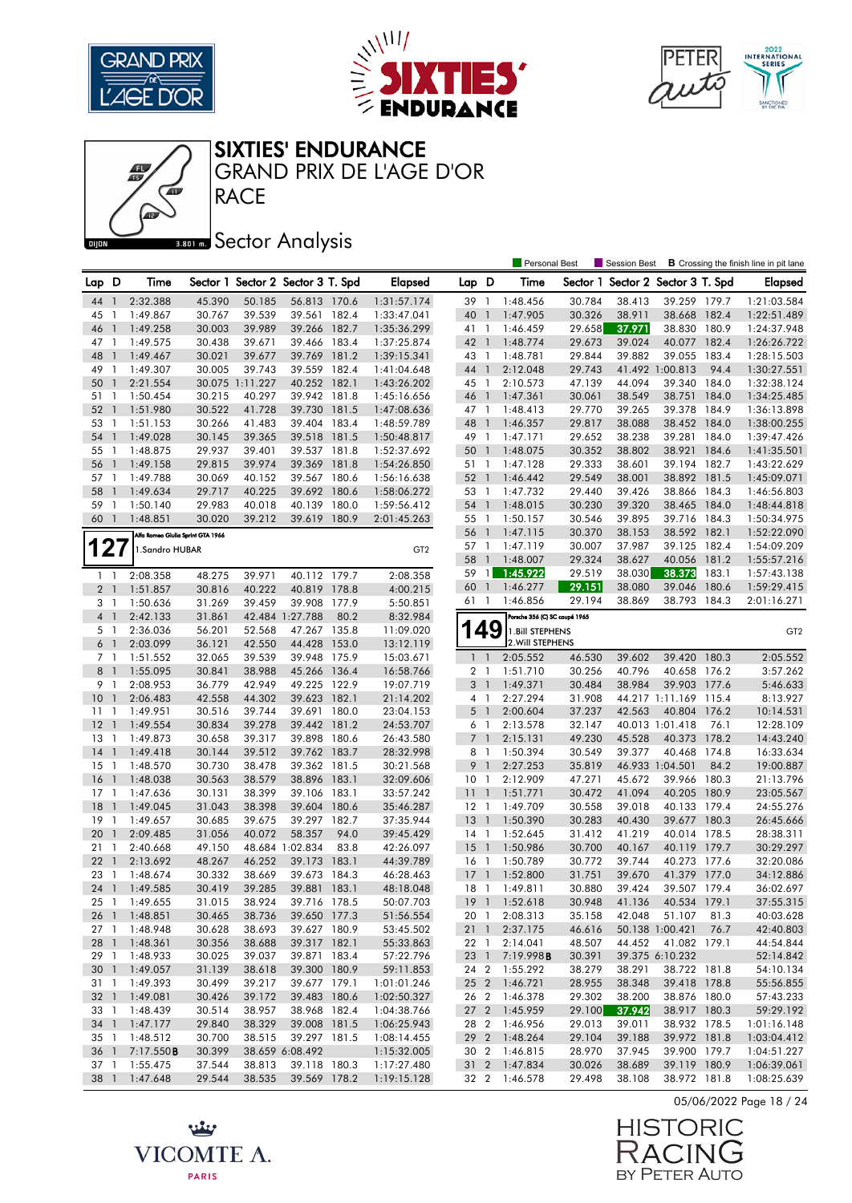# SIXTIES' ENDURANCE

## GRAND PRIX DE L'AGE D'OR

## RACE

## Sector Analysis

Personal Best | Session Best | **B** Crossing the finish line in pit lane

| Lap | D | Time | Sector 1 | Sector 2 | Sector 3 | T. Spd | Elapsed |
|---|---|---|---|---|---|---|---|
| 44 | 1 | 2:32.388 | 45.390 | 50.185 | 56.813 | 170.6 | 1:31:57.174 |
| 45 | 1 | 1:49.867 | 30.767 | 39.539 | 39.561 | 182.4 | 1:33:47.041 |
| 46 | 1 | 1:49.258 | 30.003 | 39.989 | 39.266 | 182.7 | 1:35:36.299 |
| 47 | 1 | 1:49.575 | 30.438 | 39.671 | 39.466 | 183.4 | 1:37:25.874 |
| 48 | 1 | 1:49.467 | 30.021 | 39.677 | 39.769 | 181.2 | 1:39:15.341 |
| 49 | 1 | 1:49.307 | 30.005 | 39.743 | 39.559 | 182.4 | 1:41:04.648 |
| 50 | 1 | 2:21.554 | 30.075 | 1:11.227 | 40.252 | 182.1 | 1:43:26.202 |
| 51 | 1 | 1:50.454 | 30.215 | 40.297 | 39.942 | 181.8 | 1:45:16.656 |
| 52 | 1 | 1:51.980 | 30.522 | 41.728 | 39.730 | 181.5 | 1:47:08.636 |
| 53 | 1 | 1:51.153 | 30.266 | 41.483 | 39.404 | 183.4 | 1:48:59.789 |
| 54 | 1 | 1:49.028 | 30.145 | 39.365 | 39.518 | 181.5 | 1:50:48.817 |
| 55 | 1 | 1:48.875 | 29.937 | 39.401 | 39.537 | 181.8 | 1:52:37.692 |
| 56 | 1 | 1:49.158 | 29.815 | 39.974 | 39.369 | 181.8 | 1:54:26.850 |
| 57 | 1 | 1:49.788 | 30.069 | 40.152 | 39.567 | 180.6 | 1:56:16.638 |
| 58 | 1 | 1:49.634 | 29.717 | 40.225 | 39.692 | 180.6 | 1:58:06.272 |
| 59 | 1 | 1:50.140 | 29.983 | 40.018 | 40.139 | 180.0 | 1:59:56.412 |
| 60 | 1 | 1:48.851 | 30.020 | 39.212 | 39.619 | 180.9 | 2:01:45.263 |

**127** — Alfa Romeo Giulia Sprint GTA 1966 — 1.Sandro HUBAR — GT2

| Lap | D | Time | Sector 1 | Sector 2 | Sector 3 | T. Spd | Elapsed |
|---|---|---|---|---|---|---|---|
| 1 | 1 | 2:08.358 | 48.275 | 39.971 | 40.112 | 179.7 | 2:08.358 |
| 2 | 1 | 1:51.857 | 30.816 | 40.222 | 40.819 | 178.8 | 4:00.215 |
| 3 | 1 | 1:50.636 | 31.269 | 39.459 | 39.908 | 177.9 | 5:50.851 |
| 4 | 1 | 2:42.133 | 31.861 | 42.484 | 1:27.788 | 80.2 | 8:32.984 |
| 5 | 1 | 2:36.036 | 56.201 | 52.568 | 47.267 | 135.8 | 11:09.020 |
| 6 | 1 | 2:03.099 | 36.121 | 42.550 | 44.428 | 153.0 | 13:12.119 |
| 7 | 1 | 1:51.552 | 32.065 | 39.539 | 39.948 | 175.9 | 15:03.671 |
| 8 | 1 | 1:55.095 | 30.841 | 38.988 | 45.266 | 136.4 | 16:58.766 |
| 9 | 1 | 2:08.953 | 36.779 | 42.949 | 49.225 | 122.9 | 19:07.719 |
| 10 | 1 | 2:06.483 | 42.558 | 44.302 | 39.623 | 182.1 | 21:14.202 |
| 11 | 1 | 1:49.951 | 30.516 | 39.744 | 39.691 | 180.0 | 23:04.153 |
| 12 | 1 | 1:49.554 | 30.834 | 39.278 | 39.442 | 181.2 | 24:53.707 |
| 13 | 1 | 1:49.873 | 30.658 | 39.317 | 39.898 | 180.6 | 26:43.580 |
| 14 | 1 | 1:49.418 | 30.144 | 39.512 | 39.762 | 183.7 | 28:32.998 |
| 15 | 1 | 1:48.570 | 30.730 | 38.478 | 39.362 | 181.8 | 30:21.568 |
| 16 | 1 | 1:48.038 | 30.563 | 38.579 | 38.896 | 183.1 | 32:09.606 |
| 17 | 1 | 1:47.636 | 30.131 | 38.399 | 39.106 | 183.1 | 33:57.242 |
| 18 | 1 | 1:49.045 | 31.043 | 38.398 | 39.604 | 180.6 | 35:46.287 |
| 19 | 1 | 1:49.657 | 30.685 | 39.675 | 39.297 | 182.7 | 37:35.944 |
| 20 | 1 | 2:09.485 | 31.056 | 40.072 | 58.357 | 94.0 | 39:45.429 |
| 21 | 1 | 2:40.668 | 49.150 | 48.684 | 1:02.834 | 83.8 | 42:26.097 |
| 22 | 1 | 2:13.692 | 48.267 | 46.252 | 39.173 | 183.1 | 44:39.789 |
| 23 | 1 | 1:48.674 | 30.332 | 38.669 | 39.673 | 184.3 | 46:28.463 |
| 24 | 1 | 1:49.585 | 30.419 | 39.285 | 39.881 | 183.1 | 48:18.048 |
| 25 | 1 | 1:49.655 | 31.015 | 38.924 | 39.716 | 178.5 | 50:07.703 |
| 26 | 1 | 1:48.851 | 30.465 | 38.736 | 39.650 | 177.3 | 51:56.554 |
| 27 | 1 | 1:48.948 | 30.628 | 38.693 | 39.627 | 180.9 | 53:45.502 |
| 28 | 1 | 1:48.361 | 30.356 | 38.688 | 39.317 | 182.1 | 55:33.863 |
| 29 | 1 | 1:48.933 | 30.025 | 39.037 | 39.871 | 183.4 | 57:22.796 |
| 30 | 1 | 1:49.057 | 31.139 | 38.618 | 39.300 | 180.9 | 59:11.853 |
| 31 | 1 | 1:49.393 | 30.499 | 39.217 | 39.677 | 179.1 | 1:01:01.246 |
| 32 | 1 | 1:49.081 | 30.426 | 39.172 | 39.483 | 180.6 | 1:02:50.327 |
| 33 | 1 | 1:48.439 | 30.514 | 38.957 | 38.968 | 182.4 | 1:04:38.766 |
| 34 | 1 | 1:47.177 | 29.840 | 38.329 | 39.008 | 181.5 | 1:06:25.943 |
| 35 | 1 | 1:48.512 | 30.700 | 38.515 | 39.297 | 181.5 | 1:08:14.455 |
| 36 | 1 | 7:17.550**B** | 30.399 | 38.659 | 6:08.492 | | 1:15:32.005 |
| 37 | 1 | 1:55.475 | 37.544 | 38.813 | 39.118 | 180.3 | 1:17:27.480 |
| 38 | 1 | 1:47.648 | 29.544 | 38.535 | 39.569 | 178.2 | 1:19:15.128 |
| 39 | 1 | 1:48.456 | 30.784 | 38.413 | 39.259 | 179.7 | 1:21:03.584 |
| 40 | 1 | 1:47.905 | 30.326 | 38.911 | 38.668 | 182.4 | 1:22:51.489 |
| 41 | 1 | 1:46.459 | 29.658 | 37.971 | 38.830 | 180.9 | 1:24:37.948 |
| 42 | 1 | 1:48.774 | 29.673 | 39.024 | 40.077 | 182.4 | 1:26:26.722 |
| 43 | 1 | 1:48.781 | 29.844 | 39.882 | 39.055 | 183.4 | 1:28:15.503 |
| 44 | 1 | 2:12.048 | 29.743 | 41.492 | 1:00.813 | 94.4 | 1:30:27.551 |
| 45 | 1 | 2:10.573 | 47.139 | 44.094 | 39.340 | 184.0 | 1:32:38.124 |
| 46 | 1 | 1:47.361 | 30.061 | 38.549 | 38.751 | 184.0 | 1:34:25.485 |
| 47 | 1 | 1:48.413 | 29.770 | 39.265 | 39.378 | 184.9 | 1:36:13.898 |
| 48 | 1 | 1:46.357 | 29.817 | 38.088 | 38.452 | 184.0 | 1:38:00.255 |
| 49 | 1 | 1:47.171 | 29.652 | 38.238 | 39.281 | 184.0 | 1:39:47.426 |
| 50 | 1 | 1:48.075 | 30.352 | 38.802 | 38.921 | 184.6 | 1:41:35.501 |
| 51 | 1 | 1:47.128 | 29.333 | 38.601 | 39.194 | 182.7 | 1:43:22.629 |
| 52 | 1 | 1:46.442 | 29.549 | 38.001 | 38.892 | 181.5 | 1:45:09.071 |
| 53 | 1 | 1:47.732 | 29.440 | 39.426 | 38.866 | 184.3 | 1:46:56.803 |
| 54 | 1 | 1:48.015 | 30.230 | 39.320 | 38.465 | 184.0 | 1:48:44.818 |
| 55 | 1 | 1:50.157 | 30.546 | 39.895 | 39.716 | 184.3 | 1:50:34.975 |
| 56 | 1 | 1:47.115 | 30.370 | 38.153 | 38.592 | 182.1 | 1:52:22.090 |
| 57 | 1 | 1:47.119 | 30.007 | 37.987 | 39.125 | 182.4 | 1:54:09.209 |
| 58 | 1 | 1:48.007 | 29.324 | 38.627 | 40.056 | 181.2 | 1:55:57.216 |
| 59 | 1 | 1:45.922 | 29.519 | 38.030 | 38.373 | 183.1 | 1:57:43.138 |
| 60 | 1 | 1:46.277 | 29.151 | 38.080 | 39.046 | 180.6 | 1:59:29.415 |
| 61 | 1 | 1:46.856 | 29.194 | 38.869 | 38.793 | 184.3 | 2:01:16.271 |

**149** — Porsche 356 (C) SC coupé 1965 — 1.Bill STEPHENS, 2.Will STEPHENS — GT2

| Lap | D | Time | Sector 1 | Sector 2 | Sector 3 | T. Spd | Elapsed |
|---|---|---|---|---|---|---|---|
| 1 | 1 | 2:05.552 | 46.530 | 39.602 | 39.420 | 180.3 | 2:05.552 |
| 2 | 1 | 1:51.710 | 30.256 | 40.796 | 40.658 | 176.2 | 3:57.262 |
| 3 | 1 | 1:49.371 | 30.484 | 38.984 | 39.903 | 177.6 | 5:46.633 |
| 4 | 1 | 2:27.294 | 31.908 | 44.217 | 1:11.169 | 115.4 | 8:13.927 |
| 5 | 1 | 2:00.604 | 37.237 | 42.563 | 40.804 | 176.2 | 10:14.531 |
| 6 | 1 | 2:13.578 | 32.147 | 40.013 | 1:01.418 | 76.1 | 12:28.109 |
| 7 | 1 | 2:15.131 | 49.230 | 45.528 | 40.373 | 178.2 | 14:43.240 |
| 8 | 1 | 1:50.394 | 30.549 | 39.377 | 40.468 | 174.8 | 16:33.634 |
| 9 | 1 | 2:27.253 | 35.819 | 46.933 | 1:04.501 | 84.2 | 19:00.887 |
| 10 | 1 | 2:12.909 | 47.271 | 45.672 | 39.966 | 180.3 | 21:13.796 |
| 11 | 1 | 1:51.771 | 30.472 | 41.094 | 40.205 | 180.9 | 23:05.567 |
| 12 | 1 | 1:49.709 | 30.558 | 39.018 | 40.133 | 179.4 | 24:55.276 |
| 13 | 1 | 1:50.390 | 30.283 | 40.430 | 39.677 | 180.3 | 26:45.666 |
| 14 | 1 | 1:52.645 | 31.412 | 41.219 | 40.014 | 178.5 | 28:38.311 |
| 15 | 1 | 1:50.986 | 30.700 | 40.167 | 40.119 | 179.7 | 30:29.297 |
| 16 | 1 | 1:50.789 | 30.772 | 39.744 | 40.273 | 177.6 | 32:20.086 |
| 17 | 1 | 1:52.800 | 31.751 | 39.670 | 41.379 | 177.0 | 34:12.886 |
| 18 | 1 | 1:49.811 | 30.880 | 39.424 | 39.507 | 179.4 | 36:02.697 |
| 19 | 1 | 1:52.618 | 30.948 | 41.136 | 40.534 | 179.1 | 37:55.315 |
| 20 | 1 | 2:08.313 | 35.158 | 42.048 | 51.107 | 81.3 | 40:03.628 |
| 21 | 1 | 2:37.175 | 46.616 | 50.138 | 1:00.421 | 76.7 | 42:40.803 |
| 22 | 1 | 2:14.041 | 48.507 | 44.452 | 41.082 | 179.1 | 44:54.844 |
| 23 | 1 | 7:19.998**B** | 30.391 | 39.375 | 6:10.232 | | 52:14.842 |
| 24 | 2 | 1:55.292 | 38.279 | 38.291 | 38.722 | 181.8 | 54:10.134 |
| 25 | 2 | 1:46.721 | 28.955 | 38.348 | 39.418 | 178.8 | 55:56.855 |
| 26 | 2 | 1:46.378 | 29.302 | 38.200 | 38.876 | 180.0 | 57:43.233 |
| 27 | 2 | 1:45.959 | 29.100 | 37.942 | 38.917 | 180.3 | 59:29.192 |
| 28 | 2 | 1:46.956 | 29.013 | 39.011 | 38.932 | 178.5 | 1:01:16.148 |
| 29 | 2 | 1:48.264 | 29.104 | 39.188 | 39.972 | 181.8 | 1:03:04.412 |
| 30 | 2 | 1:46.815 | 28.970 | 37.945 | 39.900 | 179.7 | 1:04:51.227 |
| 31 | 2 | 1:47.834 | 30.026 | 38.689 | 39.119 | 180.9 | 1:06:39.061 |
| 32 | 2 | 1:46.578 | 29.498 | 38.108 | 38.972 | 181.8 | 1:08:25.639 |

05/06/2022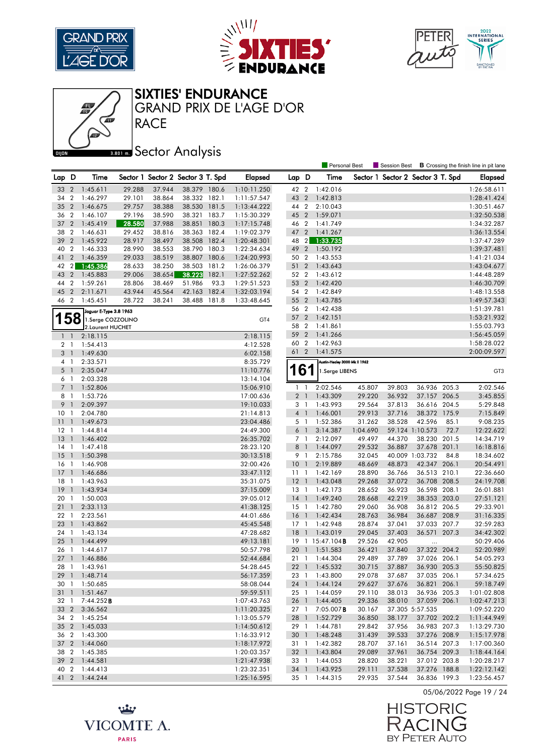# SIXTIES' ENDURANCE
## GRAND PRIX DE L'AGE D'OR
## RACE

### Sector Analysis

Personal Best | Session Best | **B** Crossing the finish line in pit lane

| Lap | D | Time | Sector 1 | Sector 2 | Sector 3 | T. Spd | Elapsed |
|---|---|---|---|---|---|---|---|
| 33 | 2 | 1:45.611 | 29.288 | 37.944 | 38.379 | 180.6 | 1:10:11.250 |
| 34 | 2 | 1:46.297 | 29.101 | 38.864 | 38.332 | 182.1 | 1:11:57.547 |
| 35 | 2 | 1:46.675 | 29.757 | 38.388 | 38.530 | 181.5 | 1:13:44.222 |
| 36 | 2 | 1:46.107 | 29.196 | 38.590 | 38.321 | 183.7 | 1:15:30.329 |
| 37 | 2 | 1:45.419 | 28.580 | 37.988 | 38.851 | 180.3 | 1:17:15.748 |
| 38 | 2 | 1:46.631 | 29.452 | 38.816 | 38.363 | 182.4 | 1:19:02.379 |
| 39 | 2 | 1:45.922 | 28.917 | 38.497 | 38.508 | 182.4 | 1:20:48.301 |
| 40 | 2 | 1:46.333 | 28.990 | 38.553 | 38.790 | 180.3 | 1:22:34.634 |
| 41 | 2 | 1:46.359 | 29.033 | 38.519 | 38.807 | 180.6 | 1:24:20.993 |
| 42 | 2 | 1:45.386 | 28.633 | 38.250 | 38.503 | 181.2 | 1:26:06.379 |
| 43 | 2 | 1:45.883 | 29.006 | 38.654 | 38.223 | 182.1 | 1:27:52.262 |
| 44 | 2 | 1:59.261 | 28.806 | 38.469 | 51.986 | 93.3 | 1:29:51.523 |
| 45 | 2 | 2:11.671 | 43.944 | 45.564 | 42.163 | 182.4 | 1:32:03.194 |
| 46 | 2 | 1:45.451 | 28.722 | 38.241 | 38.488 | 181.8 | 1:33:48.645 |

**158** Jaguar E-Type 3.8 1963 — 1.Serge COZZOLINO, 2.Laurent HUCHET — GT4

| Lap | D | Time | Sector 1 | Sector 2 | Sector 3 | T. Spd | Elapsed |
|---|---|---|---|---|---|---|---|
| 1 | 1 | 2:18.115 | | | | | 2:18.115 |
| 2 | 1 | 1:54.413 | | | | | 4:12.528 |
| 3 | 1 | 1:49.630 | | | | | 6:02.158 |
| 4 | 1 | 2:33.571 | | | | | 8:35.729 |
| 5 | 1 | 2:35.047 | | | | | 11:10.776 |
| 6 | 1 | 2:03.328 | | | | | 13:14.104 |
| 7 | 1 | 1:52.806 | | | | | 15:06.910 |
| 8 | 1 | 1:53.726 | | | | | 17:00.636 |
| 9 | 1 | 2:09.397 | | | | | 19:10.033 |
| 10 | 1 | 2:04.780 | | | | | 21:14.813 |
| 11 | 1 | 1:49.673 | | | | | 23:04.486 |
| 12 | 1 | 1:44.814 | | | | | 24:49.300 |
| 13 | 1 | 1:46.402 | | | | | 26:35.702 |
| 14 | 1 | 1:47.418 | | | | | 28:23.120 |
| 15 | 1 | 1:50.398 | | | | | 30:13.518 |
| 16 | 1 | 1:46.908 | | | | | 32:00.426 |
| 17 | 1 | 1:46.686 | | | | | 33:47.112 |
| 18 | 1 | 1:43.963 | | | | | 35:31.075 |
| 19 | 1 | 1:43.934 | | | | | 37:15.009 |
| 20 | 1 | 1:50.003 | | | | | 39:05.012 |
| 21 | 1 | 2:33.113 | | | | | 41:38.125 |
| 22 | 1 | 2:23.561 | | | | | 44:01.686 |
| 23 | 1 | 1:43.862 | | | | | 45:45.548 |
| 24 | 1 | 1:43.134 | | | | | 47:28.682 |
| 25 | 1 | 1:44.499 | | | | | 49:13.181 |
| 26 | 1 | 1:44.617 | | | | | 50:57.798 |
| 27 | 1 | 1:46.886 | | | | | 52:44.684 |
| 28 | 1 | 1:43.961 | | | | | 54:28.645 |
| 29 | 1 | 1:48.714 | | | | | 56:17.359 |
| 30 | 1 | 1:50.685 | | | | | 58:08.044 |
| 31 | 1 | 1:51.467 | | | | | 59:59.511 |
| 32 | 1 | 7:44.252 **B** | | | | | 1:07:43.763 |
| 33 | 2 | 3:36.562 | | | | | 1:11:20.325 |
| 34 | 2 | 1:45.254 | | | | | 1:13:05.579 |
| 35 | 2 | 1:45.033 | | | | | 1:14:50.612 |
| 36 | 2 | 1:43.300 | | | | | 1:16:33.912 |
| 37 | 2 | 1:44.060 | | | | | 1:18:17.972 |
| 38 | 2 | 1:45.385 | | | | | 1:20:03.357 |
| 39 | 2 | 1:44.581 | | | | | 1:21:47.938 |
| 40 | 2 | 1:44.413 | | | | | 1:23:32.351 |
| 41 | 2 | 1:44.244 | | | | | 1:25:16.595 |
| 42 | 2 | 1:42.016 | | | | | 1:26:58.611 |
| 43 | 2 | 1:42.813 | | | | | 1:28:41.424 |
| 44 | 2 | 2:10.043 | | | | | 1:30:51.467 |
| 45 | 2 | 1:59.071 | | | | | 1:32:50.538 |
| 46 | 2 | 1:41.749 | | | | | 1:34:32.287 |
| 47 | 2 | 1:41.267 | | | | | 1:36:13.554 |
| 48 | 2 | 1:33.735 | | | | | 1:37:47.289 |
| 49 | 2 | 1:50.192 | | | | | 1:39:37.481 |
| 50 | 2 | 1:43.553 | | | | | 1:41:21.034 |
| 51 | 2 | 1:43.643 | | | | | 1:43:04.677 |
| 52 | 2 | 1:43.612 | | | | | 1:44:48.289 |
| 53 | 2 | 1:42.420 | | | | | 1:46:30.709 |
| 54 | 2 | 1:42.849 | | | | | 1:48:13.558 |
| 55 | 2 | 1:43.785 | | | | | 1:49:57.343 |
| 56 | 2 | 1:42.438 | | | | | 1:51:39.781 |
| 57 | 2 | 1:42.151 | | | | | 1:53:21.932 |
| 58 | 2 | 1:41.861 | | | | | 1:55:03.793 |
| 59 | 2 | 1:41.266 | | | | | 1:56:45.059 |
| 60 | 2 | 1:42.963 | | | | | 1:58:28.022 |
| 61 | 2 | 1:41.575 | | | | | 2:00:09.597 |

**161** Austin-Healey 3000 Mk II 1962 — 1.Serge LIBENS — GT3

| Lap | D | Time | Sector 1 | Sector 2 | Sector 3 | T. Spd | Elapsed |
|---|---|---|---|---|---|---|---|
| 1 | 1 | 2:02.546 | 45.807 | 39.803 | 36.936 | 205.3 | 2:02.546 |
| 2 | 1 | 1:43.309 | 29.220 | 36.932 | 37.157 | 206.5 | 3:45.855 |
| 3 | 1 | 1:43.993 | 29.564 | 37.813 | 36.616 | 204.5 | 5:29.848 |
| 4 | 1 | 1:46.001 | 29.913 | 37.716 | 38.372 | 175.9 | 7:15.849 |
| 5 | 1 | 1:52.386 | 31.262 | 38.528 | 42.596 | 85.1 | 9:08.235 |
| 6 | 1 | 3:14.387 | 1:04.690 | 59.124 | 1:10.573 | 72.7 | 12:22.622 |
| 7 | 1 | 2:12.097 | 49.497 | 44.370 | 38.230 | 201.5 | 14:34.719 |
| 8 | 1 | 1:44.097 | 29.532 | 36.887 | 37.678 | 201.1 | 16:18.816 |
| 9 | 1 | 2:15.786 | 32.045 | 40.009 | 1:03.732 | 84.8 | 18:34.602 |
| 10 | 1 | 2:19.889 | 48.669 | 48.873 | 42.347 | 206.1 | 20:54.491 |
| 11 | 1 | 1:42.169 | 28.890 | 36.766 | 36.513 | 210.1 | 22:36.660 |
| 12 | 1 | 1:43.048 | 29.268 | 37.072 | 36.708 | 208.5 | 24:19.708 |
| 13 | 1 | 1:42.173 | 28.652 | 36.923 | 36.598 | 208.1 | 26:01.881 |
| 14 | 1 | 1:49.240 | 28.668 | 42.219 | 38.353 | 203.0 | 27:51.121 |
| 15 | 1 | 1:42.780 | 29.060 | 36.908 | 36.812 | 206.5 | 29:33.901 |
| 16 | 1 | 1:42.434 | 28.763 | 36.984 | 36.687 | 208.9 | 31:16.335 |
| 17 | 1 | 1:42.948 | 28.874 | 37.041 | 37.033 | 207.7 | 32:59.283 |
| 18 | 1 | 1:43.019 | 29.045 | 37.403 | 36.571 | 207.3 | 34:42.302 |
| 19 | 1 | 15:47.104 **B** | 29.526 | 42.905 | ... | | 50:29.406 |
| 20 | 1 | 1:51.583 | 36.421 | 37.840 | 37.322 | 204.2 | 52:20.989 |
| 21 | 1 | 1:44.304 | 29.489 | 37.789 | 37.026 | 206.1 | 54:05.293 |
| 22 | 1 | 1:45.532 | 30.715 | 37.887 | 36.930 | 205.3 | 55:50.825 |
| 23 | 1 | 1:43.800 | 29.078 | 37.687 | 37.035 | 206.1 | 57:34.625 |
| 24 | 1 | 1:44.124 | 29.627 | 37.676 | 36.821 | 206.1 | 59:18.749 |
| 25 | 1 | 1:44.059 | 29.110 | 38.013 | 36.936 | 205.3 | 1:01:02.808 |
| 26 | 1 | 1:44.405 | 29.336 | 38.010 | 37.059 | 206.1 | 1:02:47.213 |
| 27 | 1 | 7:05.007 **B** | 30.167 | 37.305 | 5:57.535 | | 1:09:52.220 |
| 28 | 1 | 1:52.729 | 36.850 | 38.177 | 37.702 | 202.2 | 1:11:44.949 |
| 29 | 1 | 1:44.781 | 29.842 | 37.956 | 36.983 | 207.3 | 1:13:29.730 |
| 30 | 1 | 1:48.248 | 31.439 | 39.533 | 37.276 | 208.9 | 1:15:17.978 |
| 31 | 1 | 1:42.382 | 28.707 | 37.161 | 36.514 | 207.3 | 1:17:00.360 |
| 32 | 1 | 1:43.804 | 29.089 | 37.961 | 36.754 | 209.3 | 1:18:44.164 |
| 33 | 1 | 1:44.053 | 28.820 | 38.221 | 37.012 | 203.8 | 1:20:28.217 |
| 34 | 1 | 1:43.925 | 29.111 | 37.538 | 37.276 | 188.8 | 1:22:12.142 |
| 35 | 1 | 1:44.315 | 29.935 | 37.544 | 36.836 | 199.3 | 1:23:56.457 |

05/06/2022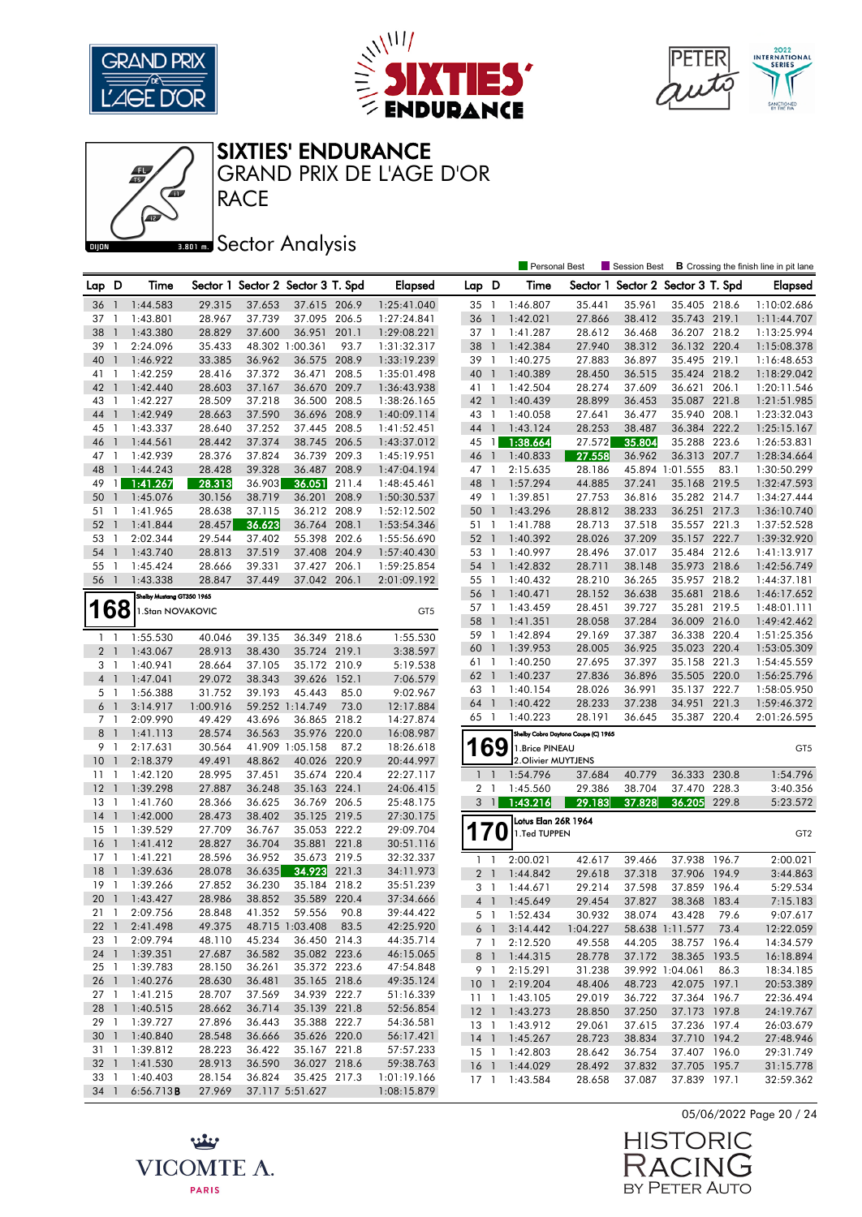# SIXTIES' ENDURANCE

## GRAND PRIX DE L'AGE D'OR

## RACE

## Sector Analysis

Personal Best | Session Best | **B** Crossing the finish line in pit lane

| Lap | D | Time | Sector 1 | Sector 2 | Sector 3 | T. Spd | Elapsed |
|---|---|---|---|---|---|---|---|
| 36 | 1 | 1:44.583 | 29.315 | 37.653 | 37.615 | 206.9 | 1:25:41.040 |
| 37 | 1 | 1:43.801 | 28.967 | 37.739 | 37.095 | 206.5 | 1:27:24.841 |
| 38 | 1 | 1:43.380 | 28.829 | 37.600 | 36.951 | 201.1 | 1:29:08.221 |
| 39 | 1 | 2:24.096 | 35.433 | 48.302 | 1:00.361 | 93.7 | 1:31:32.317 |
| 40 | 1 | 1:46.922 | 33.385 | 36.962 | 36.575 | 208.9 | 1:33:19.239 |
| 41 | 1 | 1:42.259 | 28.416 | 37.372 | 36.471 | 208.5 | 1:35:01.498 |
| 42 | 1 | 1:42.440 | 28.603 | 37.167 | 36.670 | 209.7 | 1:36:43.938 |
| 43 | 1 | 1:42.227 | 28.509 | 37.218 | 36.500 | 208.5 | 1:38:26.165 |
| 44 | 1 | 1:42.949 | 28.663 | 37.590 | 36.696 | 208.9 | 1:40:09.114 |
| 45 | 1 | 1:43.337 | 28.640 | 37.252 | 37.445 | 208.5 | 1:41:52.451 |
| 46 | 1 | 1:44.561 | 28.442 | 37.374 | 38.745 | 206.5 | 1:43:37.012 |
| 47 | 1 | 1:42.939 | 28.376 | 37.824 | 36.739 | 209.3 | 1:45:19.951 |
| 48 | 1 | 1:44.243 | 28.428 | 39.328 | 36.487 | 208.9 | 1:47:04.194 |
| 49 | 1 | 1:41.267 | 28.313 | 36.903 | 36.051 | 211.4 | 1:48:45.461 |
| 50 | 1 | 1:45.076 | 30.156 | 38.719 | 36.201 | 208.9 | 1:50:30.537 |
| 51 | 1 | 1:41.965 | 28.638 | 37.115 | 36.212 | 208.9 | 1:52:12.502 |
| 52 | 1 | 1:41.844 | 28.457 | 36.623 | 36.764 | 208.1 | 1:53:54.346 |
| 53 | 1 | 2:02.344 | 29.544 | 37.402 | 55.398 | 202.6 | 1:55:56.690 |
| 54 | 1 | 1:43.740 | 28.813 | 37.519 | 37.408 | 204.9 | 1:57:40.430 |
| 55 | 1 | 1:45.424 | 28.666 | 39.331 | 37.427 | 206.1 | 1:59:25.854 |
| 56 | 1 | 1:43.338 | 28.847 | 37.449 | 37.042 | 206.1 | 2:01:09.192 |

### 168 — Shelby Mustang GT350 1965 — 1. Stan NOVAKOVIC — GT5

| Lap | D | Time | Sector 1 | Sector 2 | Sector 3 | T. Spd | Elapsed |
|---|---|---|---|---|---|---|---|
| 1 | 1 | 1:55.530 | 40.046 | 39.135 | 36.349 | 218.6 | 1:55.530 |
| 2 | 1 | 1:43.067 | 28.913 | 38.430 | 35.724 | 219.1 | 3:38.597 |
| 3 | 1 | 1:40.941 | 28.664 | 37.105 | 35.172 | 210.9 | 5:19.538 |
| 4 | 1 | 1:47.041 | 29.072 | 38.343 | 39.626 | 152.1 | 7:06.579 |
| 5 | 1 | 1:56.388 | 31.752 | 39.193 | 45.443 | 85.0 | 9:02.967 |
| 6 | 1 | 3:14.917 | 1:00.916 | 59.252 | 1:14.749 | 73.0 | 12:17.884 |
| 7 | 1 | 2:09.990 | 49.429 | 43.696 | 36.865 | 218.2 | 14:27.874 |
| 8 | 1 | 1:41.113 | 28.574 | 36.563 | 35.976 | 220.0 | 16:08.987 |
| 9 | 1 | 2:17.631 | 30.564 | 41.909 | 1:05.158 | 87.2 | 18:26.618 |
| 10 | 1 | 2:18.379 | 49.491 | 48.862 | 40.026 | 220.9 | 20:44.997 |
| 11 | 1 | 1:42.120 | 28.995 | 37.451 | 35.674 | 220.4 | 22:27.117 |
| 12 | 1 | 1:39.298 | 27.887 | 36.248 | 35.163 | 224.1 | 24:06.415 |
| 13 | 1 | 1:41.760 | 28.366 | 36.625 | 36.769 | 206.5 | 25:48.175 |
| 14 | 1 | 1:42.000 | 28.473 | 38.402 | 35.125 | 219.5 | 27:30.175 |
| 15 | 1 | 1:39.529 | 27.709 | 36.767 | 35.053 | 222.2 | 29:09.704 |
| 16 | 1 | 1:41.412 | 28.827 | 36.704 | 35.881 | 221.8 | 30:51.116 |
| 17 | 1 | 1:41.221 | 28.596 | 36.952 | 35.673 | 219.5 | 32:32.337 |
| 18 | 1 | 1:39.636 | 28.078 | 36.635 | 34.923 | 221.3 | 34:11.973 |
| 19 | 1 | 1:39.266 | 27.852 | 36.230 | 35.184 | 218.2 | 35:51.239 |
| 20 | 1 | 1:43.427 | 28.986 | 38.852 | 35.589 | 220.4 | 37:34.666 |
| 21 | 1 | 2:09.756 | 28.848 | 41.352 | 59.556 | 90.8 | 39:44.422 |
| 22 | 1 | 2:41.498 | 49.375 | 48.715 | 1:03.408 | 83.5 | 42:25.920 |
| 23 | 1 | 2:09.794 | 48.110 | 45.234 | 36.450 | 214.3 | 44:35.714 |
| 24 | 1 | 1:39.351 | 27.687 | 36.582 | 35.082 | 223.6 | 46:15.065 |
| 25 | 1 | 1:39.783 | 28.150 | 36.261 | 35.372 | 223.6 | 47:54.848 |
| 26 | 1 | 1:40.276 | 28.630 | 36.481 | 35.165 | 218.6 | 49:35.124 |
| 27 | 1 | 1:41.215 | 28.707 | 37.569 | 34.939 | 222.7 | 51:16.339 |
| 28 | 1 | 1:40.515 | 28.662 | 36.714 | 35.139 | 221.8 | 52:56.854 |
| 29 | 1 | 1:39.727 | 27.896 | 36.443 | 35.388 | 222.7 | 54:36.581 |
| 30 | 1 | 1:40.840 | 28.548 | 36.666 | 35.626 | 220.0 | 56:17.421 |
| 31 | 1 | 1:39.812 | 28.223 | 36.422 | 35.167 | 221.8 | 57:57.233 |
| 32 | 1 | 1:41.530 | 28.913 | 36.590 | 36.027 | 218.6 | 59:38.763 |
| 33 | 1 | 1:40.403 | 28.154 | 36.824 | 35.425 | 217.3 | 1:01:19.166 |
| 34 | 1 | 6:56.713**B** | 27.969 | 37.117 | 5:51.627 | | 1:08:15.879 |
| 35 | 1 | 1:46.807 | 35.441 | 35.961 | 35.405 | 218.6 | 1:10:02.686 |
| 36 | 1 | 1:42.021 | 27.866 | 38.412 | 35.743 | 219.1 | 1:11:44.707 |
| 37 | 1 | 1:41.287 | 28.612 | 36.468 | 36.207 | 218.2 | 1:13:25.994 |
| 38 | 1 | 1:42.384 | 27.940 | 38.312 | 36.132 | 220.4 | 1:15:08.378 |
| 39 | 1 | 1:40.275 | 27.883 | 36.897 | 35.495 | 219.1 | 1:16:48.653 |
| 40 | 1 | 1:40.389 | 28.450 | 36.515 | 35.424 | 218.2 | 1:18:29.042 |
| 41 | 1 | 1:42.504 | 28.274 | 37.609 | 36.621 | 206.1 | 1:20:11.546 |
| 42 | 1 | 1:40.439 | 28.899 | 36.453 | 35.087 | 221.8 | 1:21:51.985 |
| 43 | 1 | 1:40.058 | 27.641 | 36.477 | 35.940 | 208.1 | 1:23:32.043 |
| 44 | 1 | 1:43.124 | 28.253 | 38.487 | 36.384 | 222.2 | 1:25:15.167 |
| 45 | 1 | 1:38.664 | 27.572 | 35.804 | 35.288 | 223.6 | 1:26:53.831 |
| 46 | 1 | 1:40.833 | 27.558 | 36.962 | 36.313 | 207.7 | 1:28:34.664 |
| 47 | 1 | 2:15.635 | 28.186 | 45.894 | 1:01.555 | 83.1 | 1:30:50.299 |
| 48 | 1 | 1:57.294 | 44.885 | 37.241 | 35.168 | 219.5 | 1:32:47.593 |
| 49 | 1 | 1:39.851 | 27.753 | 36.816 | 35.282 | 214.7 | 1:34:27.444 |
| 50 | 1 | 1:43.296 | 28.812 | 38.233 | 36.251 | 217.3 | 1:36:10.740 |
| 51 | 1 | 1:41.788 | 28.713 | 37.518 | 35.557 | 221.3 | 1:37:52.528 |
| 52 | 1 | 1:40.392 | 28.026 | 37.209 | 35.157 | 222.7 | 1:39:32.920 |
| 53 | 1 | 1:40.997 | 28.496 | 37.017 | 35.484 | 212.6 | 1:41:13.917 |
| 54 | 1 | 1:42.832 | 28.711 | 38.148 | 35.973 | 218.6 | 1:42:56.749 |
| 55 | 1 | 1:40.432 | 28.210 | 36.265 | 35.957 | 218.2 | 1:44:37.181 |
| 56 | 1 | 1:40.471 | 28.152 | 36.638 | 35.681 | 218.6 | 1:46:17.652 |
| 57 | 1 | 1:43.459 | 28.451 | 39.727 | 35.281 | 219.5 | 1:48:01.111 |
| 58 | 1 | 1:41.351 | 28.058 | 37.284 | 36.009 | 216.0 | 1:49:42.462 |
| 59 | 1 | 1:42.894 | 29.169 | 37.387 | 36.338 | 220.4 | 1:51:25.356 |
| 60 | 1 | 1:39.953 | 28.005 | 36.925 | 35.023 | 220.4 | 1:53:05.309 |
| 61 | 1 | 1:40.250 | 27.695 | 37.397 | 35.158 | 221.3 | 1:54:45.559 |
| 62 | 1 | 1:40.237 | 27.836 | 36.896 | 35.505 | 220.0 | 1:56:25.796 |
| 63 | 1 | 1:40.154 | 28.026 | 36.991 | 35.137 | 222.7 | 1:58:05.950 |
| 64 | 1 | 1:40.422 | 28.233 | 37.238 | 34.951 | 221.3 | 1:59:46.372 |
| 65 | 1 | 1:40.223 | 28.191 | 36.645 | 35.387 | 220.4 | 2:01:26.595 |

### 169 — Shelby Cobra Daytona Coupe (C) 1965 — 1. Brice PINEAU / 2. Olivier MUYTJENS — GT5

| Lap | D | Time | Sector 1 | Sector 2 | Sector 3 | T. Spd | Elapsed |
|---|---|---|---|---|---|---|---|
| 1 | 1 | 1:54.796 | 37.684 | 40.779 | 36.333 | 230.8 | 1:54.796 |
| 2 | 1 | 1:45.560 | 29.386 | 38.704 | 37.470 | 228.3 | 3:40.356 |
| 3 | 1 | 1:43.216 | 29.183 | 37.828 | 36.205 | 229.8 | 5:23.572 |

### 170 — Lotus Elan 26R 1964 — 1. Ted TUPPEN — GT2

| Lap | D | Time | Sector 1 | Sector 2 | Sector 3 | T. Spd | Elapsed |
|---|---|---|---|---|---|---|---|
| 1 | 1 | 2:00.021 | 42.617 | 39.466 | 37.938 | 196.7 | 2:00.021 |
| 2 | 1 | 1:44.842 | 29.618 | 37.318 | 37.906 | 194.9 | 3:44.863 |
| 3 | 1 | 1:44.671 | 29.214 | 37.598 | 37.859 | 196.4 | 5:29.534 |
| 4 | 1 | 1:45.649 | 29.454 | 37.827 | 38.368 | 183.4 | 7:15.183 |
| 5 | 1 | 1:52.434 | 30.932 | 38.074 | 43.428 | 79.6 | 9:07.617 |
| 6 | 1 | 3:14.442 | 1:04.227 | 58.638 | 1:11.577 | 73.4 | 12:22.059 |
| 7 | 1 | 2:12.520 | 49.558 | 44.205 | 38.757 | 196.4 | 14:34.579 |
| 8 | 1 | 1:44.315 | 28.778 | 37.172 | 38.365 | 193.5 | 16:18.894 |
| 9 | 1 | 2:15.291 | 31.238 | 39.992 | 1:04.061 | 86.3 | 18:34.185 |
| 10 | 1 | 2:19.204 | 48.406 | 48.723 | 42.075 | 197.1 | 20:53.389 |
| 11 | 1 | 1:43.105 | 29.019 | 36.722 | 37.364 | 196.7 | 22:36.494 |
| 12 | 1 | 1:43.273 | 28.850 | 37.250 | 37.173 | 197.8 | 24:19.767 |
| 13 | 1 | 1:43.912 | 29.061 | 37.615 | 37.236 | 197.4 | 26:03.679 |
| 14 | 1 | 1:45.267 | 28.723 | 38.834 | 37.710 | 194.2 | 27:48.946 |
| 15 | 1 | 1:42.803 | 28.642 | 36.754 | 37.407 | 196.0 | 29:31.749 |
| 16 | 1 | 1:44.029 | 28.492 | 37.832 | 37.705 | 195.7 | 31:15.778 |
| 17 | 1 | 1:43.584 | 28.658 | 37.087 | 37.839 | 197.1 | 32:59.362 |

05/06/2022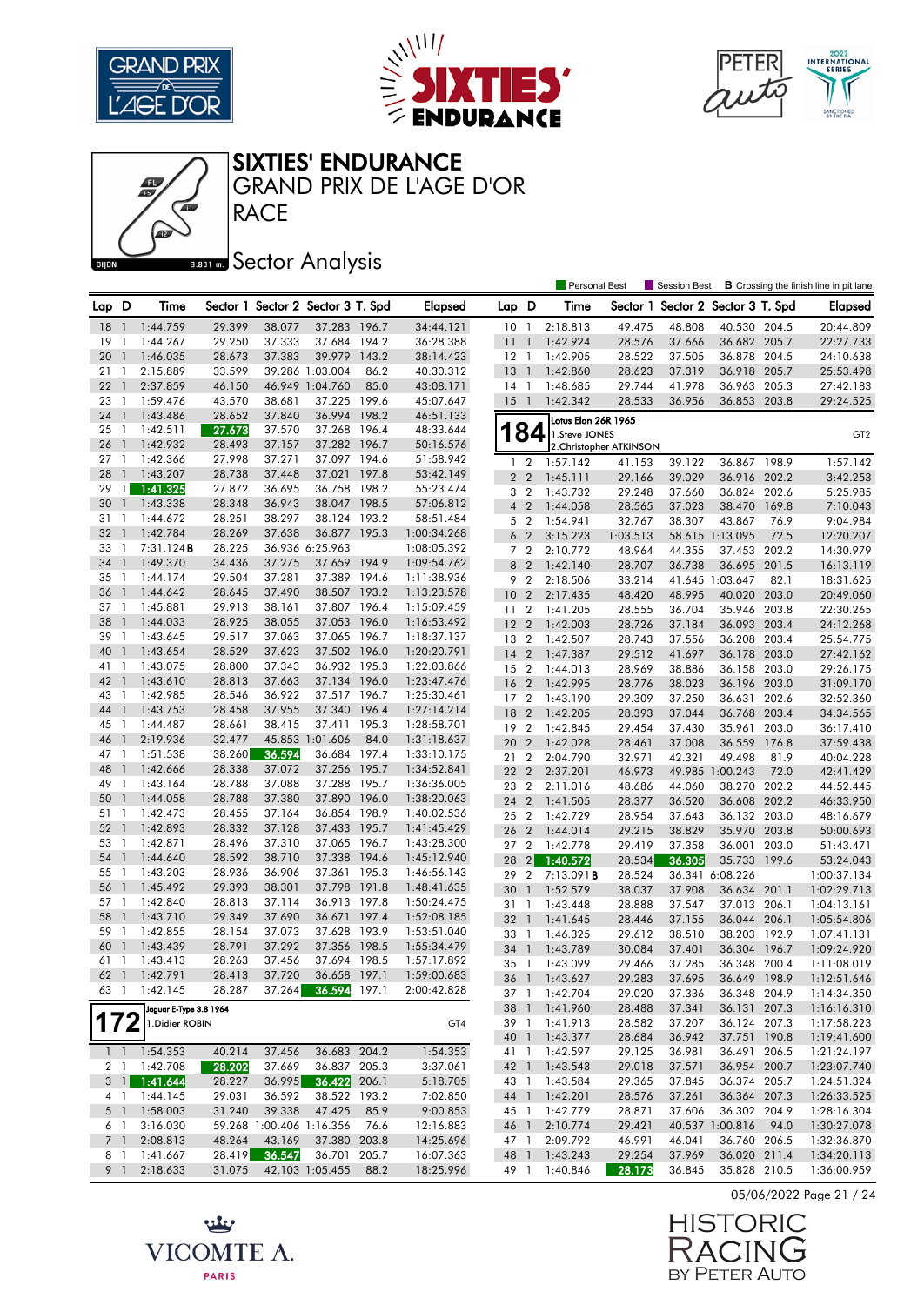# SIXTIES' ENDURANCE
## GRAND PRIX DE L'AGE D'OR
## RACE
### Sector Analysis

Personal Best | Session Best | **B** Crossing the finish line in pit lane

| Lap | D | Time | Sector 1 | Sector 2 | Sector 3 | T. Spd | Elapsed |
|---|---|---|---|---|---|---|---|
| 18 | 1 | 1:44.759 | 29.399 | 38.077 | 37.283 | 196.7 | 34:44.121 |
| 19 | 1 | 1:44.267 | 29.250 | 37.333 | 37.684 | 194.2 | 36:28.388 |
| 20 | 1 | 1:46.035 | 28.673 | 37.383 | 39.979 | 143.2 | 38:14.423 |
| 21 | 1 | 2:15.889 | 33.599 | 39.286 | 1:03.004 | 86.2 | 40:30.312 |
| 22 | 1 | 2:37.859 | 46.150 | 46.949 | 1:04.760 | 85.0 | 43:08.171 |
| 23 | 1 | 1:59.476 | 43.570 | 38.681 | 37.225 | 199.6 | 45:07.647 |
| 24 | 1 | 1:43.486 | 28.652 | 37.840 | 36.994 | 198.2 | 46:51.133 |
| 25 | 1 | 1:42.511 | 27.673 | 37.570 | 37.268 | 196.4 | 48:33.644 |
| 26 | 1 | 1:42.932 | 28.493 | 37.157 | 37.282 | 196.4 | 50:16.576 |
| 27 | 1 | 1:42.366 | 27.998 | 37.271 | 37.097 | 194.6 | 51:58.942 |
| 28 | 1 | 1:43.207 | 28.738 | 37.448 | 37.021 | 197.8 | 53:42.149 |
| 29 | 1 | 1:41.325 | 27.872 | 36.695 | 36.758 | 198.2 | 55:23.474 |
| 30 | 1 | 1:43.338 | 28.348 | 36.943 | 38.047 | 198.5 | 57:06.812 |
| 31 | 1 | 1:44.672 | 28.251 | 38.297 | 38.124 | 193.2 | 58:51.484 |
| 32 | 1 | 1:42.784 | 28.269 | 37.638 | 36.877 | 195.3 | 1:00:34.268 |
| 33 | 1 | 7:31.124 **B** | 28.225 | 36.936 | 6:25.963 | | 1:08:05.392 |
| 34 | 1 | 1:49.370 | 34.436 | 37.275 | 37.659 | 194.9 | 1:09:54.762 |
| 35 | 1 | 1:44.174 | 29.504 | 37.281 | 37.389 | 194.6 | 1:11:38.936 |
| 36 | 1 | 1:44.642 | 28.645 | 37.490 | 38.507 | 193.2 | 1:13:23.578 |
| 37 | 1 | 1:45.881 | 29.913 | 38.161 | 37.807 | 196.4 | 1:15:09.459 |
| 38 | 1 | 1:44.033 | 28.925 | 38.055 | 37.053 | 196.0 | 1:16:53.492 |
| 39 | 1 | 1:43.645 | 29.517 | 37.063 | 37.065 | 196.7 | 1:18:37.137 |
| 40 | 1 | 1:43.654 | 28.529 | 37.623 | 37.502 | 196.0 | 1:20:20.791 |
| 41 | 1 | 1:43.075 | 28.800 | 37.343 | 36.932 | 195.3 | 1:22:03.866 |
| 42 | 1 | 1:43.610 | 28.813 | 37.663 | 37.134 | 196.0 | 1:23:47.476 |
| 43 | 1 | 1:42.985 | 28.546 | 36.922 | 37.517 | 196.7 | 1:25:30.461 |
| 44 | 1 | 1:43.753 | 28.458 | 37.955 | 37.340 | 196.4 | 1:27:14.214 |
| 45 | 1 | 1:44.487 | 28.661 | 38.415 | 37.411 | 195.3 | 1:28:58.701 |
| 46 | 1 | 2:19.936 | 32.477 | 45.853 | 1:01.606 | 84.0 | 1:31:18.637 |
| 47 | 1 | 1:51.538 | 38.260 | 36.594 | 36.684 | 197.4 | 1:33:10.175 |
| 48 | 1 | 1:42.666 | 28.338 | 37.072 | 37.256 | 195.7 | 1:34:52.841 |
| 49 | 1 | 1:43.164 | 28.788 | 37.088 | 37.288 | 195.7 | 1:36:36.005 |
| 50 | 1 | 1:44.058 | 28.788 | 37.380 | 37.890 | 196.0 | 1:38:20.063 |
| 51 | 1 | 1:42.473 | 28.455 | 37.164 | 36.854 | 198.9 | 1:40:02.536 |
| 52 | 1 | 1:42.893 | 28.332 | 37.128 | 37.433 | 195.7 | 1:41:45.429 |
| 53 | 1 | 1:42.871 | 28.496 | 37.310 | 37.065 | 196.7 | 1:43:28.300 |
| 54 | 1 | 1:44.640 | 28.592 | 38.710 | 37.338 | 194.6 | 1:45:12.940 |
| 55 | 1 | 1:43.203 | 28.936 | 36.906 | 37.361 | 195.3 | 1:46:56.143 |
| 56 | 1 | 1:45.492 | 29.393 | 38.301 | 37.798 | 191.8 | 1:48:41.635 |
| 57 | 1 | 1:42.840 | 28.813 | 37.114 | 36.913 | 197.8 | 1:50:24.475 |
| 58 | 1 | 1:43.710 | 29.349 | 37.690 | 36.671 | 197.4 | 1:52:08.185 |
| 59 | 1 | 1:42.855 | 28.154 | 37.073 | 37.628 | 193.9 | 1:53:51.040 |
| 60 | 1 | 1:43.439 | 28.791 | 37.292 | 37.356 | 198.5 | 1:55:34.479 |
| 61 | 1 | 1:43.413 | 28.263 | 37.456 | 37.694 | 198.5 | 1:57:17.892 |
| 62 | 1 | 1:42.791 | 28.413 | 37.720 | 36.658 | 197.1 | 1:59:00.683 |
| 63 | 1 | 1:42.145 | 28.287 | 37.264 | 36.594 | 197.1 | 2:00:42.828 |

**172** — Jaguar E-Type 3.8 1964 — GT4
1.Didier ROBIN

| Lap | D | Time | Sector 1 | Sector 2 | Sector 3 | T. Spd | Elapsed |
|---|---|---|---|---|---|---|---|
| 1 | 1 | 1:54.353 | 40.214 | 37.456 | 36.683 | 204.2 | 1:54.353 |
| 2 | 1 | 1:42.708 | 28.202 | 37.669 | 36.837 | 205.3 | 3:37.061 |
| 3 | 1 | 1:41.644 | 28.227 | 36.995 | 36.422 | 206.1 | 5:18.705 |
| 4 | 1 | 1:44.145 | 29.031 | 36.592 | 38.522 | 193.2 | 7:02.850 |
| 5 | 1 | 1:58.003 | 31.240 | 39.338 | 47.425 | 85.9 | 9:00.853 |
| 6 | 1 | 3:16.030 | 59.268 | 1:00.406 | 1:16.356 | 76.6 | 12:16.883 |
| 7 | 1 | 2:08.813 | 48.264 | 43.169 | 37.380 | 203.8 | 14:25.696 |
| 8 | 1 | 1:41.667 | 28.419 | 36.547 | 36.701 | 205.7 | 16:07.363 |
| 9 | 1 | 2:18.633 | 31.075 | 42.103 | 1:05.455 | 88.2 | 18:25.996 |
| 10 | 1 | 2:18.813 | 49.475 | 48.808 | 40.530 | 204.5 | 20:44.809 |
| 11 | 1 | 1:42.924 | 28.576 | 37.666 | 36.682 | 205.7 | 22:27.733 |
| 12 | 1 | 1:42.905 | 28.522 | 37.505 | 36.878 | 204.5 | 24:10.638 |
| 13 | 1 | 1:42.860 | 28.623 | 37.319 | 36.918 | 205.7 | 25:53.498 |
| 14 | 1 | 1:48.685 | 29.744 | 41.978 | 36.963 | 205.3 | 27:42.183 |
| 15 | 1 | 1:42.342 | 28.533 | 36.956 | 36.853 | 203.8 | 29:24.525 |

**184** — Lotus Elan 26R 1965 — GT2
1.Steve JONES
2.Christopher ATKINSON

| Lap | D | Time | Sector 1 | Sector 2 | Sector 3 | T. Spd | Elapsed |
|---|---|---|---|---|---|---|---|
| 1 | 2 | 1:57.142 | 41.153 | 39.122 | 36.867 | 198.9 | 1:57.142 |
| 2 | 2 | 1:45.111 | 29.166 | 39.029 | 36.916 | 202.2 | 3:42.253 |
| 3 | 2 | 1:43.732 | 29.248 | 37.660 | 36.824 | 202.6 | 5:25.985 |
| 4 | 2 | 1:44.058 | 28.565 | 37.023 | 38.470 | 169.8 | 7:10.043 |
| 5 | 2 | 1:54.941 | 32.767 | 38.307 | 43.867 | 76.9 | 9:04.984 |
| 6 | 2 | 3:15.223 | 1:03.513 | 58.615 | 1:13.095 | 72.5 | 12:20.207 |
| 7 | 2 | 2:10.772 | 48.964 | 44.355 | 37.453 | 202.2 | 14:30.979 |
| 8 | 2 | 1:42.140 | 28.707 | 36.738 | 36.695 | 201.5 | 16:13.119 |
| 9 | 2 | 2:18.506 | 33.214 | 41.645 | 1:03.647 | 82.1 | 18:31.625 |
| 10 | 2 | 2:17.435 | 48.420 | 48.995 | 40.020 | 203.0 | 20:49.060 |
| 11 | 2 | 1:41.205 | 28.555 | 36.704 | 35.946 | 203.8 | 22:30.265 |
| 12 | 2 | 1:42.003 | 28.726 | 37.184 | 36.093 | 203.4 | 24:12.268 |
| 13 | 2 | 1:42.507 | 28.743 | 37.556 | 36.208 | 203.4 | 25:54.775 |
| 14 | 2 | 1:47.387 | 29.512 | 41.697 | 36.178 | 203.0 | 27:42.162 |
| 15 | 2 | 1:44.013 | 28.969 | 38.886 | 36.158 | 203.0 | 29:26.175 |
| 16 | 2 | 1:42.995 | 28.776 | 38.023 | 36.196 | 203.0 | 31:09.170 |
| 17 | 2 | 1:43.190 | 29.309 | 37.250 | 36.631 | 202.6 | 32:52.360 |
| 18 | 2 | 1:42.205 | 28.393 | 37.044 | 36.768 | 203.4 | 34:34.565 |
| 19 | 2 | 1:42.845 | 29.454 | 37.430 | 35.961 | 203.0 | 36:17.410 |
| 20 | 2 | 1:42.028 | 28.461 | 37.008 | 36.559 | 176.8 | 37:59.438 |
| 21 | 2 | 2:04.790 | 32.971 | 42.321 | 49.498 | 81.9 | 40:04.228 |
| 22 | 2 | 2:37.201 | 46.973 | 49.985 | 1:00.243 | 72.0 | 42:41.429 |
| 23 | 2 | 2:11.016 | 48.686 | 44.060 | 38.270 | 202.2 | 44:52.445 |
| 24 | 2 | 1:41.505 | 28.377 | 36.520 | 36.608 | 202.2 | 46:33.950 |
| 25 | 2 | 1:42.729 | 28.954 | 37.643 | 36.132 | 203.0 | 48:16.679 |
| 26 | 2 | 1:44.014 | 29.215 | 38.829 | 35.970 | 203.8 | 50:00.693 |
| 27 | 2 | 1:42.778 | 29.419 | 37.358 | 36.001 | 203.0 | 51:43.471 |
| 28 | 2 | 1:40.572 | 28.534 | 36.305 | 35.733 | 199.6 | 53:24.043 |
| 29 | 2 | 7:13.091 **B** | 28.524 | 36.341 | 6:08.226 | | 1:00:37.134 |
| 30 | 1 | 1:52.579 | 38.037 | 37.908 | 36.634 | 201.1 | 1:02:29.713 |
| 31 | 1 | 1:43.448 | 28.888 | 37.547 | 37.013 | 206.1 | 1:04:13.161 |
| 32 | 1 | 1:41.645 | 28.446 | 37.155 | 36.044 | 206.1 | 1:05:54.806 |
| 33 | 1 | 1:46.325 | 29.612 | 38.510 | 38.203 | 192.9 | 1:07:41.131 |
| 34 | 1 | 1:43.789 | 30.084 | 37.401 | 36.304 | 196.7 | 1:09:24.920 |
| 35 | 1 | 1:43.099 | 29.466 | 37.285 | 36.348 | 200.4 | 1:11:08.019 |
| 36 | 1 | 1:43.627 | 29.283 | 37.695 | 36.649 | 198.9 | 1:12:51.646 |
| 37 | 1 | 1:42.704 | 29.020 | 37.336 | 36.348 | 204.9 | 1:14:34.350 |
| 38 | 1 | 1:41.960 | 28.488 | 37.341 | 36.131 | 207.3 | 1:16:16.310 |
| 39 | 1 | 1:41.913 | 28.582 | 37.207 | 36.124 | 207.3 | 1:17:58.223 |
| 40 | 1 | 1:43.377 | 28.684 | 36.942 | 37.751 | 190.8 | 1:19:41.600 |
| 41 | 1 | 1:42.597 | 29.125 | 36.981 | 36.491 | 206.5 | 1:21:24.197 |
| 42 | 1 | 1:43.543 | 29.018 | 37.571 | 36.954 | 200.7 | 1:23:07.740 |
| 43 | 1 | 1:43.584 | 29.365 | 37.845 | 36.374 | 205.7 | 1:24:51.324 |
| 44 | 1 | 1:42.201 | 28.576 | 37.261 | 36.364 | 207.3 | 1:26:33.525 |
| 45 | 1 | 1:42.779 | 28.871 | 37.606 | 36.302 | 204.9 | 1:28:16.304 |
| 46 | 1 | 2:10.774 | 29.421 | 40.537 | 1:00.816 | 94.0 | 1:30:27.078 |
| 47 | 1 | 2:09.792 | 46.991 | 46.041 | 36.760 | 206.5 | 1:32:36.870 |
| 48 | 1 | 1:43.243 | 29.254 | 37.969 | 36.020 | 211.4 | 1:34:20.113 |
| 49 | 1 | 1:40.846 | 28.173 | 36.845 | 35.828 | 210.5 | 1:36:00.959 |

05/06/2022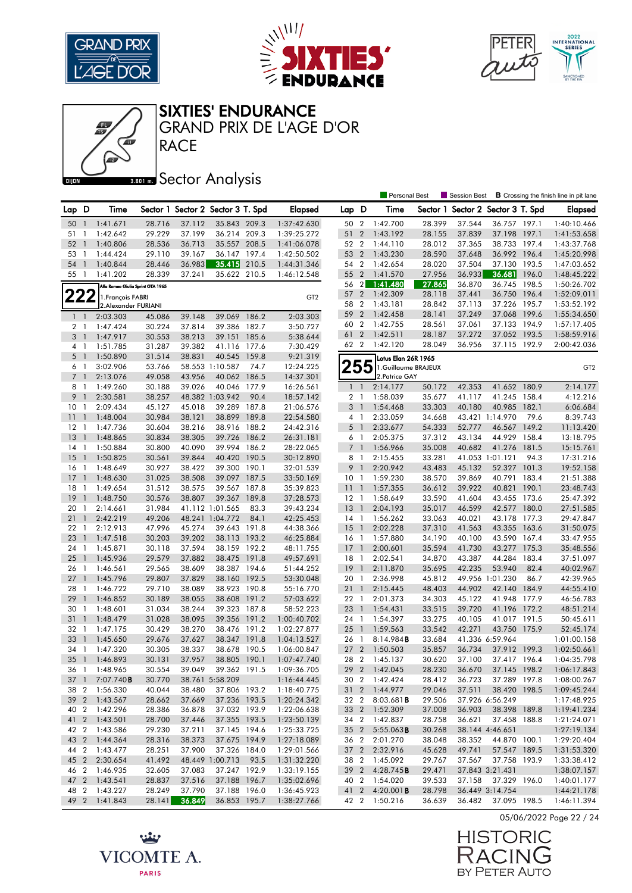# SIXTIES' ENDURANCE

## GRAND PRIX DE L'AGE D'OR

## RACE

## Sector Analysis

Personal Best | Session Best | **B** Crossing the finish line in pit lane

| Lap | D | Time | Sector 1 | Sector 2 | Sector 3 | T. Spd | Elapsed |
|---|---|---|---|---|---|---|---|
| 50 | 1 | 1:41.671 | 28.716 | 37.112 | 35.843 | 209.3 | 1:37:42.630 |
| 51 | 1 | 1:42.642 | 29.229 | 37.199 | 36.214 | 209.3 | 1:39:25.272 |
| 52 | 1 | 1:40.806 | 28.536 | 36.713 | 35.557 | 208.5 | 1:41:06.078 |
| 53 | 1 | 1:44.424 | 29.110 | 39.167 | 36.147 | 197.4 | 1:42:50.502 |
| 54 | 1 | 1:40.844 | 28.446 | 36.983 | 35.415 | 210.5 | 1:44:31.346 |
| 55 | 1 | 1:41.202 | 28.339 | 37.241 | 35.622 | 210.5 | 1:46:12.548 |

**222** Alfa Romeo Giulia Sprint GTA 1965 — GT2
1.François FABRI
2.Alexander FURIANI

| Lap | D | Time | Sector 1 | Sector 2 | Sector 3 | T. Spd | Elapsed |
|---|---|---|---|---|---|---|---|
| 1 | 1 | 2:03.303 | 45.086 | 39.148 | 39.069 | 186.2 | 2:03.303 |
| 2 | 1 | 1:47.424 | 30.224 | 37.814 | 39.386 | 182.7 | 3:50.727 |
| 3 | 1 | 1:47.917 | 30.553 | 38.213 | 39.151 | 185.6 | 5:38.644 |
| 4 | 1 | 1:51.785 | 31.287 | 39.382 | 41.116 | 177.6 | 7:30.429 |
| 5 | 1 | 1:50.890 | 31.514 | 38.831 | 40.545 | 159.8 | 9:21.319 |
| 6 | 1 | 3:02.906 | 53.766 | 58.553 | 1:10.587 | 74.7 | 12:24.225 |
| 7 | 1 | 2:13.076 | 49.058 | 43.956 | 40.062 | 186.5 | 14:37.301 |
| 8 | 1 | 1:49.260 | 30.188 | 39.026 | 40.046 | 177.9 | 16:26.561 |
| 9 | 1 | 2:30.581 | 38.257 | 48.382 | 1:03.942 | 90.4 | 18:57.142 |
| 10 | 1 | 2:09.434 | 45.127 | 45.018 | 39.289 | 187.8 | 21:06.576 |
| 11 | 1 | 1:48.004 | 30.984 | 38.121 | 38.899 | 189.8 | 22:54.580 |
| 12 | 1 | 1:47.736 | 30.604 | 38.216 | 38.916 | 188.2 | 24:42.316 |
| 13 | 1 | 1:48.865 | 30.834 | 38.305 | 39.726 | 186.2 | 26:31.181 |
| 14 | 1 | 1:50.884 | 30.800 | 40.090 | 39.994 | 186.2 | 28:22.065 |
| 15 | 1 | 1:50.825 | 30.561 | 39.844 | 40.420 | 190.5 | 30:12.890 |
| 16 | 1 | 1:48.649 | 30.927 | 38.422 | 39.300 | 190.1 | 32:01.539 |
| 17 | 1 | 1:48.630 | 31.025 | 38.508 | 39.097 | 187.5 | 33:50.169 |
| 18 | 1 | 1:49.654 | 31.512 | 38.575 | 39.567 | 187.8 | 35:39.823 |
| 19 | 1 | 1:48.750 | 30.576 | 38.807 | 39.367 | 189.8 | 37:28.573 |
| 20 | 1 | 2:14.661 | 31.984 | 41.112 | 1:01.565 | 83.3 | 39:43.234 |
| 21 | 1 | 2:42.219 | 49.206 | 48.241 | 1:04.772 | 84.1 | 42:25.453 |
| 22 | 1 | 2:12.913 | 47.996 | 45.274 | 39.643 | 191.8 | 44:38.366 |
| 23 | 1 | 1:47.518 | 30.203 | 39.202 | 38.113 | 193.2 | 46:25.884 |
| 24 | 1 | 1:45.871 | 30.118 | 37.594 | 38.159 | 192.2 | 48:11.755 |
| 25 | 1 | 1:45.936 | 29.579 | 37.882 | 38.475 | 191.8 | 49:57.691 |
| 26 | 1 | 1:46.561 | 29.565 | 38.609 | 38.387 | 194.6 | 51:44.252 |
| 27 | 1 | 1:45.796 | 29.807 | 37.829 | 38.160 | 192.5 | 53:30.048 |
| 28 | 1 | 1:46.722 | 29.710 | 38.089 | 38.923 | 190.8 | 55:16.770 |
| 29 | 1 | 1:46.852 | 30.189 | 38.055 | 38.608 | 191.2 | 57:03.622 |
| 30 | 1 | 1:48.601 | 31.034 | 38.244 | 39.323 | 187.8 | 58:52.223 |
| 31 | 1 | 1:48.479 | 31.028 | 38.095 | 39.356 | 191.2 | 1:00:40.702 |
| 32 | 1 | 1:47.175 | 30.429 | 38.270 | 38.476 | 191.2 | 1:02:27.877 |
| 33 | 1 | 1:45.650 | 29.676 | 37.627 | 38.347 | 191.8 | 1:04:13.527 |
| 34 | 1 | 1:47.320 | 30.305 | 38.337 | 38.678 | 190.5 | 1:06:00.847 |
| 35 | 1 | 1:46.893 | 30.131 | 37.957 | 38.805 | 190.1 | 1:07:47.740 |
| 36 | 1 | 1:48.965 | 30.554 | 39.049 | 39.362 | 191.5 | 1:09:36.705 |
| 37 | 1 | 7:07.740**B** | 30.770 | 38.761 | 5:58.209 | | 1:16:44.445 |
| 38 | 2 | 1:56.330 | 40.044 | 38.480 | 37.806 | 193.2 | 1:18:40.775 |
| 39 | 2 | 1:43.567 | 28.662 | 37.669 | 37.236 | 193.5 | 1:20:24.342 |
| 40 | 2 | 1:42.296 | 28.386 | 36.878 | 37.032 | 193.9 | 1:22:06.638 |
| 41 | 2 | 1:43.501 | 28.700 | 37.446 | 37.355 | 193.5 | 1:23:50.139 |
| 42 | 2 | 1:43.586 | 29.230 | 37.211 | 37.145 | 194.6 | 1:25:33.725 |
| 43 | 2 | 1:44.364 | 28.316 | 38.373 | 37.675 | 194.9 | 1:27:18.089 |
| 44 | 2 | 1:43.477 | 28.251 | 37.900 | 37.326 | 184.0 | 1:29:01.566 |
| 45 | 2 | 2:30.654 | 41.492 | 48.449 | 1:00.713 | 93.5 | 1:31:32.220 |
| 46 | 2 | 1:46.935 | 32.605 | 37.083 | 37.247 | 192.9 | 1:33:19.155 |
| 47 | 2 | 1:43.541 | 28.837 | 37.516 | 37.188 | 196.7 | 1:35:02.696 |
| 48 | 2 | 1:43.227 | 28.249 | 37.790 | 37.188 | 196.0 | 1:36:45.923 |
| 49 | 2 | 1:41.843 | 28.141 | 36.849 | 36.853 | 195.7 | 1:38:27.766 |
| 50 | 2 | 1:42.700 | 28.399 | 37.544 | 36.757 | 197.1 | 1:40:10.466 |
| 51 | 2 | 1:43.192 | 28.155 | 37.839 | 37.198 | 197.1 | 1:41:53.658 |
| 52 | 2 | 1:44.110 | 28.012 | 37.365 | 38.733 | 197.4 | 1:43:37.768 |
| 53 | 2 | 1:43.230 | 28.590 | 37.648 | 36.992 | 196.4 | 1:45:20.998 |
| 54 | 2 | 1:42.654 | 28.020 | 37.504 | 37.130 | 193.5 | 1:47:03.652 |
| 55 | 2 | 1:41.570 | 27.956 | 36.933 | 36.681 | 196.0 | 1:48:45.222 |
| 56 | 2 | 1:41.480 | 27.865 | 36.870 | 36.745 | 198.5 | 1:50:26.702 |
| 57 | 2 | 1:42.309 | 28.118 | 37.441 | 36.750 | 196.4 | 1:52:09.011 |
| 58 | 2 | 1:43.181 | 28.842 | 37.113 | 37.226 | 195.7 | 1:53:52.192 |
| 59 | 2 | 1:42.458 | 28.141 | 37.249 | 37.068 | 199.6 | 1:55:34.650 |
| 60 | 2 | 1:42.755 | 28.561 | 37.061 | 37.133 | 194.9 | 1:57:17.405 |
| 61 | 2 | 1:42.511 | 28.187 | 37.272 | 37.052 | 193.5 | 1:58:59.916 |
| 62 | 2 | 1:42.120 | 28.049 | 36.956 | 37.115 | 192.9 | 2:00:42.036 |

**255** Lotus Elan 26R 1965 — GT2
1.Guillaume BRAJEUX
2.Patrice GAY

| Lap | D | Time | Sector 1 | Sector 2 | Sector 3 | T. Spd | Elapsed |
|---|---|---|---|---|---|---|---|
| 1 | 1 | 2:14.177 | 50.172 | 42.353 | 41.652 | 180.9 | 2:14.177 |
| 2 | 1 | 1:58.039 | 35.677 | 41.117 | 41.245 | 158.4 | 4:12.216 |
| 3 | 1 | 1:54.468 | 33.303 | 40.180 | 40.985 | 182.1 | 6:06.684 |
| 4 | 1 | 2:33.059 | 34.668 | 43.421 | 1:14.970 | 79.6 | 8:39.743 |
| 5 | 1 | 2:33.677 | 54.333 | 52.777 | 46.567 | 149.2 | 11:13.420 |
| 6 | 1 | 2:05.375 | 37.312 | 43.134 | 44.929 | 158.4 | 13:18.795 |
| 7 | 1 | 1:56.966 | 35.008 | 40.682 | 41.276 | 181.5 | 15:15.761 |
| 8 | 1 | 2:15.455 | 33.281 | 41.053 | 1:01.121 | 94.3 | 17:31.216 |
| 9 | 1 | 2:20.942 | 43.483 | 45.132 | 52.327 | 101.3 | 19:52.158 |
| 10 | 1 | 1:59.230 | 38.570 | 39.869 | 40.791 | 183.4 | 21:51.388 |
| 11 | 1 | 1:57.355 | 36.612 | 39.922 | 40.821 | 190.1 | 23:48.743 |
| 12 | 1 | 1:58.649 | 33.590 | 41.604 | 43.455 | 173.6 | 25:47.392 |
| 13 | 1 | 2:04.193 | 35.017 | 46.599 | 42.577 | 180.0 | 27:51.585 |
| 14 | 1 | 1:56.262 | 33.063 | 40.021 | 43.178 | 177.3 | 29:47.847 |
| 15 | 1 | 2:02.228 | 37.310 | 41.563 | 43.355 | 163.6 | 31:50.075 |
| 16 | 1 | 1:57.880 | 34.190 | 40.100 | 43.590 | 167.4 | 33:47.955 |
| 17 | 1 | 2:00.601 | 35.594 | 41.730 | 43.277 | 175.3 | 35:48.556 |
| 18 | 1 | 2:02.541 | 34.870 | 43.387 | 44.284 | 183.4 | 37:51.097 |
| 19 | 1 | 2:11.870 | 35.695 | 42.235 | 53.940 | 82.4 | 40:02.967 |
| 20 | 1 | 2:36.998 | 45.812 | 49.956 | 1:01.230 | 86.7 | 42:39.965 |
| 21 | 1 | 2:15.445 | 48.403 | 44.902 | 42.140 | 184.9 | 44:55.410 |
| 22 | 1 | 2:01.373 | 34.303 | 45.122 | 41.948 | 177.9 | 46:56.783 |
| 23 | 1 | 1:54.431 | 33.515 | 39.720 | 41.196 | 172.2 | 48:51.214 |
| 24 | 1 | 1:54.397 | 33.275 | 40.105 | 41.017 | 191.5 | 50:45.611 |
| 25 | 1 | 1:59.563 | 33.542 | 42.271 | 43.750 | 175.9 | 52:45.174 |
| 26 | 1 | 8:14.984**B** | 33.684 | 41.336 | 6:59.964 | | 1:01:00.158 |
| 27 | 2 | 1:50.503 | 35.857 | 36.734 | 37.912 | 199.3 | 1:02:50.661 |
| 28 | 2 | 1:45.137 | 30.620 | 37.100 | 37.417 | 196.4 | 1:04:35.798 |
| 29 | 2 | 1:42.045 | 28.230 | 36.670 | 37.145 | 198.2 | 1:06:17.843 |
| 30 | 2 | 1:42.424 | 28.412 | 36.723 | 37.289 | 197.8 | 1:08:00.267 |
| 31 | 2 | 1:44.977 | 29.046 | 37.511 | 38.420 | 198.5 | 1:09:45.244 |
| 32 | 2 | 8:03.681**B** | 29.506 | 37.926 | 6:56.249 | | 1:17:48.925 |
| 33 | 2 | 1:52.309 | 37.008 | 36.903 | 38.398 | 189.8 | 1:19:41.234 |
| 34 | 2 | 1:42.837 | 28.758 | 36.621 | 37.458 | 188.8 | 1:21:24.071 |
| 35 | 2 | 5:55.063**B** | 30.268 | 38.144 | 4:46.651 | | 1:27:19.134 |
| 36 | 2 | 2:01.270 | 38.048 | 38.352 | 44.870 | 100.1 | 1:29:20.404 |
| 37 | 2 | 2:32.916 | 45.628 | 49.741 | 57.547 | 189.5 | 1:31:53.320 |
| 38 | 2 | 1:45.092 | 29.767 | 37.567 | 37.758 | 193.9 | 1:33:38.412 |
| 39 | 2 | 4:28.745**B** | 29.471 | 37.843 | 3:21.431 | | 1:38:07.157 |
| 40 | 2 | 1:54.020 | 39.533 | 37.158 | 37.329 | 196.0 | 1:40:01.177 |
| 41 | 2 | 4:20.001**B** | 28.798 | 36.449 | 3:14.754 | | 1:44:21.178 |
| 42 | 2 | 1:50.216 | 36.639 | 36.482 | 37.095 | 198.5 | 1:46:11.394 |

05/06/2022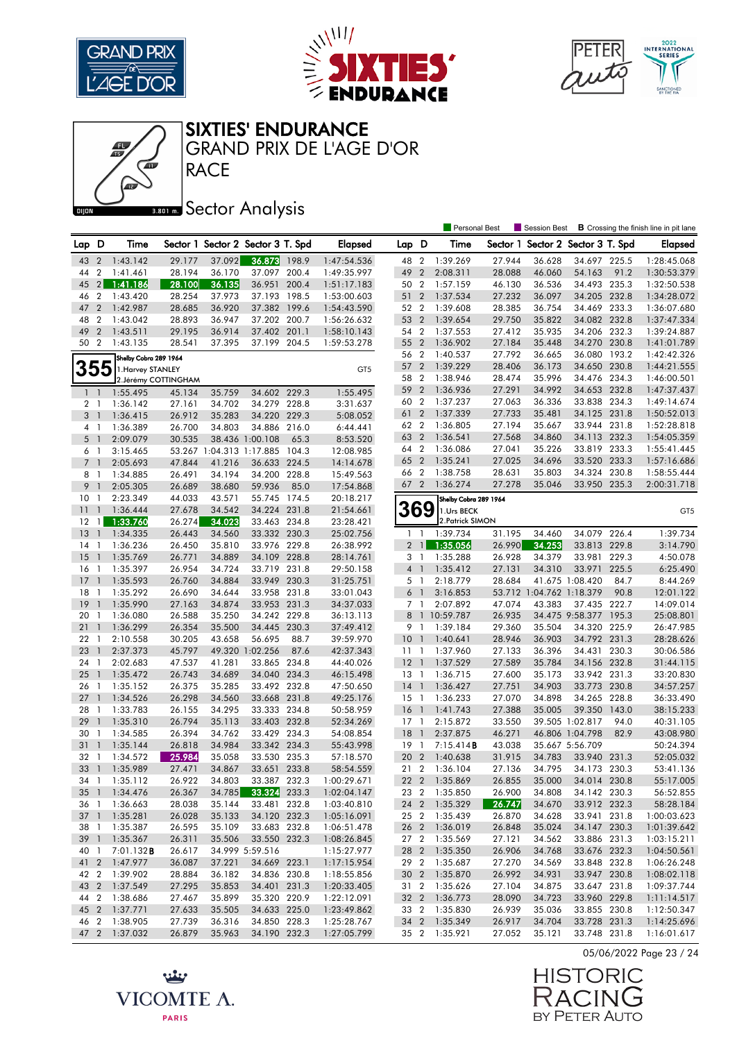# SIXTIES' ENDURANCE

## GRAND PRIX DE L'AGE D'OR

## RACE

DIJON 3.801 m.

## Sector Analysis

Personal Best | Session Best | **B** Crossing the finish line in pit lane

| Lap | D | Time | Sector 1 | Sector 2 | Sector 3 | T. Spd | Elapsed |
|---|---|---|---|---|---|---|---|
| 43 | 2 | 1:43.142 | 29.177 | 37.092 | 36.873 | 198.9 | 1:47:54.536 |
| 44 | 2 | 1:41.461 | 28.194 | 36.170 | 37.097 | 200.4 | 1:49:35.997 |
| 45 | 2 | 1:41.186 | 28.100 | 36.135 | 36.951 | 200.4 | 1:51:17.183 |
| 46 | 2 | 1:43.420 | 28.254 | 37.973 | 37.193 | 198.5 | 1:53:00.603 |
| 47 | 2 | 1:42.987 | 28.685 | 36.920 | 37.382 | 199.6 | 1:54:43.590 |
| 48 | 2 | 1:43.042 | 28.893 | 36.947 | 37.202 | 200.7 | 1:56:26.632 |
| 49 | 2 | 1:43.511 | 29.195 | 36.914 | 37.402 | 201.1 | 1:58:10.143 |
| 50 | 2 | 1:43.135 | 28.541 | 37.395 | 37.199 | 204.5 | 1:59:53.278 |

**355** — Shelby Cobra 289 1964 — GT5
1. Harvey STANLEY
2. Jérémy COTTINGHAM

| Lap | D | Time | Sector 1 | Sector 2 | Sector 3 | T. Spd | Elapsed |
|---|---|---|---|---|---|---|---|
| 1 | 1 | 1:55.495 | 45.134 | 35.759 | 34.602 | 229.3 | 1:55.495 |
| 2 | 1 | 1:36.142 | 27.161 | 34.702 | 34.279 | 228.8 | 3:31.637 |
| 3 | 1 | 1:36.415 | 26.912 | 35.283 | 34.220 | 229.3 | 5:08.052 |
| 4 | 1 | 1:36.389 | 26.700 | 34.803 | 34.886 | 216.0 | 6:44.441 |
| 5 | 1 | 2:09.079 | 30.535 | 38.436 | 1:00.108 | 65.3 | 8:53.520 |
| 6 | 1 | 3:15.465 | 53.267 | 1:04.313 | 1:17.885 | 104.3 | 12:08.985 |
| 7 | 1 | 2:05.693 | 47.844 | 41.216 | 36.633 | 224.5 | 14:14.678 |
| 8 | 1 | 1:34.885 | 26.491 | 34.194 | 34.200 | 228.8 | 15:49.563 |
| 9 | 1 | 2:05.305 | 26.689 | 38.680 | 59.936 | 85.0 | 17:54.868 |
| 10 | 1 | 2:23.349 | 44.033 | 43.571 | 55.745 | 174.5 | 20:18.217 |
| 11 | 1 | 1:36.444 | 27.678 | 34.542 | 34.224 | 231.8 | 21:54.661 |
| 12 | 1 | 1:33.760 | 26.274 | 34.023 | 33.463 | 234.8 | 23:28.421 |
| 13 | 1 | 1:34.335 | 26.443 | 34.560 | 33.332 | 230.3 | 25:02.756 |
| 14 | 1 | 1:36.236 | 26.450 | 35.810 | 33.976 | 229.8 | 26:38.992 |
| 15 | 1 | 1:35.769 | 26.771 | 34.889 | 34.109 | 228.8 | 28:14.761 |
| 16 | 1 | 1:35.397 | 26.954 | 34.724 | 33.719 | 231.8 | 29:50.158 |
| 17 | 1 | 1:35.593 | 26.760 | 34.884 | 33.949 | 230.3 | 31:25.751 |
| 18 | 1 | 1:35.292 | 26.690 | 34.644 | 33.958 | 231.8 | 33:01.043 |
| 19 | 1 | 1:35.990 | 27.163 | 34.874 | 33.953 | 231.3 | 34:37.033 |
| 20 | 1 | 1:36.080 | 26.588 | 35.250 | 34.242 | 229.8 | 36:13.113 |
| 21 | 1 | 1:36.299 | 26.354 | 35.500 | 34.445 | 230.3 | 37:49.412 |
| 22 | 1 | 2:10.558 | 30.205 | 43.658 | 56.695 | 88.7 | 39:59.970 |
| 23 | 1 | 2:37.373 | 45.797 | 49.320 | 1:02.256 | 87.6 | 42:37.343 |
| 24 | 1 | 2:02.683 | 47.537 | 41.281 | 33.865 | 234.8 | 44:40.026 |
| 25 | 1 | 1:35.472 | 26.743 | 34.689 | 34.040 | 234.3 | 46:15.498 |
| 26 | 1 | 1:35.152 | 26.375 | 35.285 | 33.492 | 232.8 | 47:50.650 |
| 27 | 1 | 1:34.526 | 26.298 | 34.560 | 33.668 | 231.8 | 49:25.176 |
| 28 | 1 | 1:33.783 | 26.155 | 34.295 | 33.333 | 234.8 | 50:58.959 |
| 29 | 1 | 1:35.310 | 26.794 | 35.113 | 33.403 | 232.8 | 52:34.269 |
| 30 | 1 | 1:34.585 | 26.394 | 34.762 | 33.429 | 234.3 | 54:08.854 |
| 31 | 1 | 1:35.144 | 26.818 | 34.984 | 33.342 | 234.3 | 55:43.998 |
| 32 | 1 | 1:34.572 | 25.984 | 35.058 | 33.530 | 235.3 | 57:18.570 |
| 33 | 1 | 1:35.989 | 27.471 | 34.867 | 33.651 | 233.8 | 58:54.559 |
| 34 | 1 | 1:35.112 | 26.922 | 34.803 | 33.387 | 232.3 | 1:00:29.671 |
| 35 | 1 | 1:34.476 | 26.367 | 34.785 | 33.324 | 233.3 | 1:02:04.147 |
| 36 | 1 | 1:36.663 | 28.038 | 35.144 | 33.481 | 232.8 | 1:03:40.810 |
| 37 | 1 | 1:35.281 | 26.028 | 35.133 | 34.120 | 232.3 | 1:05:16.091 |
| 38 | 1 | 1:35.387 | 26.595 | 35.109 | 33.683 | 232.8 | 1:06:51.478 |
| 39 | 1 | 1:35.367 | 26.311 | 35.506 | 33.550 | 232.3 | 1:08:26.845 |
| 40 | 1 | 7:01.132**B** | 26.617 | 34.999 | 5:59.516 | | 1:15:27.977 |
| 41 | 2 | 1:47.977 | 36.087 | 37.221 | 34.669 | 223.1 | 1:17:15.954 |
| 42 | 2 | 1:39.902 | 28.884 | 36.182 | 34.836 | 230.8 | 1:18:55.856 |
| 43 | 2 | 1:37.549 | 27.295 | 35.853 | 34.401 | 231.3 | 1:20:33.405 |
| 44 | 2 | 1:38.686 | 27.467 | 35.899 | 35.320 | 220.9 | 1:22:12.091 |
| 45 | 2 | 1:37.771 | 27.633 | 35.505 | 34.633 | 225.0 | 1:23:49.862 |
| 46 | 2 | 1:38.905 | 27.739 | 36.316 | 34.850 | 228.3 | 1:25:28.767 |
| 47 | 2 | 1:37.032 | 26.879 | 35.963 | 34.190 | 232.3 | 1:27:05.799 |
| 48 | 2 | 1:39.269 | 27.944 | 36.628 | 34.697 | 225.5 | 1:28:45.068 |
| 49 | 2 | 2:08.311 | 28.088 | 46.060 | 54.163 | 91.2 | 1:30:53.379 |
| 50 | 2 | 1:57.159 | 46.130 | 36.536 | 34.493 | 235.3 | 1:32:50.538 |
| 51 | 2 | 1:37.534 | 27.232 | 36.097 | 34.205 | 232.8 | 1:34:28.072 |
| 52 | 2 | 1:39.608 | 28.385 | 36.754 | 34.469 | 233.3 | 1:36:07.680 |
| 53 | 2 | 1:39.654 | 29.750 | 35.822 | 34.082 | 232.8 | 1:37:47.334 |
| 54 | 2 | 1:37.553 | 27.412 | 35.935 | 34.206 | 232.3 | 1:39:24.887 |
| 55 | 2 | 1:36.902 | 27.184 | 35.448 | 34.270 | 230.8 | 1:41:01.789 |
| 56 | 2 | 1:40.537 | 27.792 | 36.665 | 36.080 | 193.2 | 1:42:42.326 |
| 57 | 2 | 1:39.229 | 28.406 | 36.173 | 34.650 | 230.8 | 1:44:21.555 |
| 58 | 2 | 1:38.946 | 28.474 | 35.996 | 34.476 | 234.3 | 1:46:00.501 |
| 59 | 2 | 1:36.936 | 27.291 | 34.992 | 34.653 | 232.8 | 1:47:37.437 |
| 60 | 2 | 1:37.237 | 27.063 | 36.336 | 33.838 | 234.3 | 1:49:14.674 |
| 61 | 2 | 1:37.339 | 27.733 | 35.481 | 34.125 | 231.8 | 1:50:52.013 |
| 62 | 2 | 1:36.805 | 27.194 | 35.667 | 33.944 | 231.8 | 1:52:28.818 |
| 63 | 2 | 1:36.541 | 27.568 | 34.860 | 34.113 | 232.3 | 1:54:05.359 |
| 64 | 2 | 1:36.086 | 27.041 | 35.226 | 33.819 | 233.3 | 1:55:41.445 |
| 65 | 2 | 1:35.241 | 27.025 | 34.696 | 33.520 | 233.3 | 1:57:16.686 |
| 66 | 2 | 1:38.758 | 28.631 | 35.803 | 34.324 | 230.8 | 1:58:55.444 |
| 67 | 2 | 1:36.274 | 27.278 | 35.046 | 33.950 | 235.3 | 2:00:31.718 |

**369** — Shelby Cobra 289 1964 — GT5
1. Urs BECK
2. Patrick SIMON

| Lap | D | Time | Sector 1 | Sector 2 | Sector 3 | T. Spd | Elapsed |
|---|---|---|---|---|---|---|---|
| 1 | 1 | 1:39.734 | 31.195 | 34.460 | 34.079 | 226.4 | 1:39.734 |
| 2 | 1 | 1:35.056 | 26.990 | 34.253 | 33.813 | 229.8 | 3:14.790 |
| 3 | 1 | 1:35.288 | 26.928 | 34.379 | 33.981 | 229.3 | 4:50.078 |
| 4 | 1 | 1:35.412 | 27.131 | 34.310 | 33.971 | 225.5 | 6:25.490 |
| 5 | 1 | 2:18.779 | 28.684 | 41.675 | 1:08.420 | 84.7 | 8:44.269 |
| 6 | 1 | 3:16.853 | 53.712 | 1:04.762 | 1:18.379 | 90.8 | 12:01.122 |
| 7 | 1 | 2:07.892 | 47.074 | 43.383 | 37.435 | 222.7 | 14:09.014 |
| 8 | 1 | 10:59.787 | 26.935 | 34.475 | 9:58.377 | 195.3 | 25:08.801 |
| 9 | 1 | 1:39.184 | 29.360 | 35.504 | 34.320 | 225.9 | 26:47.985 |
| 10 | 1 | 1:40.641 | 28.946 | 36.903 | 34.792 | 231.3 | 28:28.626 |
| 11 | 1 | 1:37.960 | 27.133 | 36.396 | 34.431 | 230.3 | 30:06.586 |
| 12 | 1 | 1:37.529 | 27.589 | 35.784 | 34.156 | 232.8 | 31:44.115 |
| 13 | 1 | 1:36.715 | 27.600 | 35.173 | 33.942 | 231.3 | 33:20.830 |
| 14 | 1 | 1:36.427 | 27.751 | 34.903 | 33.773 | 230.8 | 34:57.257 |
| 15 | 1 | 1:36.233 | 27.070 | 34.898 | 34.265 | 228.8 | 36:33.490 |
| 16 | 1 | 1:41.743 | 27.388 | 35.005 | 39.350 | 143.0 | 38:15.233 |
| 17 | 1 | 2:15.872 | 33.550 | 39.505 | 1:02.817 | 94.0 | 40:31.105 |
| 18 | 1 | 2:37.875 | 46.271 | 46.806 | 1:04.798 | 82.9 | 43:08.980 |
| 19 | 1 | 7:15.414**B** | 43.038 | 35.667 | 5:56.709 | | 50:24.394 |
| 20 | 2 | 1:40.638 | 31.915 | 34.783 | 33.940 | 231.3 | 52:05.032 |
| 21 | 2 | 1:36.104 | 27.136 | 34.795 | 34.173 | 230.3 | 53:41.136 |
| 22 | 2 | 1:35.869 | 26.855 | 35.000 | 34.014 | 230.8 | 55:17.005 |
| 23 | 2 | 1:35.850 | 26.900 | 34.808 | 34.142 | 230.3 | 56:52.855 |
| 24 | 2 | 1:35.329 | 26.747 | 34.670 | 33.912 | 232.3 | 58:28.184 |
| 25 | 2 | 1:35.439 | 26.870 | 34.628 | 33.941 | 231.8 | 1:00:03.623 |
| 26 | 2 | 1:36.019 | 26.848 | 35.024 | 34.147 | 230.3 | 1:01:39.642 |
| 27 | 2 | 1:35.569 | 27.121 | 34.562 | 33.886 | 231.3 | 1:03:15.211 |
| 28 | 2 | 1:35.350 | 26.906 | 34.768 | 33.676 | 232.3 | 1:04:50.561 |
| 29 | 2 | 1:35.687 | 27.270 | 34.569 | 33.848 | 232.8 | 1:06:26.248 |
| 30 | 2 | 1:35.870 | 26.992 | 34.931 | 33.947 | 230.8 | 1:08:02.118 |
| 31 | 2 | 1:35.626 | 27.104 | 34.875 | 33.647 | 231.8 | 1:09:37.744 |
| 32 | 2 | 1:36.773 | 28.090 | 34.723 | 33.960 | 229.8 | 1:11:14.517 |
| 33 | 2 | 1:35.830 | 26.939 | 35.036 | 33.855 | 230.8 | 1:12:50.347 |
| 34 | 2 | 1:35.349 | 26.917 | 34.704 | 33.728 | 231.3 | 1:14:25.696 |
| 35 | 2 | 1:35.921 | 27.052 | 35.121 | 33.748 | 231.8 | 1:16:01.617 |

05/06/2022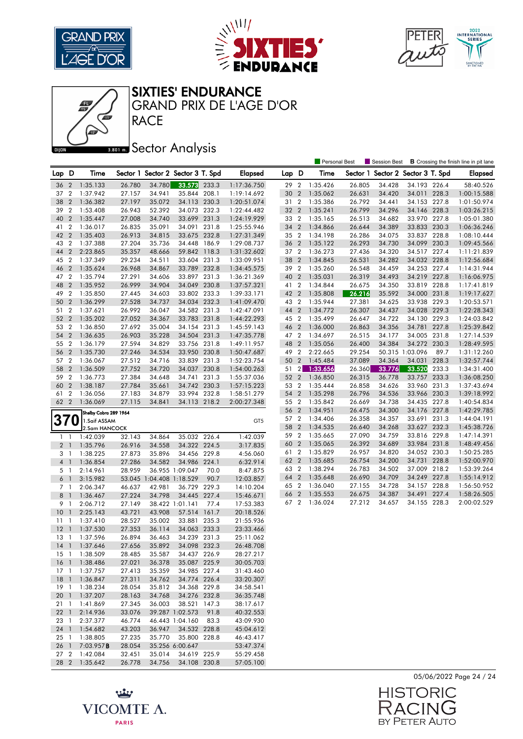# SIXTIES' ENDURANCE

## GRAND PRIX DE L'AGE D'OR

## RACE

### Sector Analysis

DIJON 3.801 m.

Personal Best | Session Best | **B** Crossing the finish line in pit lane

| Lap | D | Time | Sector 1 | Sector 2 | Sector 3 | T. Spd | Elapsed |
|---|---|---|---|---|---|---|---|
| 36 | 2 | 1:35.133 | 26.780 | 34.780 | 33.573 | 233.3 | 1:17:36.750 |
| 37 | 2 | 1:37.942 | 27.157 | 34.941 | 35.844 | 208.1 | 1:19:14.692 |
| 38 | 2 | 1:36.382 | 27.197 | 35.072 | 34.113 | 230.3 | 1:20:51.074 |
| 39 | 2 | 1:53.408 | 26.943 | 52.392 | 34.073 | 232.3 | 1:22:44.482 |
| 40 | 2 | 1:35.447 | 27.008 | 34.740 | 33.699 | 231.3 | 1:24:19.929 |
| 41 | 2 | 1:36.017 | 26.835 | 35.091 | 34.091 | 231.8 | 1:25:55.946 |
| 42 | 2 | 1:35.403 | 26.913 | 34.815 | 33.675 | 232.8 | 1:27:31.349 |
| 43 | 2 | 1:37.388 | 27.204 | 35.736 | 34.448 | 186.9 | 1:29:08.737 |
| 44 | 2 | 2:23.865 | 35.357 | 48.666 | 59.842 | 118.3 | 1:31:32.602 |
| 45 | 2 | 1:37.349 | 29.234 | 34.511 | 33.604 | 231.3 | 1:33:09.951 |
| 46 | 2 | 1:35.624 | 26.968 | 34.867 | 33.789 | 232.8 | 1:34:45.575 |
| 47 | 2 | 1:35.794 | 27.291 | 34.606 | 33.897 | 231.3 | 1:36:21.369 |
| 48 | 2 | 1:35.952 | 26.999 | 34.904 | 34.049 | 230.8 | 1:37:57.321 |
| 49 | 2 | 1:35.850 | 27.445 | 34.603 | 33.802 | 233.3 | 1:39:33.171 |
| 50 | 2 | 1:36.299 | 27.528 | 34.737 | 34.034 | 232.3 | 1:41:09.470 |
| 51 | 2 | 1:37.621 | 26.992 | 36.047 | 34.582 | 231.3 | 1:42:47.091 |
| 52 | 2 | 1:35.202 | 27.052 | 34.367 | 33.783 | 231.8 | 1:44:22.293 |
| 53 | 2 | 1:36.850 | 27.692 | 35.004 | 34.154 | 231.3 | 1:45:59.143 |
| 54 | 2 | 1:36.635 | 26.903 | 35.228 | 34.504 | 231.3 | 1:47:35.778 |
| 55 | 2 | 1:36.179 | 27.594 | 34.829 | 33.756 | 231.8 | 1:49:11.957 |
| 56 | 2 | 1:35.730 | 27.246 | 34.534 | 33.950 | 230.8 | 1:50:47.687 |
| 57 | 2 | 1:36.067 | 27.512 | 34.716 | 33.839 | 231.3 | 1:52:23.754 |
| 58 | 2 | 1:36.509 | 27.752 | 34.720 | 34.037 | 230.8 | 1:54:00.263 |
| 59 | 2 | 1:36.773 | 27.384 | 34.648 | 34.741 | 231.3 | 1:55:37.036 |
| 60 | 2 | 1:38.187 | 27.784 | 35.661 | 34.742 | 230.3 | 1:57:15.223 |
| 61 | 2 | 1:36.056 | 27.183 | 34.879 | 33.994 | 232.8 | 1:58:51.279 |
| 62 | 2 | 1:36.069 | 27.115 | 34.841 | 34.113 | 218.2 | 2:00:27.348 |

**370** Shelby Cobra 289 1964 — GT5
1.Saif ASSAM
2.Sam HANCOCK

| Lap | D | Time | Sector 1 | Sector 2 | Sector 3 | T. Spd | Elapsed |
|---|---|---|---|---|---|---|---|
| 1 | 1 | 1:42.039 | 32.143 | 34.864 | 35.032 | 226.4 | 1:42.039 |
| 2 | 1 | 1:35.796 | 26.916 | 34.558 | 34.322 | 224.5 | 3:17.835 |
| 3 | 1 | 1:38.225 | 27.873 | 35.896 | 34.456 | 229.8 | 4:56.060 |
| 4 | 1 | 1:36.854 | 27.286 | 34.582 | 34.986 | 224.1 | 6:32.914 |
| 5 | 1 | 2:14.961 | 28.959 | 36.955 | 1:09.047 | 70.0 | 8:47.875 |
| 6 | 1 | 3:15.982 | 53.045 | 1:04.408 | 1:18.529 | 90.7 | 12:03.857 |
| 7 | 1 | 2:06.347 | 46.637 | 42.981 | 36.729 | 229.3 | 14:10.204 |
| 8 | 1 | 1:36.467 | 27.224 | 34.798 | 34.445 | 227.4 | 15:46.671 |
| 9 | 1 | 2:06.712 | 27.149 | 38.422 | 1:01.141 | 77.4 | 17:53.383 |
| 10 | 1 | 2:25.143 | 43.721 | 43.908 | 57.514 | 161.7 | 20:18.526 |
| 11 | 1 | 1:37.410 | 28.527 | 35.002 | 33.881 | 235.3 | 21:55.936 |
| 12 | 1 | 1:37.530 | 27.353 | 36.114 | 34.063 | 233.3 | 23:33.466 |
| 13 | 1 | 1:37.596 | 26.894 | 36.463 | 34.239 | 231.3 | 25:11.062 |
| 14 | 1 | 1:37.646 | 27.656 | 35.892 | 34.098 | 232.3 | 26:48.708 |
| 15 | 1 | 1:38.509 | 28.485 | 35.587 | 34.437 | 226.9 | 28:27.217 |
| 16 | 1 | 1:38.486 | 27.021 | 36.378 | 35.087 | 225.9 | 30:05.703 |
| 17 | 1 | 1:37.757 | 27.413 | 35.359 | 34.985 | 227.4 | 31:43.460 |
| 18 | 1 | 1:36.847 | 27.311 | 34.762 | 34.774 | 226.4 | 33:20.307 |
| 19 | 1 | 1:38.234 | 28.054 | 35.812 | 34.368 | 229.8 | 34:58.541 |
| 20 | 1 | 1:37.207 | 28.163 | 34.768 | 34.276 | 232.8 | 36:35.748 |
| 21 | 1 | 1:41.869 | 27.345 | 36.003 | 38.521 | 147.3 | 38:17.617 |
| 22 | 1 | 2:14.936 | 33.076 | 39.287 | 1:02.573 | 91.8 | 40:32.553 |
| 23 | 1 | 2:37.377 | 46.774 | 46.443 | 1:04.160 | 83.3 | 43:09.930 |
| 24 | 1 | 1:54.682 | 43.203 | 36.947 | 34.532 | 228.8 | 45:04.612 |
| 25 | 1 | 1:38.805 | 27.235 | 35.770 | 35.800 | 228.8 | 46:43.417 |
| 26 | 1 | 7:03.957**B** | 28.054 | 35.256 | 6:00.647 | | 53:47.374 |
| 27 | 2 | 1:42.084 | 32.451 | 35.014 | 34.619 | 225.9 | 55:29.458 |
| 28 | 2 | 1:35.642 | 26.778 | 34.756 | 34.108 | 230.8 | 57:05.100 |
| 29 | 2 | 1:35.426 | 26.805 | 34.428 | 34.193 | 226.4 | 58:40.526 |
| 30 | 2 | 1:35.062 | 26.631 | 34.420 | 34.011 | 228.3 | 1:00:15.588 |
| 31 | 2 | 1:35.386 | 26.792 | 34.441 | 34.153 | 227.8 | 1:01:50.974 |
| 32 | 2 | 1:35.241 | 26.799 | 34.296 | 34.146 | 228.3 | 1:03:26.215 |
| 33 | 2 | 1:35.165 | 26.513 | 34.682 | 33.970 | 227.8 | 1:05:01.380 |
| 34 | 2 | 1:34.866 | 26.644 | 34.389 | 33.833 | 230.3 | 1:06:36.246 |
| 35 | 2 | 1:34.198 | 26.286 | 34.075 | 33.837 | 228.8 | 1:08:10.444 |
| 36 | 2 | 1:35.122 | 26.293 | 34.730 | 34.099 | 230.3 | 1:09:45.566 |
| 37 | 2 | 1:36.273 | 27.436 | 34.320 | 34.517 | 227.4 | 1:11:21.839 |
| 38 | 2 | 1:34.845 | 26.531 | 34.282 | 34.032 | 228.8 | 1:12:56.684 |
| 39 | 2 | 1:35.260 | 26.548 | 34.459 | 34.253 | 227.4 | 1:14:31.944 |
| 40 | 2 | 1:35.031 | 26.319 | 34.493 | 34.219 | 227.8 | 1:16:06.975 |
| 41 | 2 | 1:34.844 | 26.675 | 34.350 | 33.819 | 228.8 | 1:17:41.819 |
| 42 | 2 | 1:35.808 | 26.216 | 35.592 | 34.000 | 231.8 | 1:19:17.627 |
| 43 | 2 | 1:35.944 | 27.381 | 34.625 | 33.938 | 229.3 | 1:20:53.571 |
| 44 | 2 | 1:34.772 | 26.307 | 34.437 | 34.028 | 229.3 | 1:22:28.343 |
| 45 | 2 | 1:35.499 | 26.647 | 34.722 | 34.130 | 229.3 | 1:24:03.842 |
| 46 | 2 | 1:36.000 | 26.863 | 34.356 | 34.781 | 227.8 | 1:25:39.842 |
| 47 | 2 | 1:34.697 | 26.515 | 34.177 | 34.005 | 231.8 | 1:27:14.539 |
| 48 | 2 | 1:35.056 | 26.400 | 34.384 | 34.272 | 230.3 | 1:28:49.595 |
| 49 | 2 | 2:22.665 | 29.254 | 50.315 | 1:03.096 | 89.7 | 1:31:12.260 |
| 50 | 2 | 1:45.484 | 37.089 | 34.364 | 34.031 | 228.3 | 1:32:57.744 |
| 51 | 2 | 1:33.656 | 26.360 | 33.776 | 33.520 | 233.3 | 1:34:31.400 |
| 52 | 2 | 1:36.850 | 26.315 | 36.778 | 33.757 | 233.3 | 1:36:08.250 |
| 53 | 2 | 1:35.444 | 26.858 | 34.626 | 33.960 | 231.3 | 1:37:43.694 |
| 54 | 2 | 1:35.298 | 26.796 | 34.536 | 33.966 | 230.3 | 1:39:18.992 |
| 55 | 2 | 1:35.842 | 26.669 | 34.738 | 34.435 | 227.8 | 1:40:54.834 |
| 56 | 2 | 1:34.951 | 26.475 | 34.300 | 34.176 | 227.8 | 1:42:29.785 |
| 57 | 2 | 1:34.406 | 26.358 | 34.357 | 33.691 | 231.3 | 1:44:04.191 |
| 58 | 2 | 1:34.535 | 26.640 | 34.268 | 33.627 | 232.3 | 1:45:38.726 |
| 59 | 2 | 1:35.665 | 27.090 | 34.759 | 33.816 | 229.8 | 1:47:14.391 |
| 60 | 2 | 1:35.065 | 26.392 | 34.689 | 33.984 | 231.8 | 1:48:49.456 |
| 61 | 2 | 1:35.829 | 26.957 | 34.820 | 34.052 | 230.3 | 1:50:25.285 |
| 62 | 2 | 1:35.685 | 26.754 | 34.200 | 34.731 | 228.8 | 1:52:00.970 |
| 63 | 2 | 1:38.294 | 26.783 | 34.502 | 37.009 | 218.2 | 1:53:39.264 |
| 64 | 2 | 1:35.648 | 26.690 | 34.709 | 34.249 | 227.8 | 1:55:14.912 |
| 65 | 2 | 1:36.040 | 27.155 | 34.728 | 34.157 | 228.8 | 1:56:50.952 |
| 66 | 2 | 1:35.553 | 26.675 | 34.387 | 34.491 | 227.4 | 1:58:26.505 |
| 67 | 2 | 1:36.024 | 27.212 | 34.657 | 34.155 | 228.3 | 2:00:02.529 |

05/06/2022